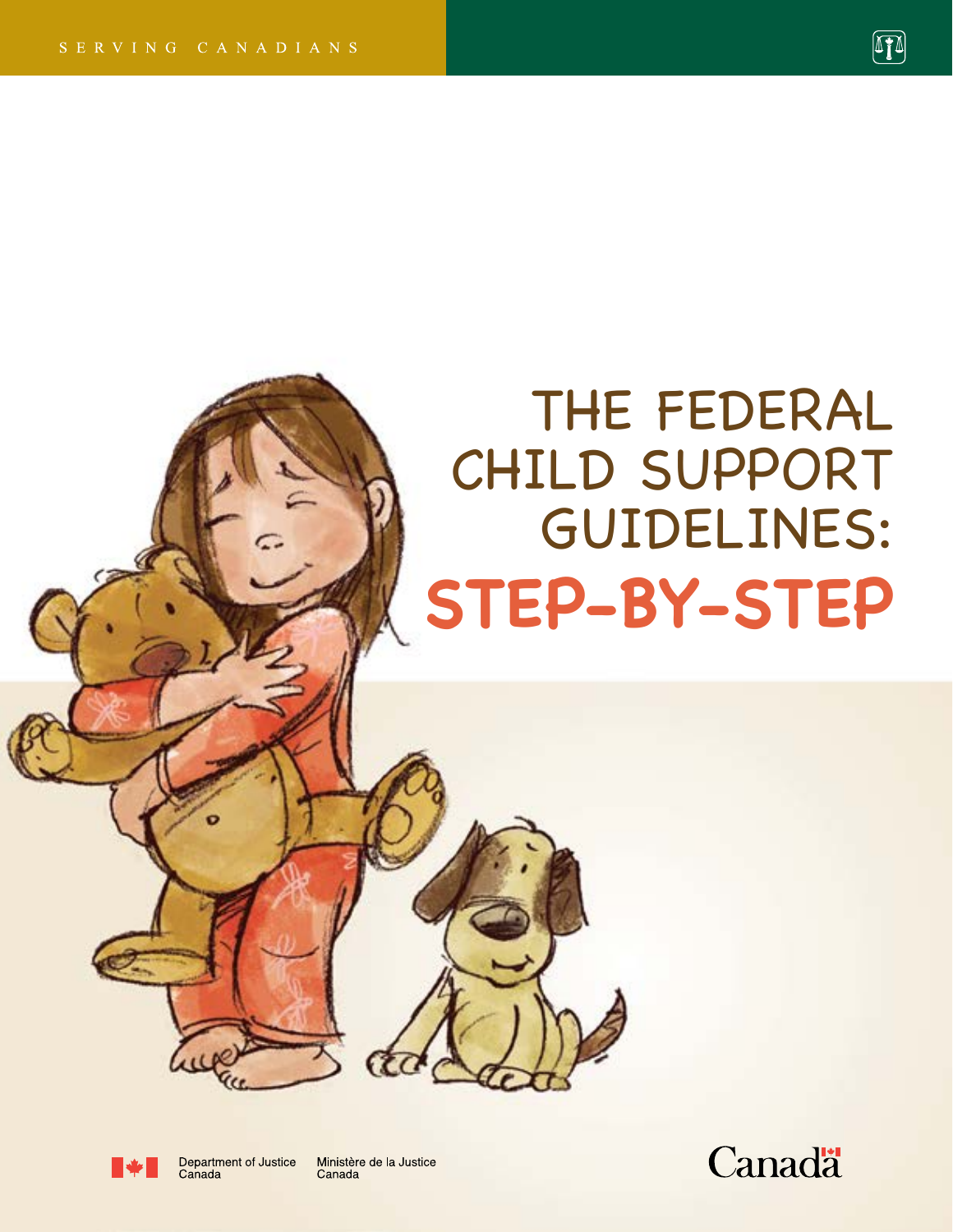SERVING CANADIANS

# THE FEDERAL CHILD SUPPORT GUIDELINES: STEP-BY-STEP

Department of Justice Canada | Ministère de la Justice Canada

Canada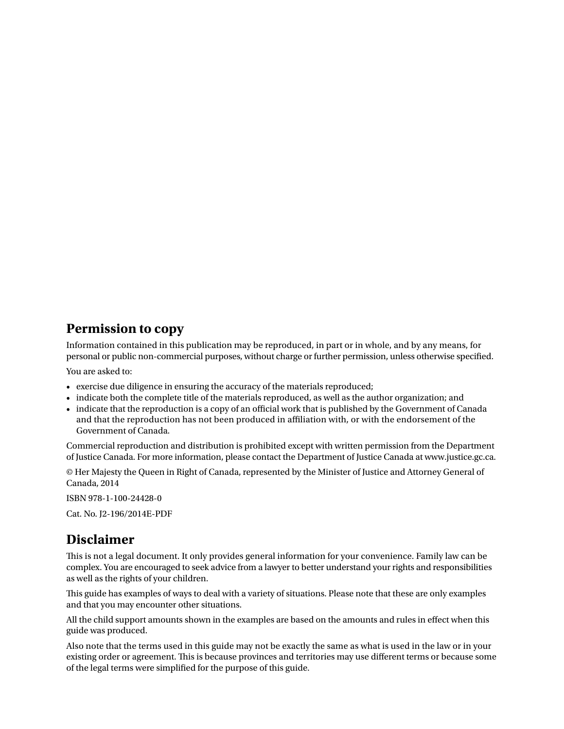## Permission to copy

Information contained in this publication may be reproduced, in part or in whole, and by any means, for personal or public non-commercial purposes, without charge or further permission, unless otherwise specified.

You are asked to:

- exercise due diligence in ensuring the accuracy of the materials reproduced;
- indicate both the complete title of the materials reproduced, as well as the author organization; and
- indicate that the reproduction is a copy of an official work that is published by the Government of Canada and that the reproduction has not been produced in affiliation with, or with the endorsement of the Government of Canada.

Commercial reproduction and distribution is prohibited except with written permission from the Department of Justice Canada. For more information, please contact the Department of Justice Canada at www.justice.gc.ca.

© Her Majesty the Queen in Right of Canada, represented by the Minister of Justice and Attorney General of Canada, 2014

ISBN 978-1-100-24428-0

Cat. No. J2-196/2014E-PDF

## Disclaimer

This is not a legal document. It only provides general information for your convenience. Family law can be complex. You are encouraged to seek advice from a lawyer to better understand your rights and responsibilities as well as the rights of your children.

This guide has examples of ways to deal with a variety of situations. Please note that these are only examples and that you may encounter other situations.

All the child support amounts shown in the examples are based on the amounts and rules in effect when this guide was produced.

Also note that the terms used in this guide may not be exactly the same as what is used in the law or in your existing order or agreement. This is because provinces and territories may use different terms or because some of the legal terms were simplified for the purpose of this guide.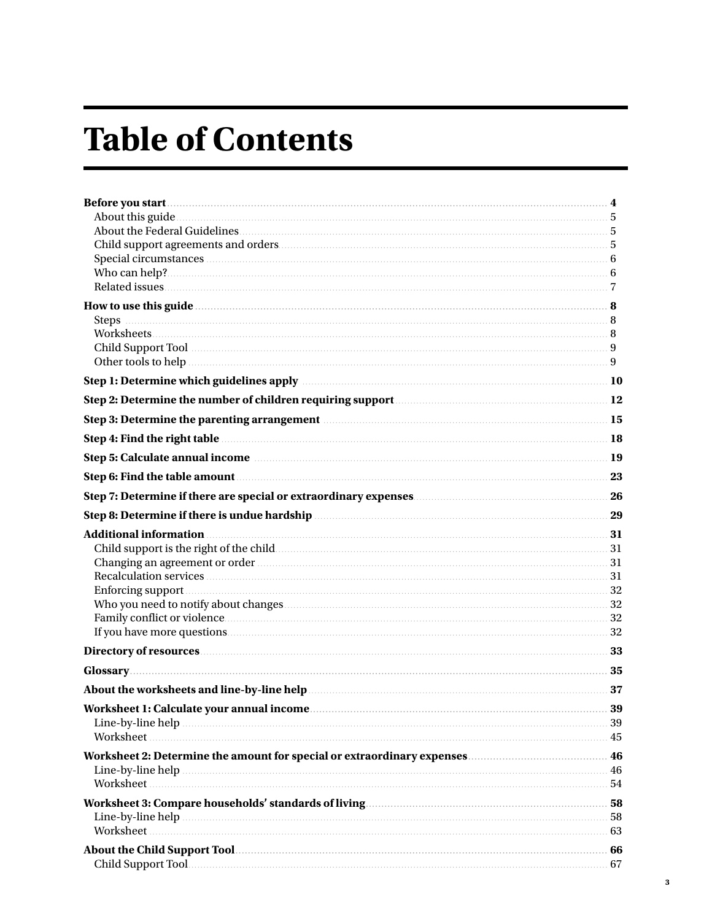# Table of Contents

**Before you start** .......... **4**
- About this guide .......... 5
- About the Federal Guidelines .......... 5
- Child support agreements and orders .......... 5
- Special circumstances .......... 6
- Who can help? .......... 6
- Related issues .......... 7

**How to use this guide** .......... **8**
- Steps .......... 8
- Worksheets .......... 8
- Child Support Tool .......... 9
- Other tools to help .......... 9

**Step 1: Determine which guidelines apply** .......... **10**

**Step 2: Determine the number of children requiring support** .......... **12**

**Step 3: Determine the parenting arrangement** .......... **15**

**Step 4: Find the right table** .......... **18**

**Step 5: Calculate annual income** .......... **19**

**Step 6: Find the table amount** .......... **23**

**Step 7: Determine if there are special or extraordinary expenses** .......... **26**

**Step 8: Determine if there is undue hardship** .......... **29**

**Additional information** .......... **31**
- Child support is the right of the child .......... 31
- Changing an agreement or order .......... 31
- Recalculation services .......... 31
- Enforcing support .......... 32
- Who you need to notify about changes .......... 32
- Family conflict or violence .......... 32
- If you have more questions .......... 32

**Directory of resources** .......... **33**

**Glossary** .......... **35**

**About the worksheets and line-by-line help** .......... **37**

**Worksheet 1: Calculate your annual income** .......... **39**
- Line-by-line help .......... 39
- Worksheet .......... 45

**Worksheet 2: Determine the amount for special or extraordinary expenses** .......... **46**
- Line-by-line help .......... 46
- Worksheet .......... 54

**Worksheet 3: Compare households' standards of living** .......... **58**
- Line-by-line help .......... 58
- Worksheet .......... 63

**About the Child Support Tool** .......... **66**
- Child Support Tool .......... 67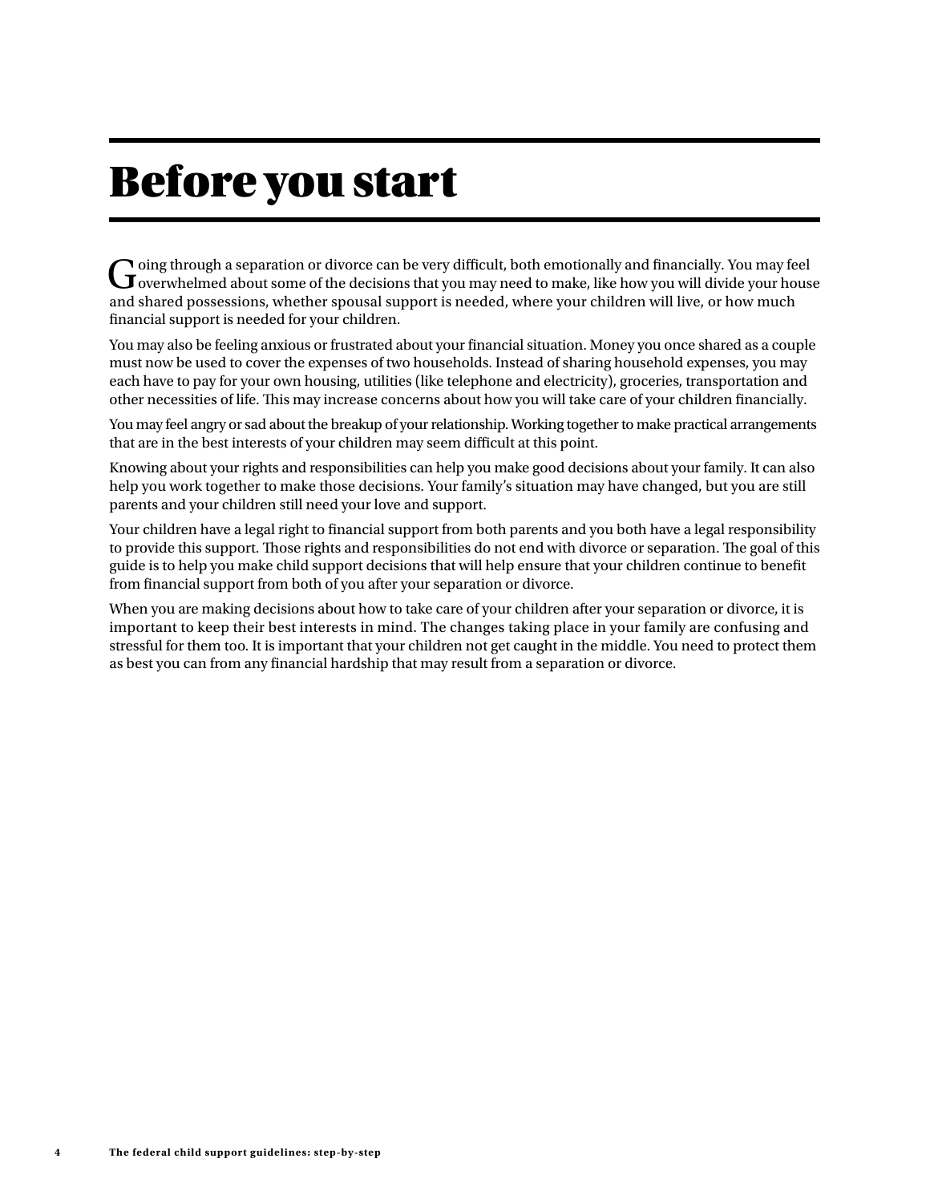# Before you start

Going through a separation or divorce can be very difficult, both emotionally and financially. You may feel overwhelmed about some of the decisions that you may need to make, like how you will divide your house and shared possessions, whether spousal support is needed, where your children will live, or how much financial support is needed for your children.

You may also be feeling anxious or frustrated about your financial situation. Money you once shared as a couple must now be used to cover the expenses of two households. Instead of sharing household expenses, you may each have to pay for your own housing, utilities (like telephone and electricity), groceries, transportation and other necessities of life. This may increase concerns about how you will take care of your children financially.

You may feel angry or sad about the breakup of your relationship. Working together to make practical arrangements that are in the best interests of your children may seem difficult at this point.

Knowing about your rights and responsibilities can help you make good decisions about your family. It can also help you work together to make those decisions. Your family's situation may have changed, but you are still parents and your children still need your love and support.

Your children have a legal right to financial support from both parents and you both have a legal responsibility to provide this support. Those rights and responsibilities do not end with divorce or separation. The goal of this guide is to help you make child support decisions that will help ensure that your children continue to benefit from financial support from both of you after your separation or divorce.

When you are making decisions about how to take care of your children after your separation or divorce, it is important to keep their best interests in mind. The changes taking place in your family are confusing and stressful for them too. It is important that your children not get caught in the middle. You need to protect them as best you can from any financial hardship that may result from a separation or divorce.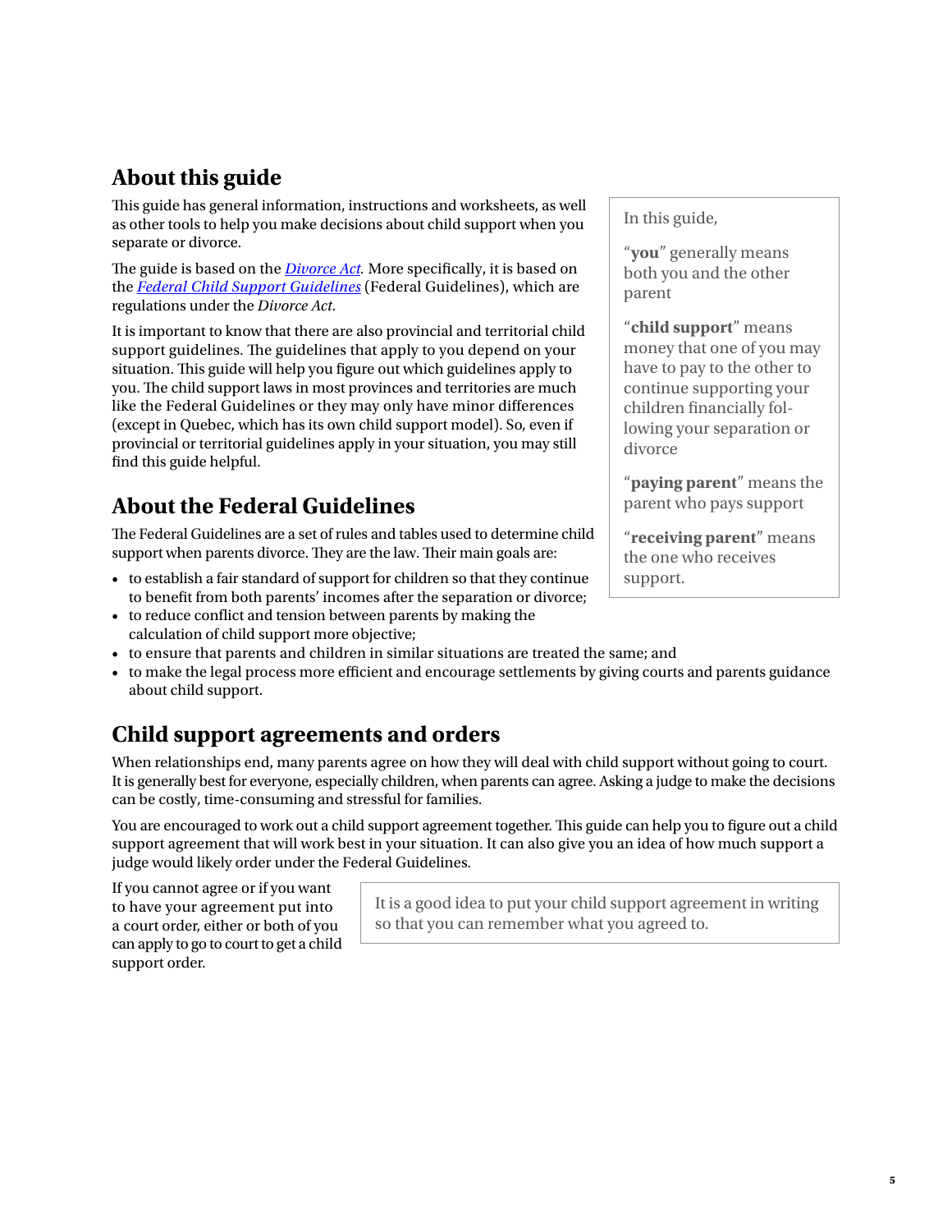## About this guide

This guide has general information, instructions and worksheets, as well as other tools to help you make decisions about child support when you separate or divorce.

The guide is based on the *Divorce Act*. More specifically, it is based on the *Federal Child Support Guidelines* (Federal Guidelines), which are regulations under the *Divorce Act*.

It is important to know that there are also provincial and territorial child support guidelines. The guidelines that apply to you depend on your situation. This guide will help you figure out which guidelines apply to you. The child support laws in most provinces and territories are much like the Federal Guidelines or they may only have minor differences (except in Quebec, which has its own child support model). So, even if provincial or territorial guidelines apply in your situation, you may still find this guide helpful.

> In this guide,
>
> "**you**" generally means both you and the other parent
>
> "**child support**" means money that one of you may have to pay to the other to continue supporting your children financially following your separation or divorce
>
> "**paying parent**" means the parent who pays support
>
> "**receiving parent**" means the one who receives support.

## About the Federal Guidelines

The Federal Guidelines are a set of rules and tables used to determine child support when parents divorce. They are the law. Their main goals are:

- to establish a fair standard of support for children so that they continue to benefit from both parents' incomes after the separation or divorce;
- to reduce conflict and tension between parents by making the calculation of child support more objective;
- to ensure that parents and children in similar situations are treated the same; and
- to make the legal process more efficient and encourage settlements by giving courts and parents guidance about child support.

## Child support agreements and orders

When relationships end, many parents agree on how they will deal with child support without going to court. It is generally best for everyone, especially children, when parents can agree. Asking a judge to make the decisions can be costly, time-consuming and stressful for families.

You are encouraged to work out a child support agreement together. This guide can help you to figure out a child support agreement that will work best in your situation. It can also give you an idea of how much support a judge would likely order under the Federal Guidelines.

If you cannot agree or if you want to have your agreement put into a court order, either or both of you can apply to go to court to get a child support order.

> It is a good idea to put your child support agreement in writing so that you can remember what you agreed to.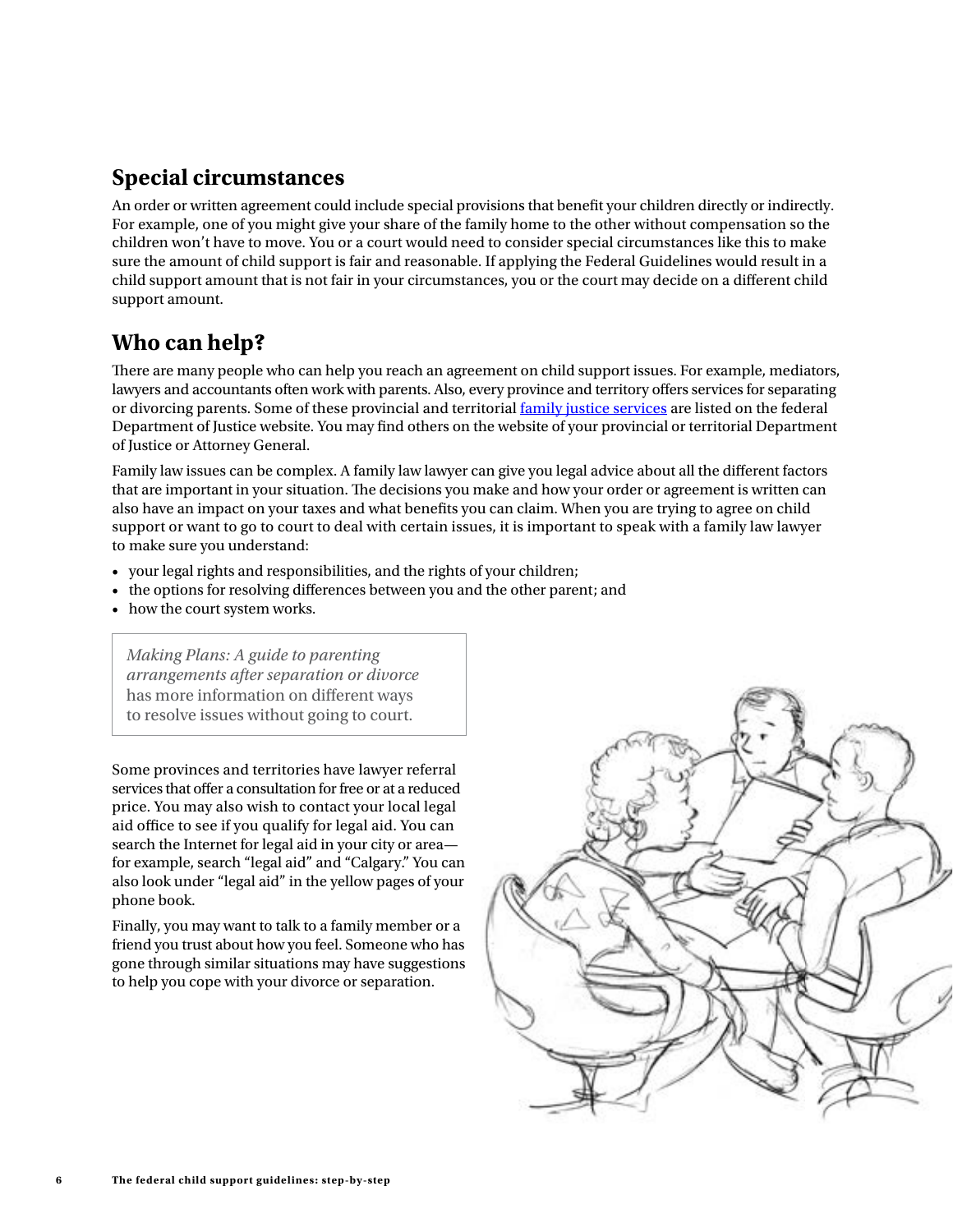## Special circumstances

An order or written agreement could include special provisions that benefit your children directly or indirectly. For example, one of you might give your share of the family home to the other without compensation so the children won't have to move. You or a court would need to consider special circumstances like this to make sure the amount of child support is fair and reasonable. If applying the Federal Guidelines would result in a child support amount that is not fair in your circumstances, you or the court may decide on a different child support amount.

## Who can help?

There are many people who can help you reach an agreement on child support issues. For example, mediators, lawyers and accountants often work with parents. Also, every province and territory offers services for separating or divorcing parents. Some of these provincial and territorial family justice services are listed on the federal Department of Justice website. You may find others on the website of your provincial or territorial Department of Justice or Attorney General.

Family law issues can be complex. A family law lawyer can give you legal advice about all the different factors that are important in your situation. The decisions you make and how your order or agreement is written can also have an impact on your taxes and what benefits you can claim. When you are trying to agree on child support or want to go to court to deal with certain issues, it is important to speak with a family law lawyer to make sure you understand:

- your legal rights and responsibilities, and the rights of your children;
- the options for resolving differences between you and the other parent; and
- how the court system works.

> *Making Plans: A guide to parenting arrangements after separation or divorce* has more information on different ways to resolve issues without going to court.

Some provinces and territories have lawyer referral services that offer a consultation for free or at a reduced price. You may also wish to contact your local legal aid office to see if you qualify for legal aid. You can search the Internet for legal aid in your city or area—for example, search "legal aid" and "Calgary." You can also look under "legal aid" in the yellow pages of your phone book.

Finally, you may want to talk to a family member or a friend you trust about how you feel. Someone who has gone through similar situations may have suggestions to help you cope with your divorce or separation.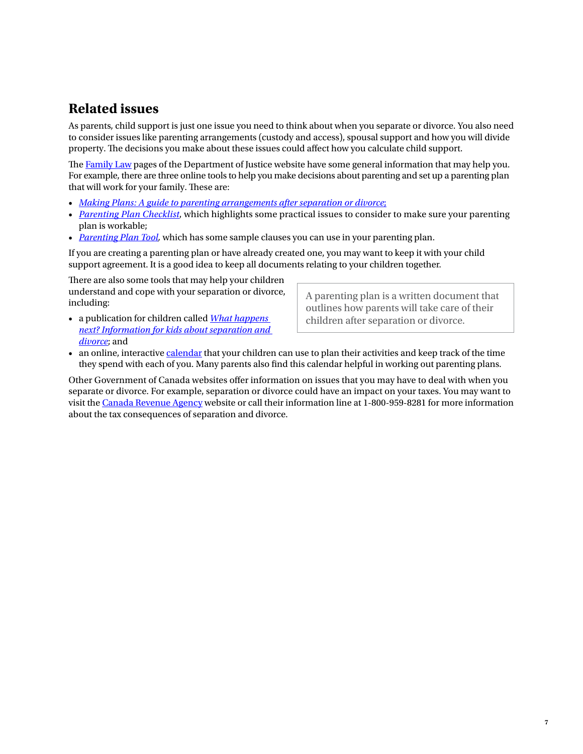## Related issues

As parents, child support is just one issue you need to think about when you separate or divorce. You also need to consider issues like parenting arrangements (custody and access), spousal support and how you will divide property. The decisions you make about these issues could affect how you calculate child support.

The Family Law pages of the Department of Justice website have some general information that may help you. For example, there are three online tools to help you make decisions about parenting and set up a parenting plan that will work for your family. These are:

- *Making Plans: A guide to parenting arrangements after separation or divorce*;
- *Parenting Plan Checklist*, which highlights some practical issues to consider to make sure your parenting plan is workable;
- *Parenting Plan Tool*, which has some sample clauses you can use in your parenting plan.

If you are creating a parenting plan or have already created one, you may want to keep it with your child support agreement. It is a good idea to keep all documents relating to your children together.

> A parenting plan is a written document that outlines how parents will take care of their children after separation or divorce.

There are also some tools that may help your children understand and cope with your separation or divorce, including:

- a publication for children called *What happens next? Information for kids about separation and divorce*; and
- an online, interactive calendar that your children can use to plan their activities and keep track of the time they spend with each of you. Many parents also find this calendar helpful in working out parenting plans.

Other Government of Canada websites offer information on issues that you may have to deal with when you separate or divorce. For example, separation or divorce could have an impact on your taxes. You may want to visit the Canada Revenue Agency website or call their information line at 1-800-959-8281 for more information about the tax consequences of separation and divorce.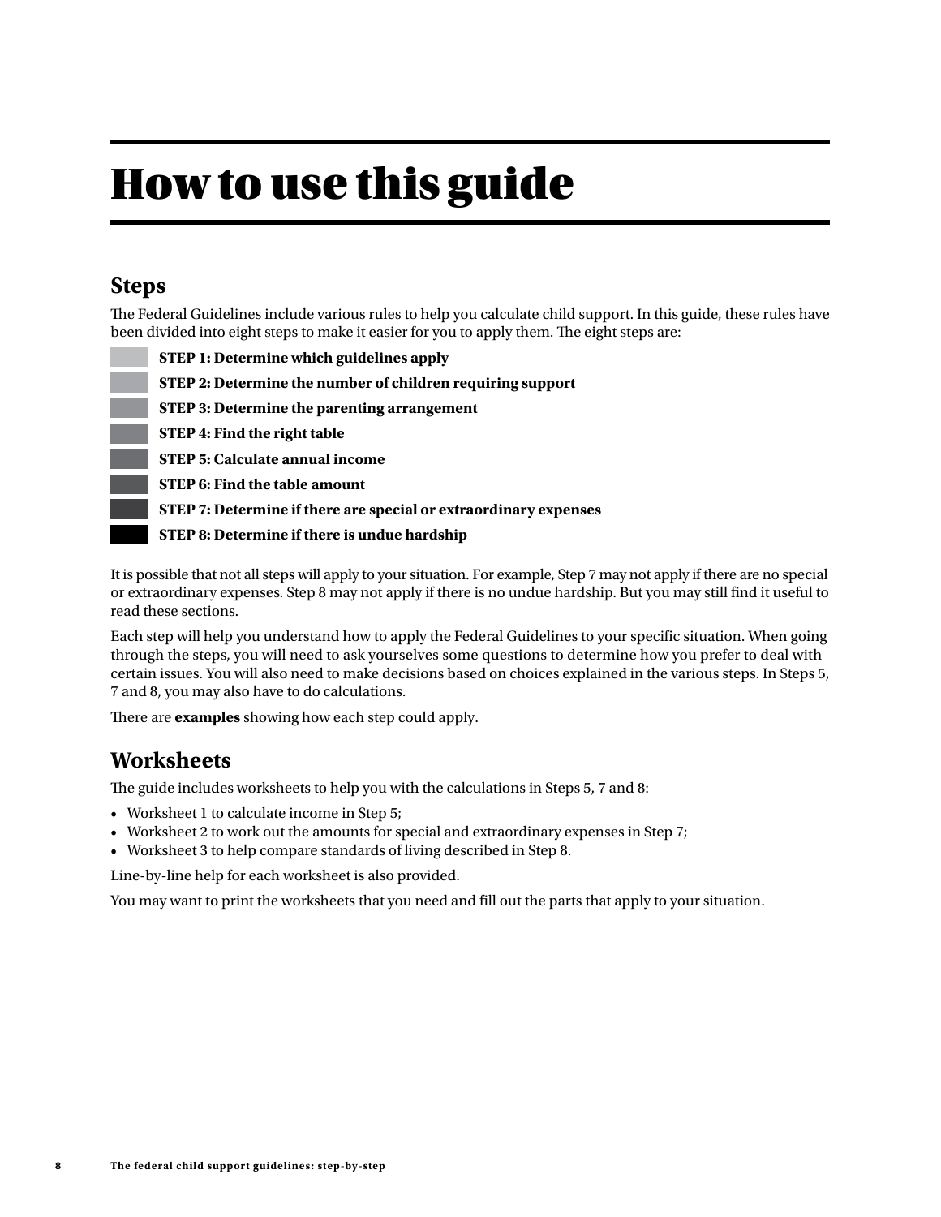# How to use this guide

## Steps

The Federal Guidelines include various rules to help you calculate child support. In this guide, these rules have been divided into eight steps to make it easier for you to apply them. The eight steps are:

- **STEP 1: Determine which guidelines apply**
- **STEP 2: Determine the number of children requiring support**
- **STEP 3: Determine the parenting arrangement**
- **STEP 4: Find the right table**
- **STEP 5: Calculate annual income**
- **STEP 6: Find the table amount**
- **STEP 7: Determine if there are special or extraordinary expenses**
- **STEP 8: Determine if there is undue hardship**

It is possible that not all steps will apply to your situation. For example, Step 7 may not apply if there are no special or extraordinary expenses. Step 8 may not apply if there is no undue hardship. But you may still find it useful to read these sections.

Each step will help you understand how to apply the Federal Guidelines to your specific situation. When going through the steps, you will need to ask yourselves some questions to determine how you prefer to deal with certain issues. You will also need to make decisions based on choices explained in the various steps. In Steps 5, 7 and 8, you may also have to do calculations.

There are **examples** showing how each step could apply.

## Worksheets

The guide includes worksheets to help you with the calculations in Steps 5, 7 and 8:

- Worksheet 1 to calculate income in Step 5;
- Worksheet 2 to work out the amounts for special and extraordinary expenses in Step 7;
- Worksheet 3 to help compare standards of living described in Step 8.

Line-by-line help for each worksheet is also provided.

You may want to print the worksheets that you need and fill out the parts that apply to your situation.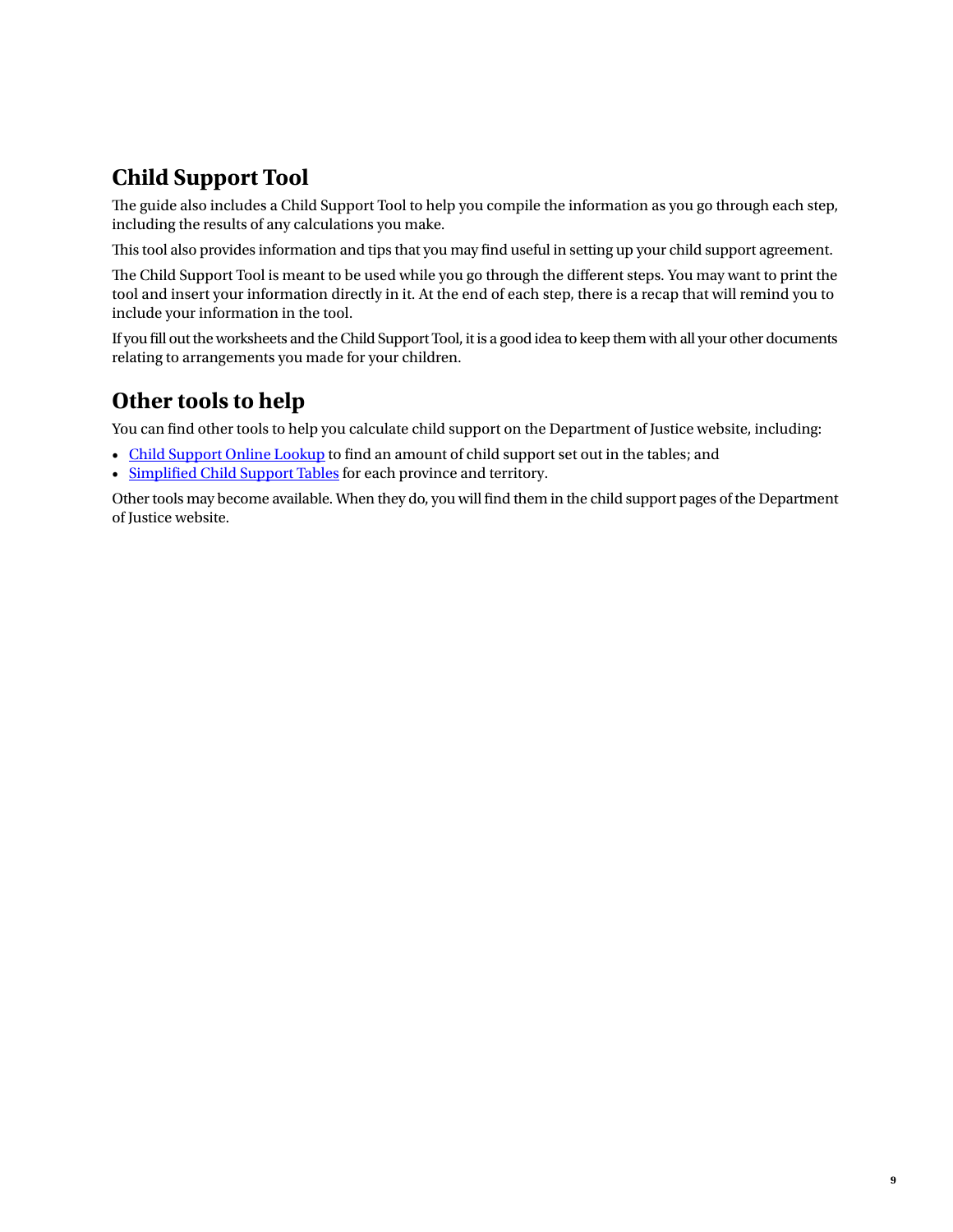## Child Support Tool

The guide also includes a Child Support Tool to help you compile the information as you go through each step, including the results of any calculations you make.

This tool also provides information and tips that you may find useful in setting up your child support agreement.

The Child Support Tool is meant to be used while you go through the different steps. You may want to print the tool and insert your information directly in it. At the end of each step, there is a recap that will remind you to include your information in the tool.

If you fill out the worksheets and the Child Support Tool, it is a good idea to keep them with all your other documents relating to arrangements you made for your children.

## Other tools to help

You can find other tools to help you calculate child support on the Department of Justice website, including:

- Child Support Online Lookup to find an amount of child support set out in the tables; and
- Simplified Child Support Tables for each province and territory.

Other tools may become available. When they do, you will find them in the child support pages of the Department of Justice website.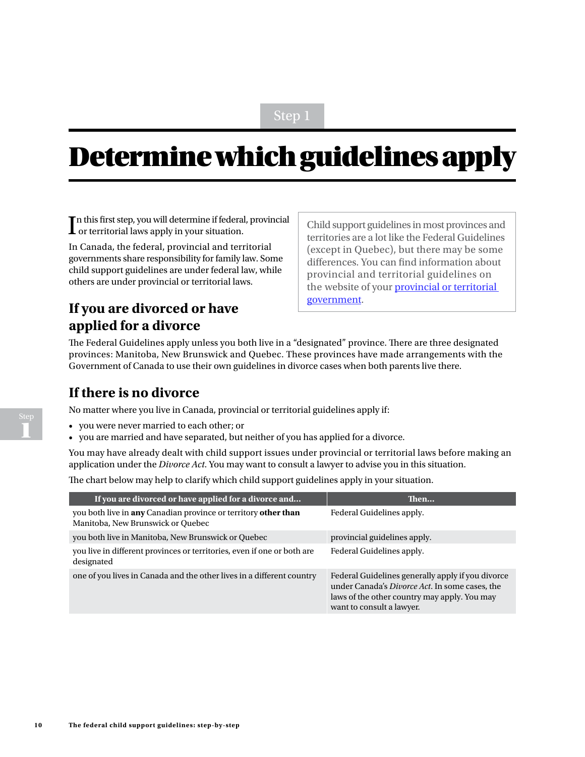Step 1

# Determine which guidelines apply

In this first step, you will determine if federal, provincial or territorial laws apply in your situation.

In Canada, the federal, provincial and territorial governments share responsibility for family law. Some child support guidelines are under federal law, while others are under provincial or territorial laws.

> Child support guidelines in most provinces and territories are a lot like the Federal Guidelines (except in Quebec), but there may be some differences. You can find information about provincial and territorial guidelines on the website of your provincial or territorial government.

## If you are divorced or have applied for a divorce

The Federal Guidelines apply unless you both live in a "designated" province. There are three designated provinces: Manitoba, New Brunswick and Quebec. These provinces have made arrangements with the Government of Canada to use their own guidelines in divorce cases when both parents live there.

## If there is no divorce

No matter where you live in Canada, provincial or territorial guidelines apply if:

- you were never married to each other; or
- you are married and have separated, but neither of you has applied for a divorce.

You may have already dealt with child support issues under provincial or territorial laws before making an application under the *Divorce Act*. You may want to consult a lawyer to advise you in this situation.

The chart below may help to clarify which child support guidelines apply in your situation.

| If you are divorced or have applied for a divorce and... | Then... |
|---|---|
| you both live in **any** Canadian province or territory **other than** Manitoba, New Brunswick or Quebec | Federal Guidelines apply. |
| you both live in Manitoba, New Brunswick or Quebec | provincial guidelines apply. |
| you live in different provinces or territories, even if one or both are designated | Federal Guidelines apply. |
| one of you lives in Canada and the other lives in a different country | Federal Guidelines generally apply if you divorce under Canada's *Divorce Act*. In some cases, the laws of the other country may apply. You may want to consult a lawyer. |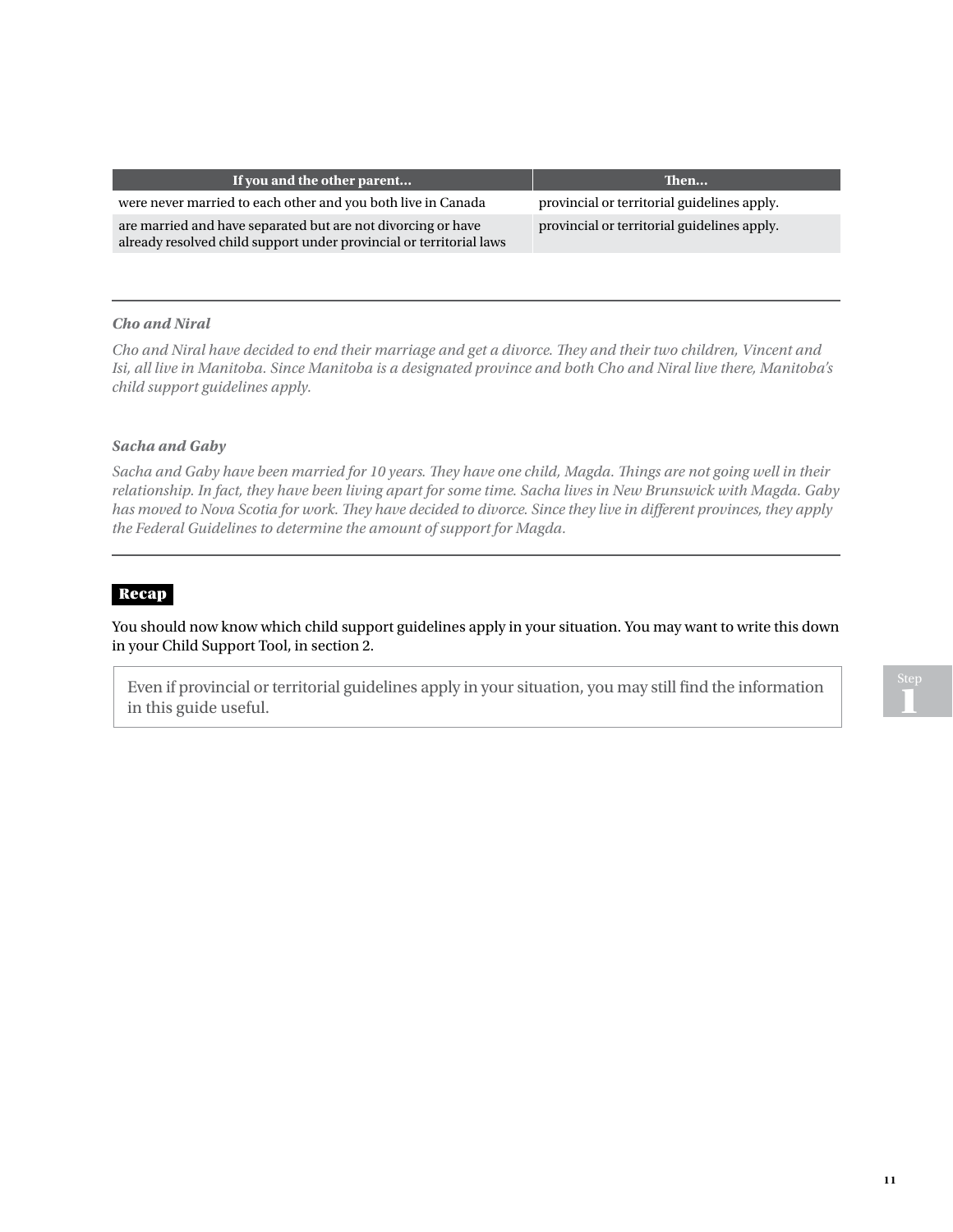| If you and the other parent... | Then... |
| --- | --- |
| were never married to each other and you both live in Canada | provincial or territorial guidelines apply. |
| are married and have separated but are not divorcing or have already resolved child support under provincial or territorial laws | provincial or territorial guidelines apply. |

---

***Cho and Niral***

*Cho and Niral have decided to end their marriage and get a divorce. They and their two children, Vincent and Isi, all live in Manitoba. Since Manitoba is a designated province and both Cho and Niral live there, Manitoba's child support guidelines apply.*

***Sacha and Gaby***

*Sacha and Gaby have been married for 10 years. They have one child, Magda. Things are not going well in their relationship. In fact, they have been living apart for some time. Sacha lives in New Brunswick with Magda. Gaby has moved to Nova Scotia for work. They have decided to divorce. Since they live in different provinces, they apply the Federal Guidelines to determine the amount of support for Magda.*

---

**Recap**

You should now know which child support guidelines apply in your situation. You may want to write this down in your Child Support Tool, in section 2.

> Even if provincial or territorial guidelines apply in your situation, you may still find the information in this guide useful.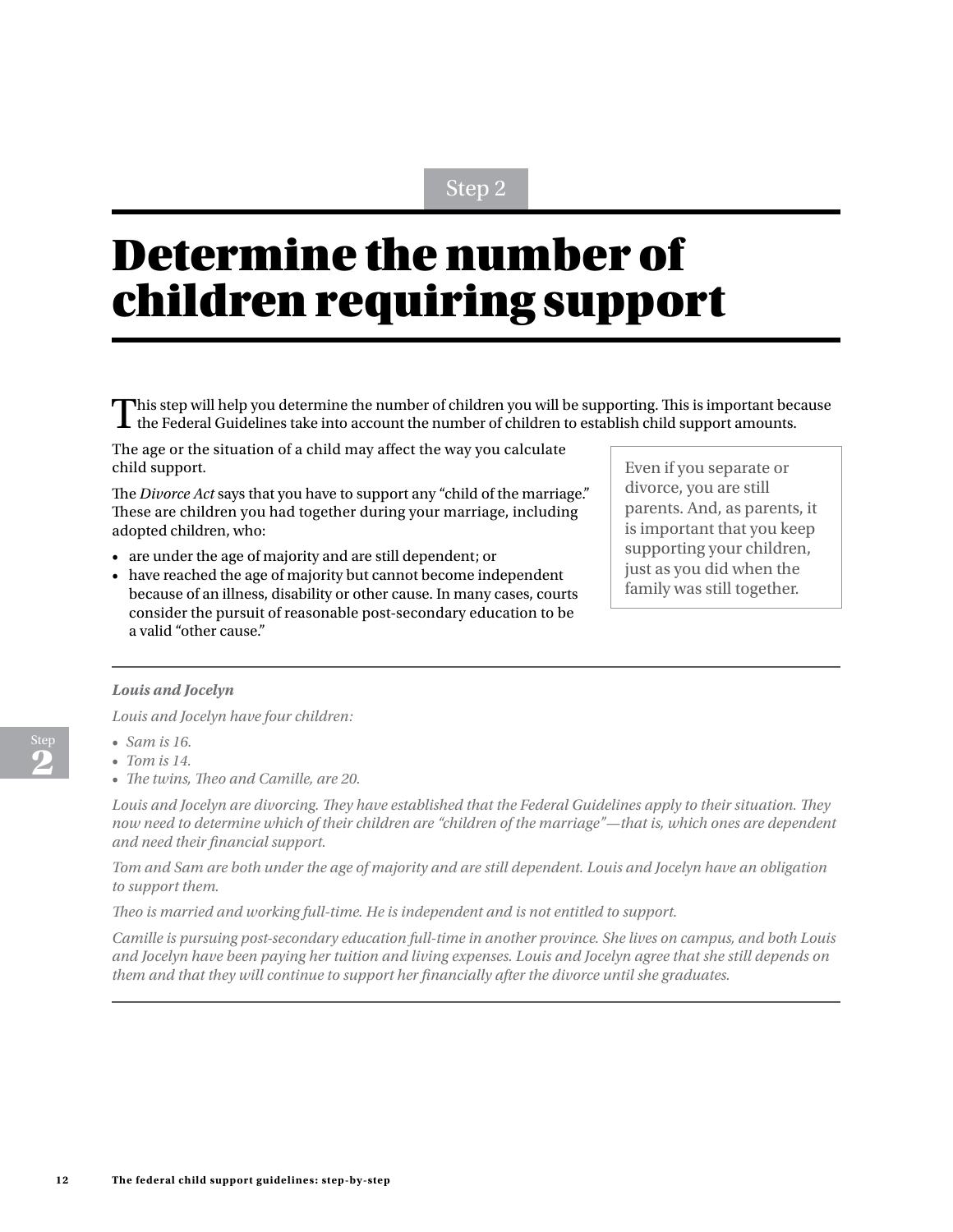Step 2

# Determine the number of children requiring support

This step will help you determine the number of children you will be supporting. This is important because the Federal Guidelines take into account the number of children to establish child support amounts.

The age or the situation of a child may affect the way you calculate child support.

The *Divorce Act* says that you have to support any "child of the marriage." These are children you had together during your marriage, including adopted children, who:

- are under the age of majority and are still dependent; or
- have reached the age of majority but cannot become independent because of an illness, disability or other cause. In many cases, courts consider the pursuit of reasonable post-secondary education to be a valid "other cause."

> Even if you separate or divorce, you are still parents. And, as parents, it is important that you keep supporting your children, just as you did when the family was still together.

---

***Louis and Jocelyn***

*Louis and Jocelyn have four children:*

- *Sam is 16.*
- *Tom is 14.*
- *The twins, Theo and Camille, are 20.*

*Louis and Jocelyn are divorcing. They have established that the Federal Guidelines apply to their situation. They now need to determine which of their children are "children of the marriage"—that is, which ones are dependent and need their financial support.*

*Tom and Sam are both under the age of majority and are still dependent. Louis and Jocelyn have an obligation to support them.*

*Theo is married and working full-time. He is independent and is not entitled to support.*

*Camille is pursuing post-secondary education full-time in another province. She lives on campus, and both Louis and Jocelyn have been paying her tuition and living expenses. Louis and Jocelyn agree that she still depends on them and that they will continue to support her financially after the divorce until she graduates.*

---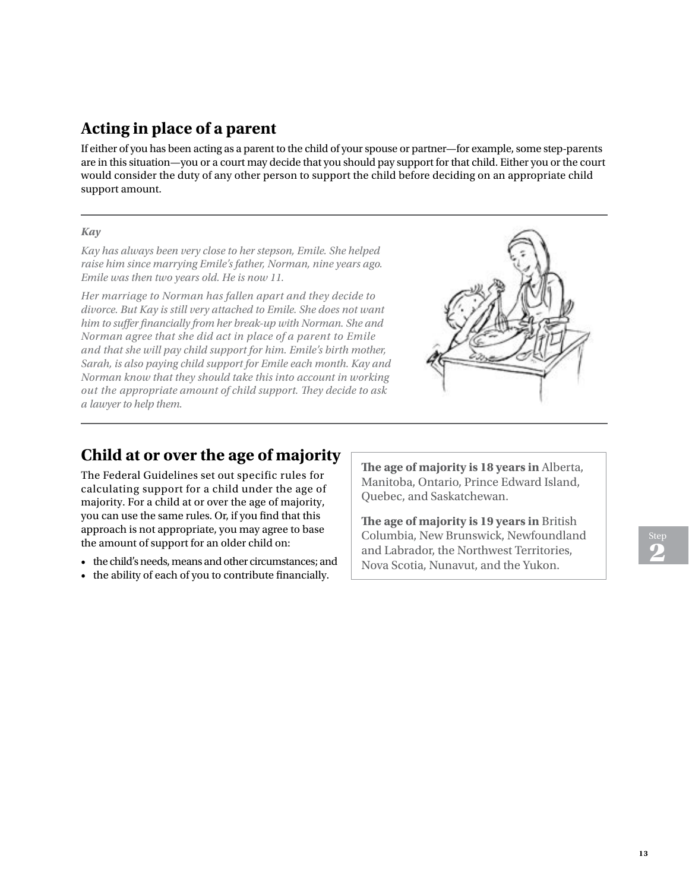## Acting in place of a parent

If either of you has been acting as a parent to the child of your spouse or partner—for example, some step-parents are in this situation—you or a court may decide that you should pay support for that child. Either you or the court would consider the duty of any other person to support the child before deciding on an appropriate child support amount.

---

***Kay***

*Kay has always been very close to her stepson, Emile. She helped raise him since marrying Emile's father, Norman, nine years ago. Emile was then two years old. He is now 11.*

*Her marriage to Norman has fallen apart and they decide to divorce. But Kay is still very attached to Emile. She does not want him to suffer financially from her break-up with Norman. She and Norman agree that she did act in place of a parent to Emile and that she will pay child support for him. Emile's birth mother, Sarah, is also paying child support for Emile each month. Kay and Norman know that they should take this into account in working out the appropriate amount of child support. They decide to ask a lawyer to help them.*

---

## Child at or over the age of majority

The Federal Guidelines set out specific rules for calculating support for a child under the age of majority. For a child at or over the age of majority, you can use the same rules. Or, if you find that this approach is not appropriate, you may agree to base the amount of support for an older child on:

- the child's needs, means and other circumstances; and
- the ability of each of you to contribute financially.

**The age of majority is 18 years in** Alberta, Manitoba, Ontario, Prince Edward Island, Quebec, and Saskatchewan.

**The age of majority is 19 years in** British Columbia, New Brunswick, Newfoundland and Labrador, the Northwest Territories, Nova Scotia, Nunavut, and the Yukon.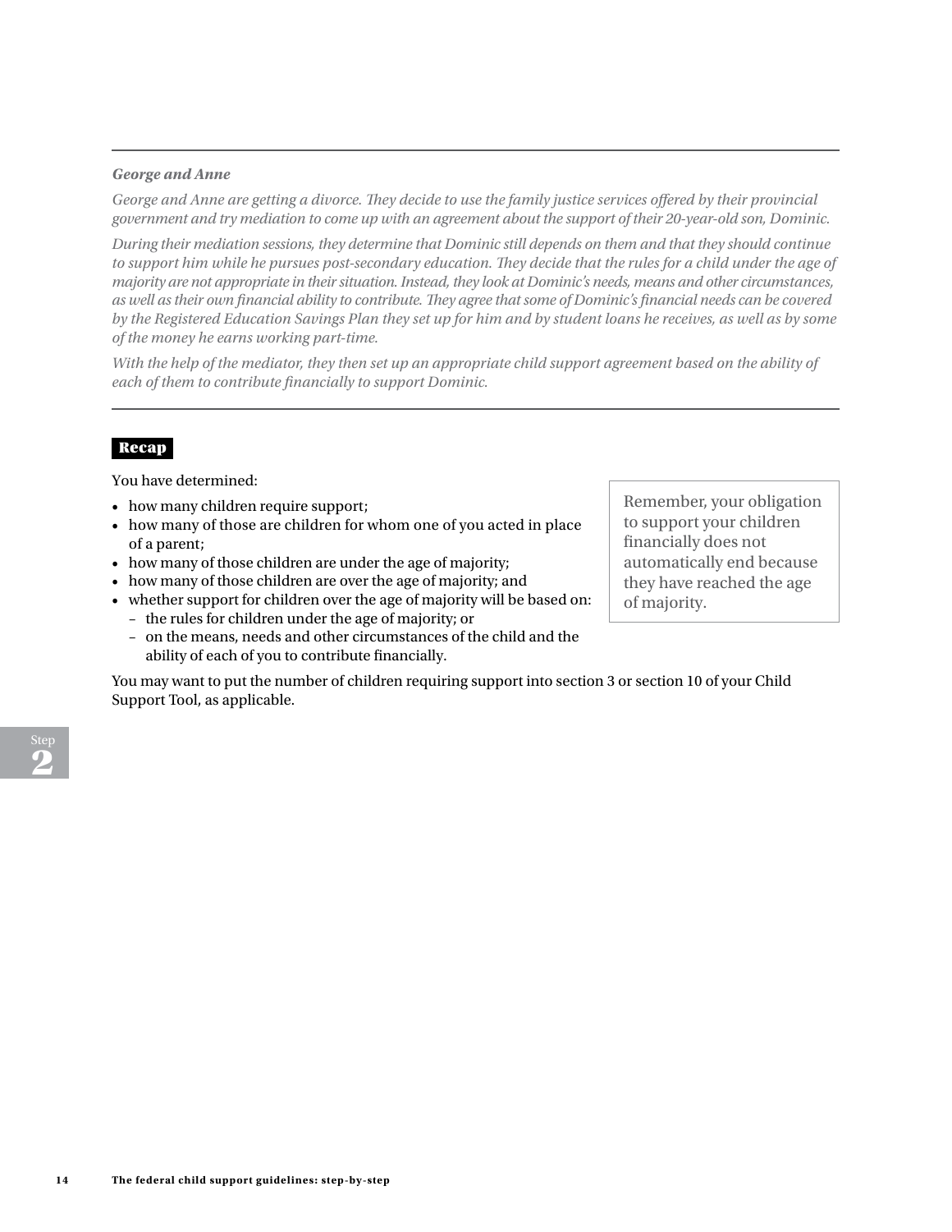***George and Anne***

*George and Anne are getting a divorce. They decide to use the family justice services offered by their provincial government and try mediation to come up with an agreement about the support of their 20-year-old son, Dominic.*

*During their mediation sessions, they determine that Dominic still depends on them and that they should continue to support him while he pursues post-secondary education. They decide that the rules for a child under the age of majority are not appropriate in their situation. Instead, they look at Dominic's needs, means and other circumstances, as well as their own financial ability to contribute. They agree that some of Dominic's financial needs can be covered by the Registered Education Savings Plan they set up for him and by student loans he receives, as well as by some of the money he earns working part-time.*

*With the help of the mediator, they then set up an appropriate child support agreement based on the ability of each of them to contribute financially to support Dominic.*

### Recap

You have determined:

- how many children require support;
- how many of those are children for whom one of you acted in place of a parent;
- how many of those children are under the age of majority;
- how many of those children are over the age of majority; and
- whether support for children over the age of majority will be based on:
  - the rules for children under the age of majority; or
  - on the means, needs and other circumstances of the child and the ability of each of you to contribute financially.

> Remember, your obligation to support your children financially does not automatically end because they have reached the age of majority.

You may want to put the number of children requiring support into section 3 or section 10 of your Child Support Tool, as applicable.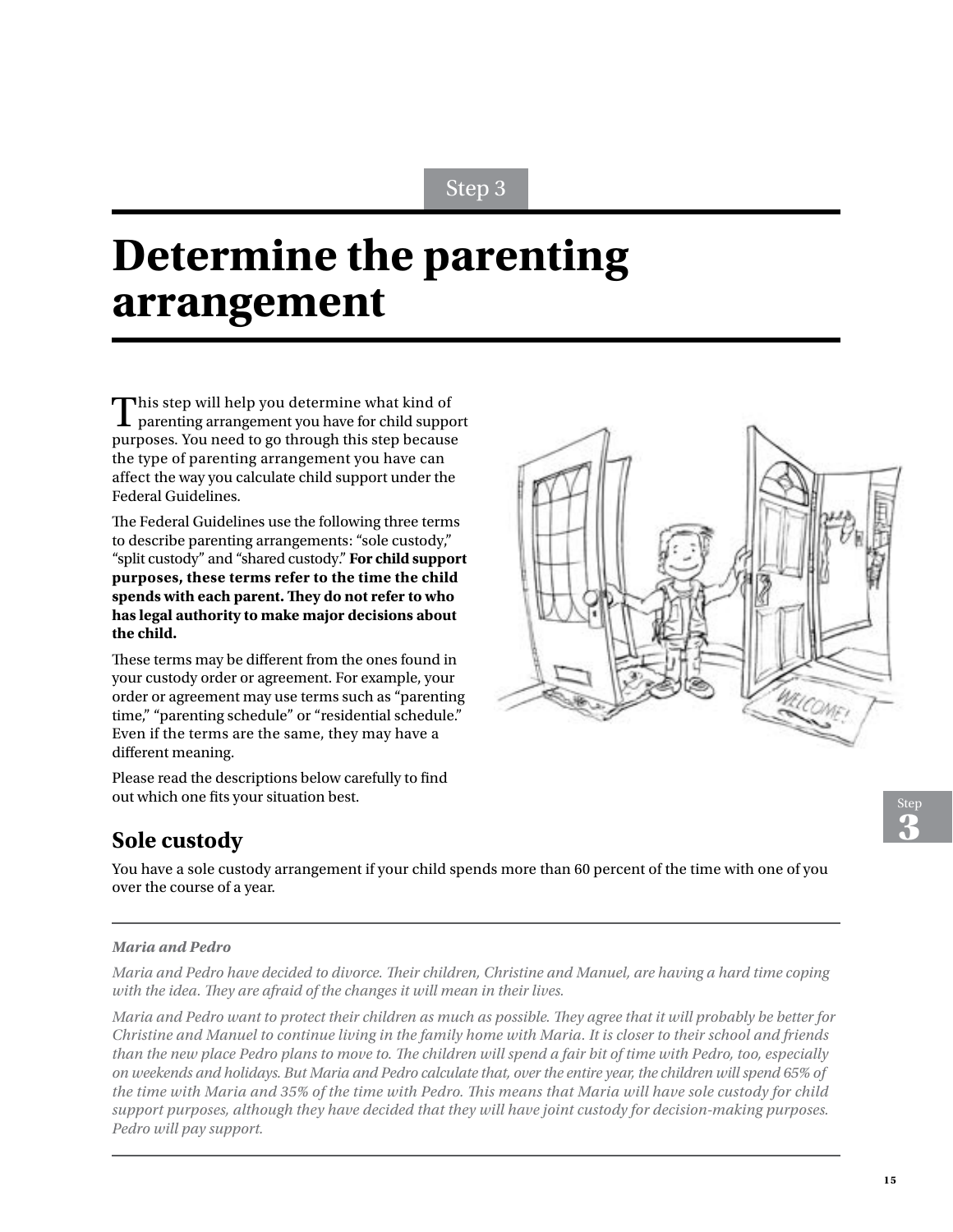Step 3

# Determine the parenting arrangement

This step will help you determine what kind of parenting arrangement you have for child support purposes. You need to go through this step because the type of parenting arrangement you have can affect the way you calculate child support under the Federal Guidelines.

The Federal Guidelines use the following three terms to describe parenting arrangements: "sole custody," "split custody" and "shared custody." **For child support purposes, these terms refer to the time the child spends with each parent. They do not refer to who has legal authority to make major decisions about the child.**

These terms may be different from the ones found in your custody order or agreement. For example, your order or agreement may use terms such as "parenting time," "parenting schedule" or "residential schedule." Even if the terms are the same, they may have a different meaning.

Please read the descriptions below carefully to find out which one fits your situation best.

## Sole custody

You have a sole custody arrangement if your child spends more than 60 percent of the time with one of you over the course of a year.

---

***Maria and Pedro***

*Maria and Pedro have decided to divorce. Their children, Christine and Manuel, are having a hard time coping with the idea. They are afraid of the changes it will mean in their lives.*

*Maria and Pedro want to protect their children as much as possible. They agree that it will probably be better for Christine and Manuel to continue living in the family home with Maria. It is closer to their school and friends than the new place Pedro plans to move to. The children will spend a fair bit of time with Pedro, too, especially on weekends and holidays. But Maria and Pedro calculate that, over the entire year, the children will spend 65% of the time with Maria and 35% of the time with Pedro. This means that Maria will have sole custody for child support purposes, although they have decided that they will have joint custody for decision-making purposes. Pedro will pay support.*

---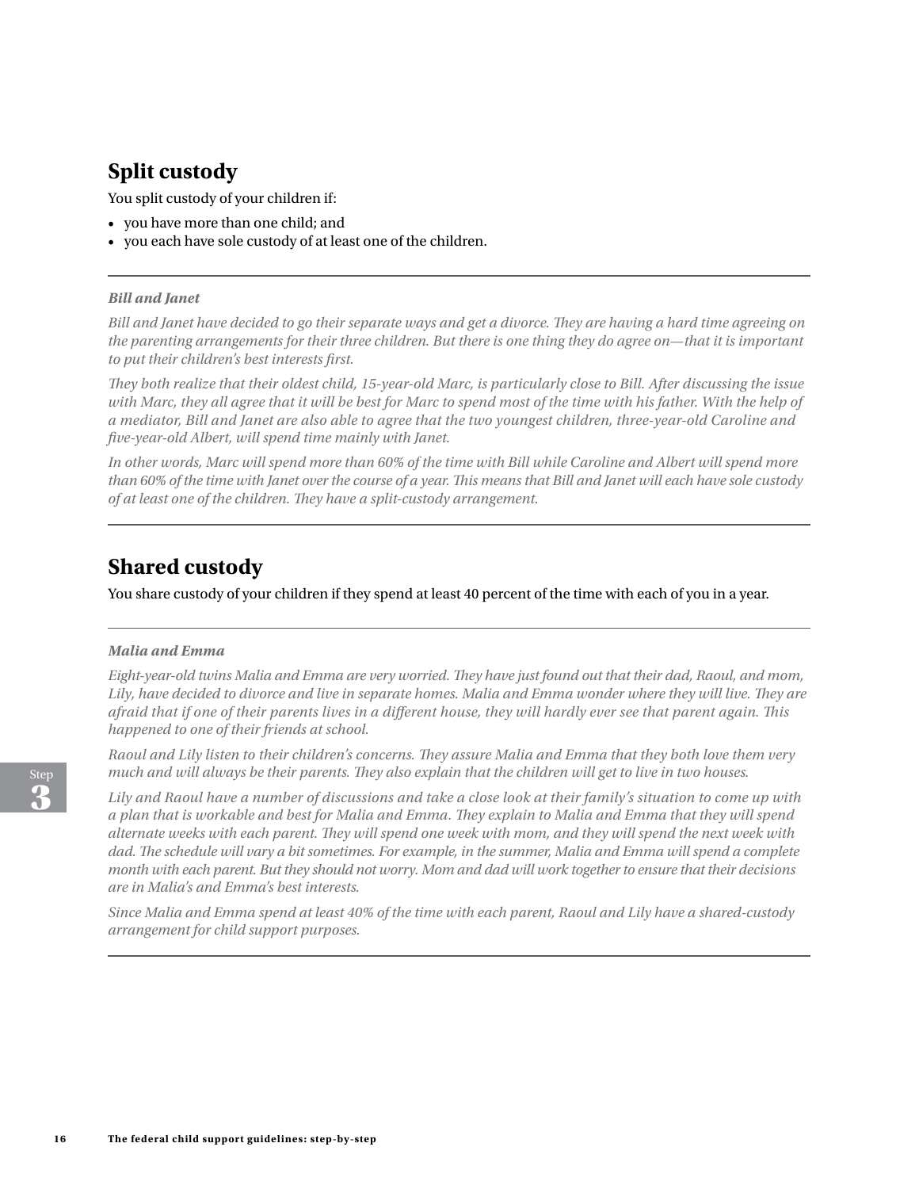## Split custody

You split custody of your children if:

- you have more than one child; and
- you each have sole custody of at least one of the children.

---

***Bill and Janet***

*Bill and Janet have decided to go their separate ways and get a divorce. They are having a hard time agreeing on the parenting arrangements for their three children. But there is one thing they do agree on—that it is important to put their children's best interests first.*

*They both realize that their oldest child, 15-year-old Marc, is particularly close to Bill. After discussing the issue with Marc, they all agree that it will be best for Marc to spend most of the time with his father. With the help of a mediator, Bill and Janet are also able to agree that the two youngest children, three-year-old Caroline and five-year-old Albert, will spend time mainly with Janet.*

*In other words, Marc will spend more than 60% of the time with Bill while Caroline and Albert will spend more than 60% of the time with Janet over the course of a year. This means that Bill and Janet will each have sole custody of at least one of the children. They have a split-custody arrangement.*

---

## Shared custody

You share custody of your children if they spend at least 40 percent of the time with each of you in a year.

---

***Malia and Emma***

*Eight-year-old twins Malia and Emma are very worried. They have just found out that their dad, Raoul, and mom, Lily, have decided to divorce and live in separate homes. Malia and Emma wonder where they will live. They are afraid that if one of their parents lives in a different house, they will hardly ever see that parent again. This happened to one of their friends at school.*

*Raoul and Lily listen to their children's concerns. They assure Malia and Emma that they both love them very much and will always be their parents. They also explain that the children will get to live in two houses.*

*Lily and Raoul have a number of discussions and take a close look at their family's situation to come up with a plan that is workable and best for Malia and Emma. They explain to Malia and Emma that they will spend alternate weeks with each parent. They will spend one week with mom, and they will spend the next week with dad. The schedule will vary a bit sometimes. For example, in the summer, Malia and Emma will spend a complete month with each parent. But they should not worry. Mom and dad will work together to ensure that their decisions are in Malia's and Emma's best interests.*

*Since Malia and Emma spend at least 40% of the time with each parent, Raoul and Lily have a shared-custody arrangement for child support purposes.*

---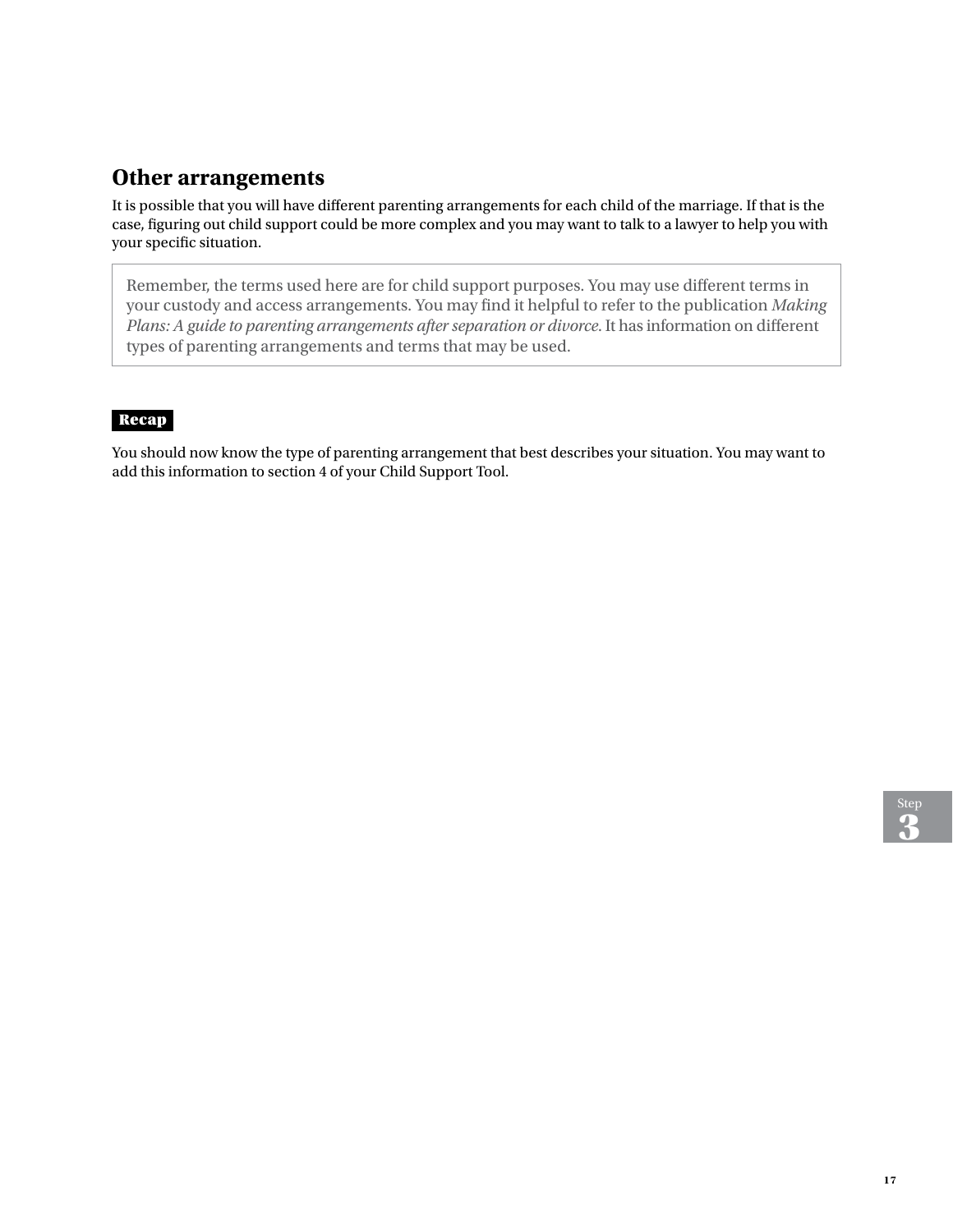## Other arrangements

It is possible that you will have different parenting arrangements for each child of the marriage. If that is the case, figuring out child support could be more complex and you may want to talk to a lawyer to help you with your specific situation.

> Remember, the terms used here are for child support purposes. You may use different terms in your custody and access arrangements. You may find it helpful to refer to the publication *Making Plans: A guide to parenting arrangements after separation or divorce*. It has information on different types of parenting arrangements and terms that may be used.

**Recap**

You should now know the type of parenting arrangement that best describes your situation. You may want to add this information to section 4 of your Child Support Tool.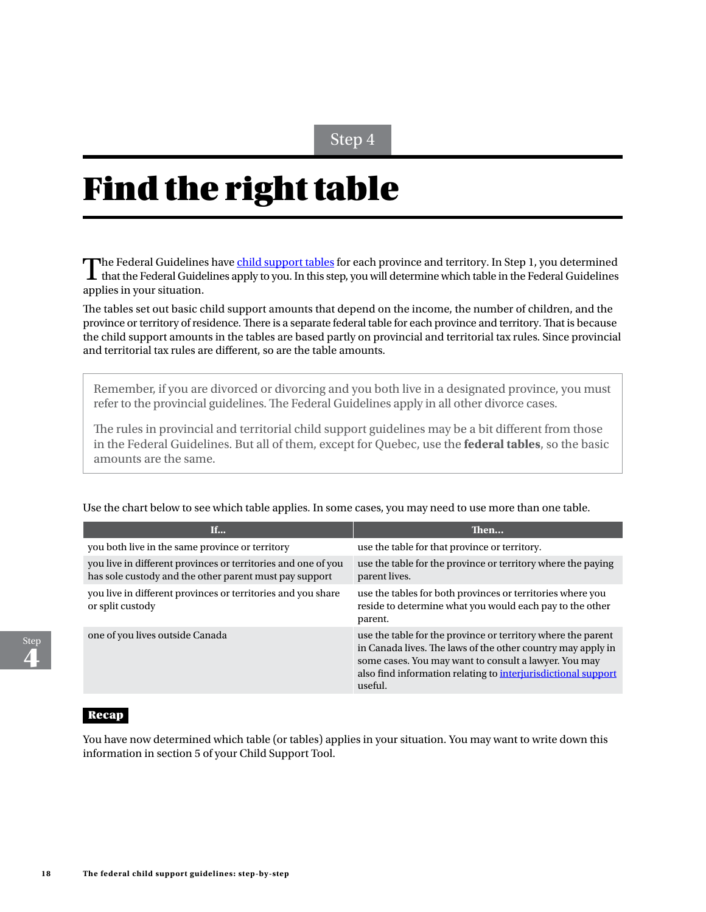Step 4

# Find the right table

The Federal Guidelines have child support tables for each province and territory. In Step 1, you determined that the Federal Guidelines apply to you. In this step, you will determine which table in the Federal Guidelines applies in your situation.

The tables set out basic child support amounts that depend on the income, the number of children, and the province or territory of residence. There is a separate federal table for each province and territory. That is because the child support amounts in the tables are based partly on provincial and territorial tax rules. Since provincial and territorial tax rules are different, so are the table amounts.

> Remember, if you are divorced or divorcing and you both live in a designated province, you must refer to the provincial guidelines. The Federal Guidelines apply in all other divorce cases.
>
> The rules in provincial and territorial child support guidelines may be a bit different from those in the Federal Guidelines. But all of them, except for Quebec, use the **federal tables**, so the basic amounts are the same.

Use the chart below to see which table applies. In some cases, you may need to use more than one table.

| If... | Then... |
|---|---|
| you both live in the same province or territory | use the table for that province or territory. |
| you live in different provinces or territories and one of you has sole custody and the other parent must pay support | use the table for the province or territory where the paying parent lives. |
| you live in different provinces or territories and you share or split custody | use the tables for both provinces or territories where you reside to determine what you would each pay to the other parent. |
| one of you lives outside Canada | use the table for the province or territory where the parent in Canada lives. The laws of the other country may apply in some cases. You may want to consult a lawyer. You may also find information relating to interjurisdictional support useful. |

**Recap**

You have now determined which table (or tables) applies in your situation. You may want to write down this information in section 5 of your Child Support Tool.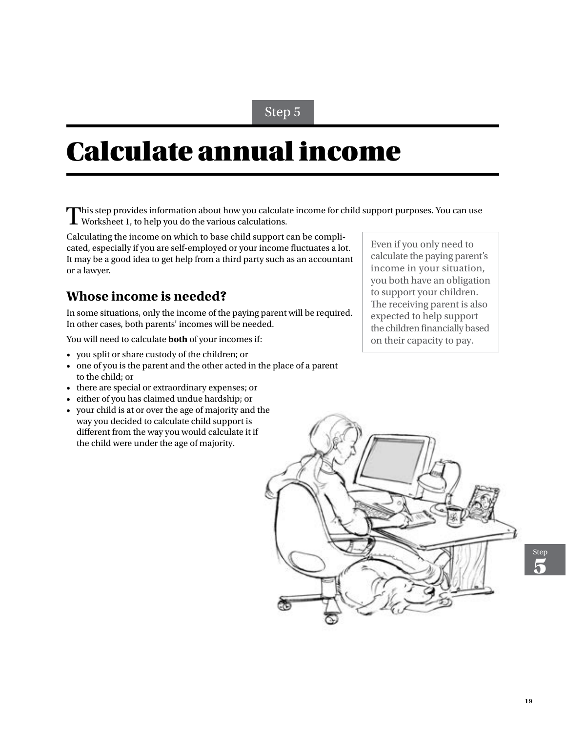Step 5

# Calculate annual income

This step provides information about how you calculate income for child support purposes. You can use Worksheet 1, to help you do the various calculations.

Calculating the income on which to base child support can be complicated, especially if you are self-employed or your income fluctuates a lot. It may be a good idea to get help from a third party such as an accountant or a lawyer.

> Even if you only need to calculate the paying parent's income in your situation, you both have an obligation to support your children. The receiving parent is also expected to help support the children financially based on their capacity to pay.

## Whose income is needed?

In some situations, only the income of the paying parent will be required. In other cases, both parents' incomes will be needed.

You will need to calculate **both** of your incomes if:

- you split or share custody of the children; or
- one of you is the parent and the other acted in the place of a parent to the child; or
- there are special or extraordinary expenses; or
- either of you has claimed undue hardship; or
- your child is at or over the age of majority and the way you decided to calculate child support is different from the way you would calculate it if the child were under the age of majority.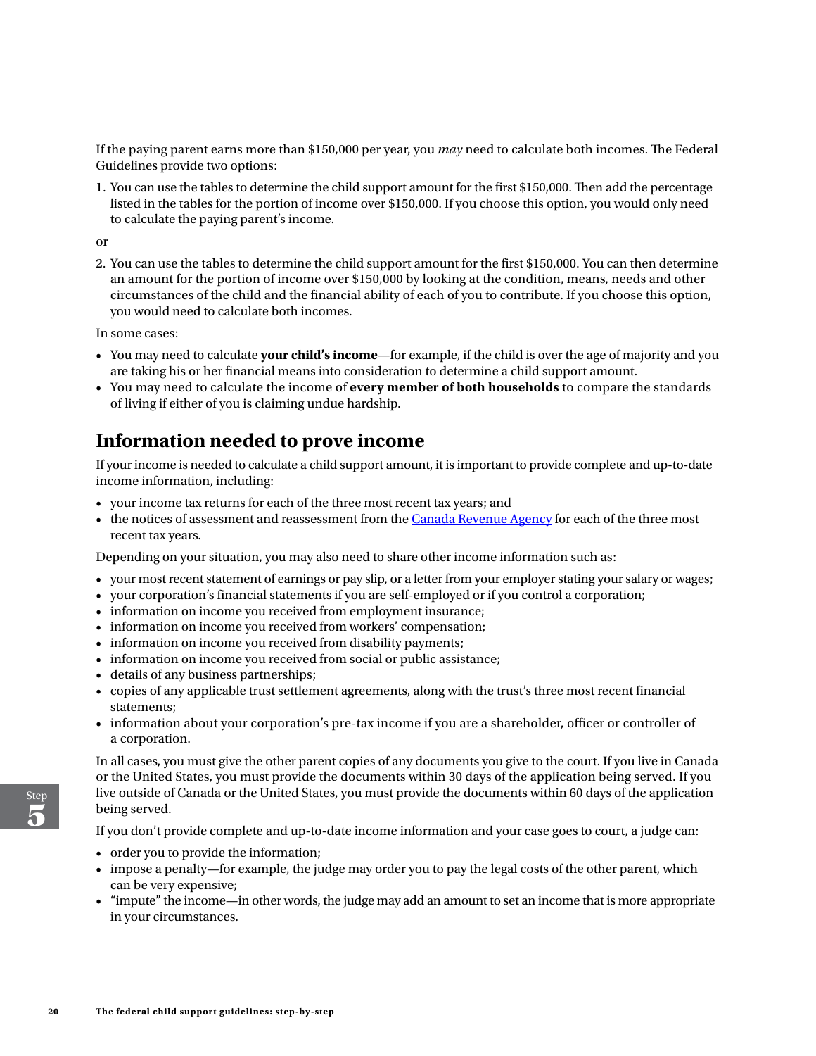If the paying parent earns more than $150,000 per year, you *may* need to calculate both incomes. The Federal Guidelines provide two options:

1. You can use the tables to determine the child support amount for the first $150,000. Then add the percentage listed in the tables for the portion of income over $150,000. If you choose this option, you would only need to calculate the paying parent's income.

or

2. You can use the tables to determine the child support amount for the first $150,000. You can then determine an amount for the portion of income over $150,000 by looking at the condition, means, needs and other circumstances of the child and the financial ability of each of you to contribute. If you choose this option, you would need to calculate both incomes.

In some cases:

- You may need to calculate **your child's income**—for example, if the child is over the age of majority and you are taking his or her financial means into consideration to determine a child support amount.
- You may need to calculate the income of **every member of both households** to compare the standards of living if either of you is claiming undue hardship.

## Information needed to prove income

If your income is needed to calculate a child support amount, it is important to provide complete and up-to-date income information, including:

- your income tax returns for each of the three most recent tax years; and
- the notices of assessment and reassessment from the Canada Revenue Agency for each of the three most recent tax years.

Depending on your situation, you may also need to share other income information such as:

- your most recent statement of earnings or pay slip, or a letter from your employer stating your salary or wages;
- your corporation's financial statements if you are self-employed or if you control a corporation;
- information on income you received from employment insurance;
- information on income you received from workers' compensation;
- information on income you received from disability payments;
- information on income you received from social or public assistance;
- details of any business partnerships;
- copies of any applicable trust settlement agreements, along with the trust's three most recent financial statements;
- information about your corporation's pre-tax income if you are a shareholder, officer or controller of a corporation.

In all cases, you must give the other parent copies of any documents you give to the court. If you live in Canada or the United States, you must provide the documents within 30 days of the application being served. If you live outside of Canada or the United States, you must provide the documents within 60 days of the application being served.

If you don't provide complete and up-to-date income information and your case goes to court, a judge can:

- order you to provide the information;
- impose a penalty—for example, the judge may order you to pay the legal costs of the other parent, which can be very expensive;
- "impute" the income—in other words, the judge may add an amount to set an income that is more appropriate in your circumstances.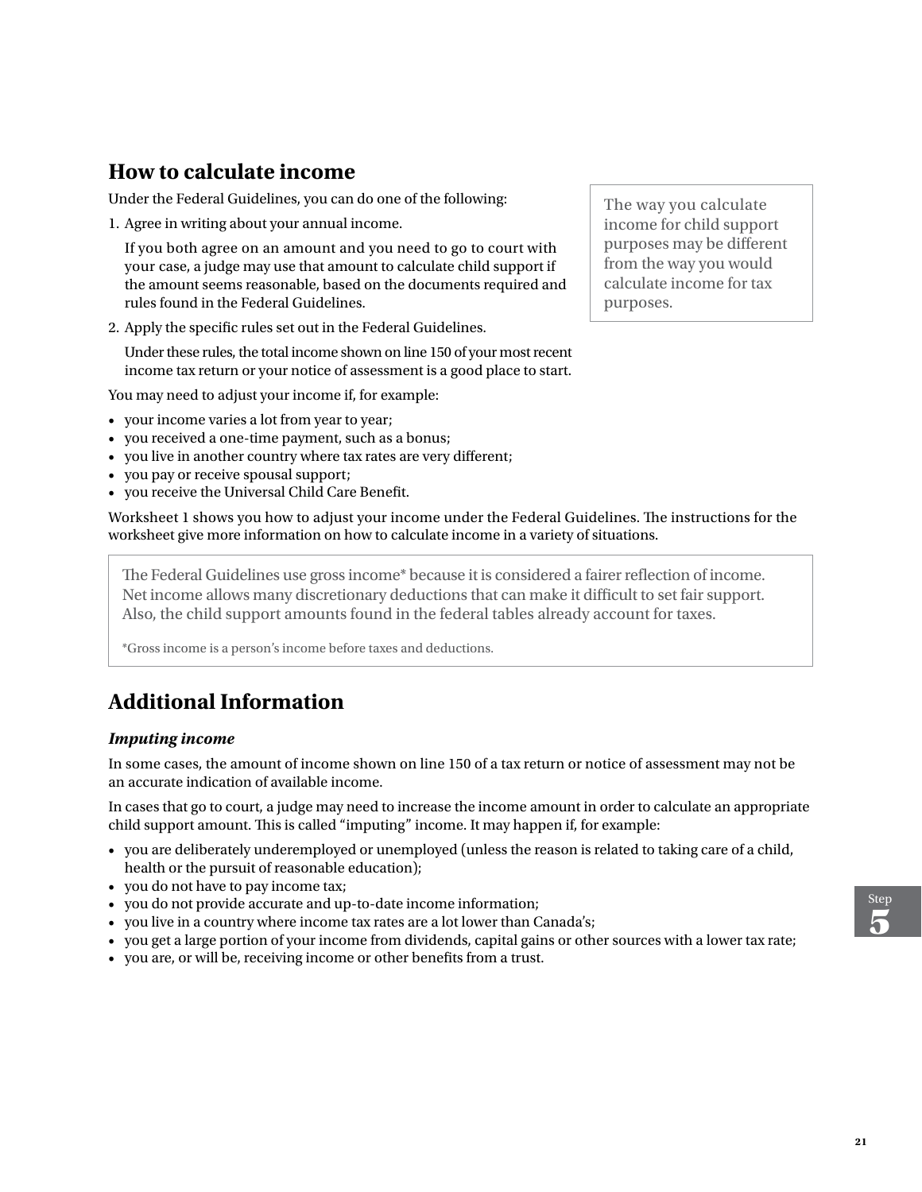## How to calculate income

Under the Federal Guidelines, you can do one of the following:

1. Agree in writing about your annual income.

   If you both agree on an amount and you need to go to court with your case, a judge may use that amount to calculate child support if the amount seems reasonable, based on the documents required and rules found in the Federal Guidelines.

2. Apply the specific rules set out in the Federal Guidelines.

   Under these rules, the total income shown on line 150 of your most recent income tax return or your notice of assessment is a good place to start.

> The way you calculate income for child support purposes may be different from the way you would calculate income for tax purposes.

You may need to adjust your income if, for example:

- your income varies a lot from year to year;
- you received a one-time payment, such as a bonus;
- you live in another country where tax rates are very different;
- you pay or receive spousal support;
- you receive the Universal Child Care Benefit.

Worksheet 1 shows you how to adjust your income under the Federal Guidelines. The instructions for the worksheet give more information on how to calculate income in a variety of situations.

> The Federal Guidelines use gross income* because it is considered a fairer reflection of income. Net income allows many discretionary deductions that can make it difficult to set fair support. Also, the child support amounts found in the federal tables already account for taxes.
>
> *Gross income is a person's income before taxes and deductions.

## Additional Information

### *Imputing income*

In some cases, the amount of income shown on line 150 of a tax return or notice of assessment may not be an accurate indication of available income.

In cases that go to court, a judge may need to increase the income amount in order to calculate an appropriate child support amount. This is called "imputing" income. It may happen if, for example:

- you are deliberately underemployed or unemployed (unless the reason is related to taking care of a child, health or the pursuit of reasonable education);
- you do not have to pay income tax;
- you do not provide accurate and up-to-date income information;
- you live in a country where income tax rates are a lot lower than Canada's;
- you get a large portion of your income from dividends, capital gains or other sources with a lower tax rate;
- you are, or will be, receiving income or other benefits from a trust.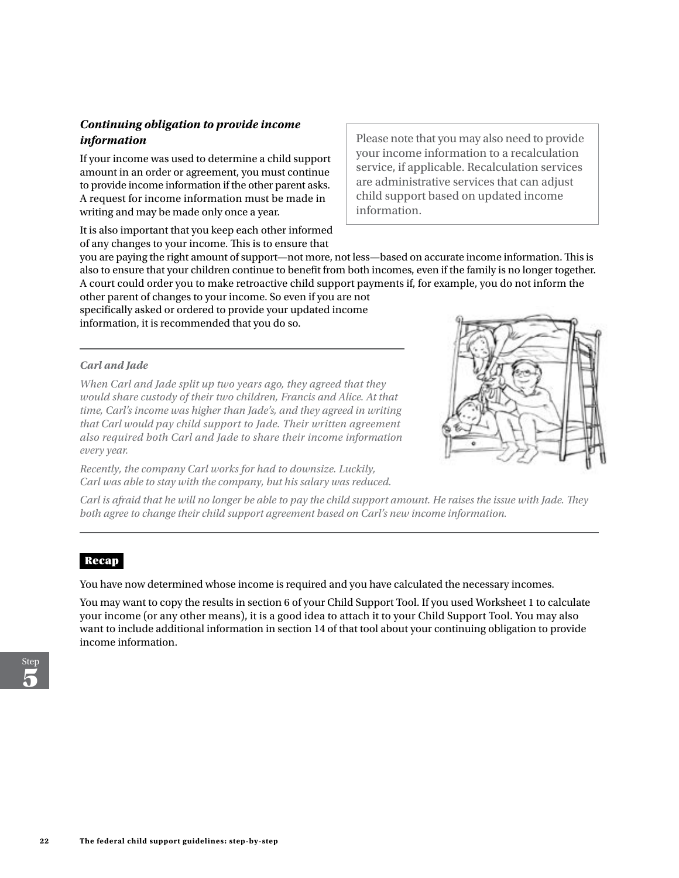### *Continuing obligation to provide income information*

If your income was used to determine a child support amount in an order or agreement, you must continue to provide income information if the other parent asks. A request for income information must be made in writing and may be made only once a year.

> Please note that you may also need to provide your income information to a recalculation service, if applicable. Recalculation services are administrative services that can adjust child support based on updated income information.

It is also important that you keep each other informed of any changes to your income. This is to ensure that you are paying the right amount of support—not more, not less—based on accurate income information. This is also to ensure that your children continue to benefit from both incomes, even if the family is no longer together. A court could order you to make retroactive child support payments if, for example, you do not inform the other parent of changes to your income. So even if you are not specifically asked or ordered to provide your updated income information, it is recommended that you do so.

---

***Carl and Jade***

*When Carl and Jade split up two years ago, they agreed that they would share custody of their two children, Francis and Alice. At that time, Carl's income was higher than Jade's, and they agreed in writing that Carl would pay child support to Jade. Their written agreement also required both Carl and Jade to share their income information every year.*

*Recently, the company Carl works for had to downsize. Luckily, Carl was able to stay with the company, but his salary was reduced.*

*Carl is afraid that he will no longer be able to pay the child support amount. He raises the issue with Jade. They both agree to change their child support agreement based on Carl's new income information.*

---

**Recap**

You have now determined whose income is required and you have calculated the necessary incomes.

You may want to copy the results in section 6 of your Child Support Tool. If you used Worksheet 1 to calculate your income (or any other means), it is a good idea to attach it to your Child Support Tool. You may also want to include additional information in section 14 of that tool about your continuing obligation to provide income information.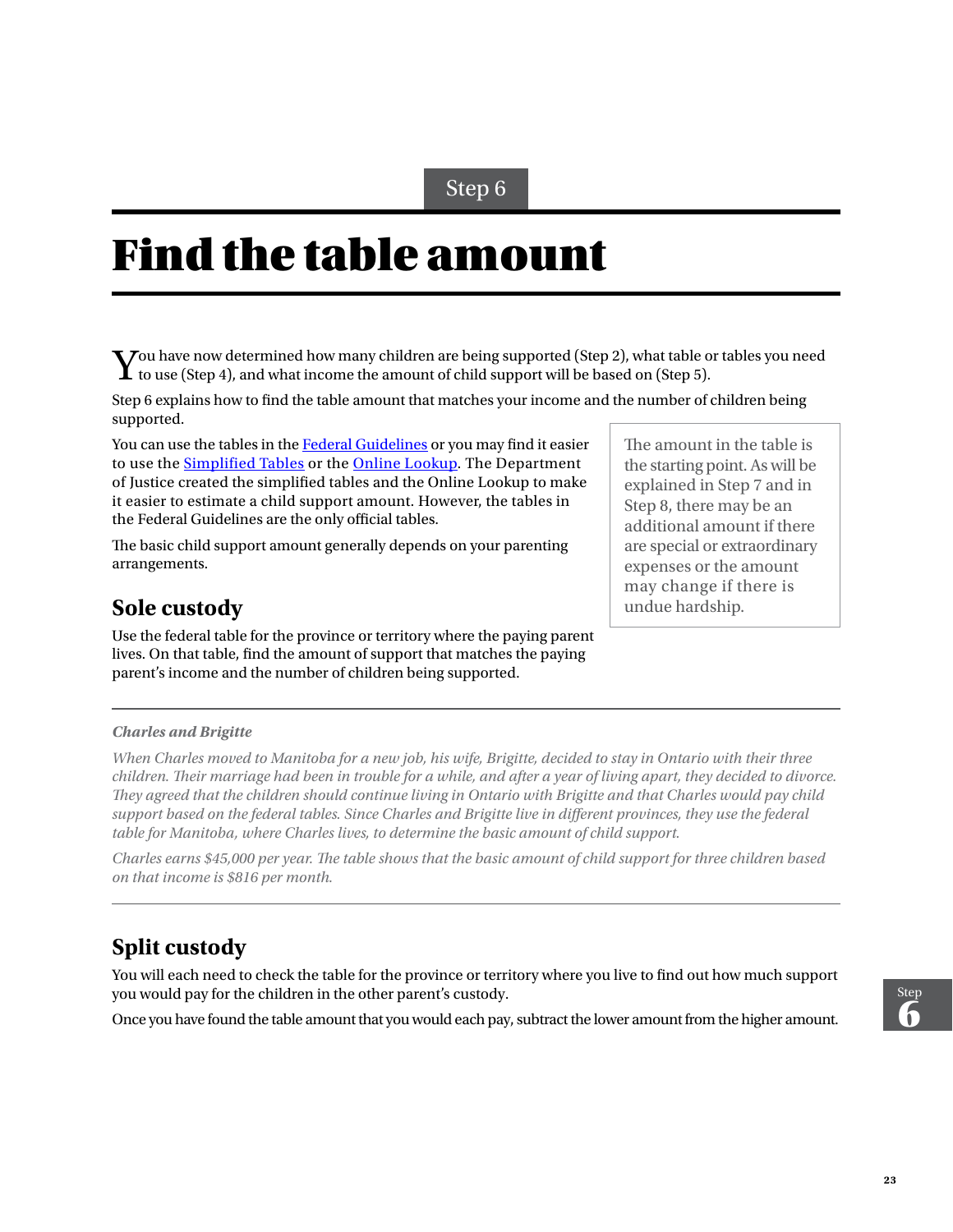Step 6

# Find the table amount

You have now determined how many children are being supported (Step 2), what table or tables you need to use (Step 4), and what income the amount of child support will be based on (Step 5).

Step 6 explains how to find the table amount that matches your income and the number of children being supported.

You can use the tables in the [Federal Guidelines]() or you may find it easier to use the [Simplified Tables]() or the [Online Lookup](). The Department of Justice created the simplified tables and the Online Lookup to make it easier to estimate a child support amount. However, the tables in the Federal Guidelines are the only official tables.

The basic child support amount generally depends on your parenting arrangements.

> The amount in the table is the starting point. As will be explained in Step 7 and in Step 8, there may be an additional amount if there are special or extraordinary expenses or the amount may change if there is undue hardship.

## Sole custody

Use the federal table for the province or territory where the paying parent lives. On that table, find the amount of support that matches the paying parent's income and the number of children being supported.

---

***Charles and Brigitte***

*When Charles moved to Manitoba for a new job, his wife, Brigitte, decided to stay in Ontario with their three children. Their marriage had been in trouble for a while, and after a year of living apart, they decided to divorce. They agreed that the children should continue living in Ontario with Brigitte and that Charles would pay child support based on the federal tables. Since Charles and Brigitte live in different provinces, they use the federal table for Manitoba, where Charles lives, to determine the basic amount of child support.*

*Charles earns $45,000 per year. The table shows that the basic amount of child support for three children based on that income is $816 per month.*

---

## Split custody

You will each need to check the table for the province or territory where you live to find out how much support you would pay for the children in the other parent's custody.

Once you have found the table amount that you would each pay, subtract the lower amount from the higher amount.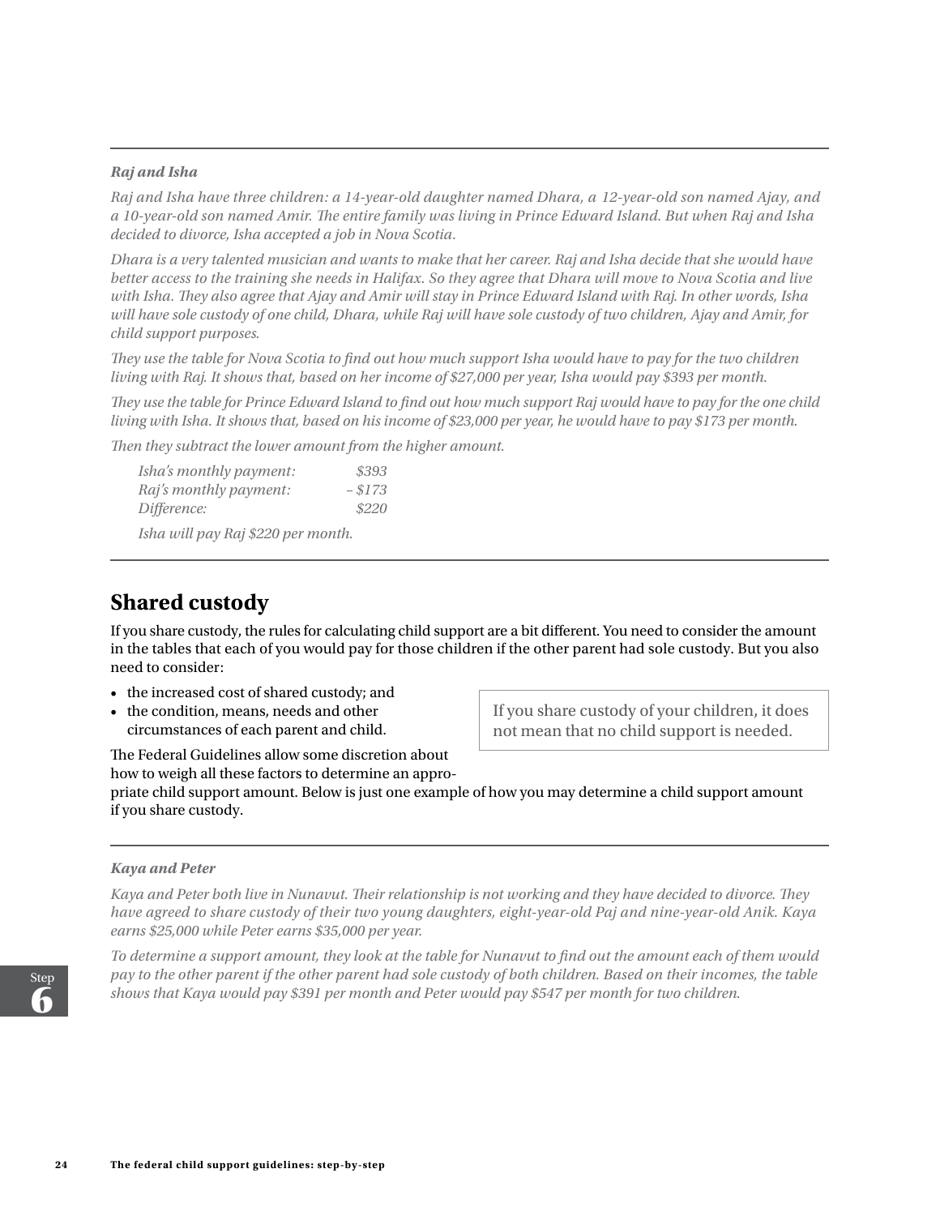*Raj and Isha*

*Raj and Isha have three children: a 14-year-old daughter named Dhara, a 12-year-old son named Ajay, and a 10-year-old son named Amir. The entire family was living in Prince Edward Island. But when Raj and Isha decided to divorce, Isha accepted a job in Nova Scotia.*

*Dhara is a very talented musician and wants to make that her career. Raj and Isha decide that she would have better access to the training she needs in Halifax. So they agree that Dhara will move to Nova Scotia and live with Isha. They also agree that Ajay and Amir will stay in Prince Edward Island with Raj. In other words, Isha will have sole custody of one child, Dhara, while Raj will have sole custody of two children, Ajay and Amir, for child support purposes.*

*They use the table for Nova Scotia to find out how much support Isha would have to pay for the two children living with Raj. It shows that, based on her income of $27,000 per year, Isha would pay $393 per month.*

*They use the table for Prince Edward Island to find out how much support Raj would have to pay for the one child living with Isha. It shows that, based on his income of $23,000 per year, he would have to pay $173 per month.*

*Then they subtract the lower amount from the higher amount.*

| | |
|---|---|
| *Isha's monthly payment:* | *$393* |
| *Raj's monthly payment:* | *– $173* |
| *Difference:* | *$220* |

*Isha will pay Raj $220 per month.*

## Shared custody

If you share custody, the rules for calculating child support are a bit different. You need to consider the amount in the tables that each of you would pay for those children if the other parent had sole custody. But you also need to consider:

- the increased cost of shared custody; and
- the condition, means, needs and other circumstances of each parent and child.

> If you share custody of your children, it does not mean that no child support is needed.

The Federal Guidelines allow some discretion about how to weigh all these factors to determine an appropriate child support amount. Below is just one example of how you may determine a child support amount if you share custody.

*Kaya and Peter*

*Kaya and Peter both live in Nunavut. Their relationship is not working and they have decided to divorce. They have agreed to share custody of their two young daughters, eight-year-old Paj and nine-year-old Anik. Kaya earns $25,000 while Peter earns $35,000 per year.*

*To determine a support amount, they look at the table for Nunavut to find out the amount each of them would pay to the other parent if the other parent had sole custody of both children. Based on their incomes, the table shows that Kaya would pay $391 per month and Peter would pay $547 per month for two children.*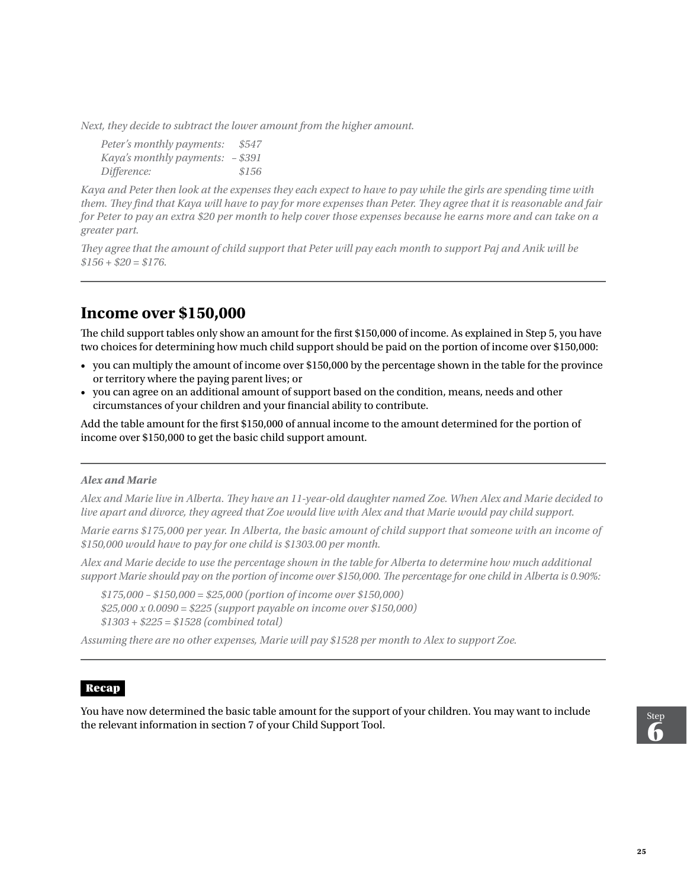*Next, they decide to subtract the lower amount from the higher amount.*

> *Peter's monthly payments: $547*
> *Kaya's monthly payments: – $391*
> *Difference: $156*

*Kaya and Peter then look at the expenses they each expect to have to pay while the girls are spending time with them. They find that Kaya will have to pay for more expenses than Peter. They agree that it is reasonable and fair for Peter to pay an extra $20 per month to help cover those expenses because he earns more and can take on a greater part.*

*They agree that the amount of child support that Peter will pay each month to support Paj and Anik will be $156 + $20 = $176.*

---

## Income over $150,000

The child support tables only show an amount for the first $150,000 of income. As explained in Step 5, you have two choices for determining how much child support should be paid on the portion of income over $150,000:

- you can multiply the amount of income over $150,000 by the percentage shown in the table for the province or territory where the paying parent lives; or
- you can agree on an additional amount of support based on the condition, means, needs and other circumstances of your children and your financial ability to contribute.

Add the table amount for the first $150,000 of annual income to the amount determined for the portion of income over $150,000 to get the basic child support amount.

---

***Alex and Marie***

*Alex and Marie live in Alberta. They have an 11-year-old daughter named Zoe. When Alex and Marie decided to live apart and divorce, they agreed that Zoe would live with Alex and that Marie would pay child support.*

*Marie earns $175,000 per year. In Alberta, the basic amount of child support that someone with an income of $150,000 would have to pay for one child is $1303.00 per month.*

*Alex and Marie decide to use the percentage shown in the table for Alberta to determine how much additional support Marie should pay on the portion of income over $150,000. The percentage for one child in Alberta is 0.90%:*

> *$175,000 – $150,000 = $25,000 (portion of income over $150,000)*
> *$25,000 x 0.0090 = $225 (support payable on income over $150,000)*
> *$1303 + $225 = $1528 (combined total)*

*Assuming there are no other expenses, Marie will pay $1528 per month to Alex to support Zoe.*

---

**Recap**

You have now determined the basic table amount for the support of your children. You may want to include the relevant information in section 7 of your Child Support Tool.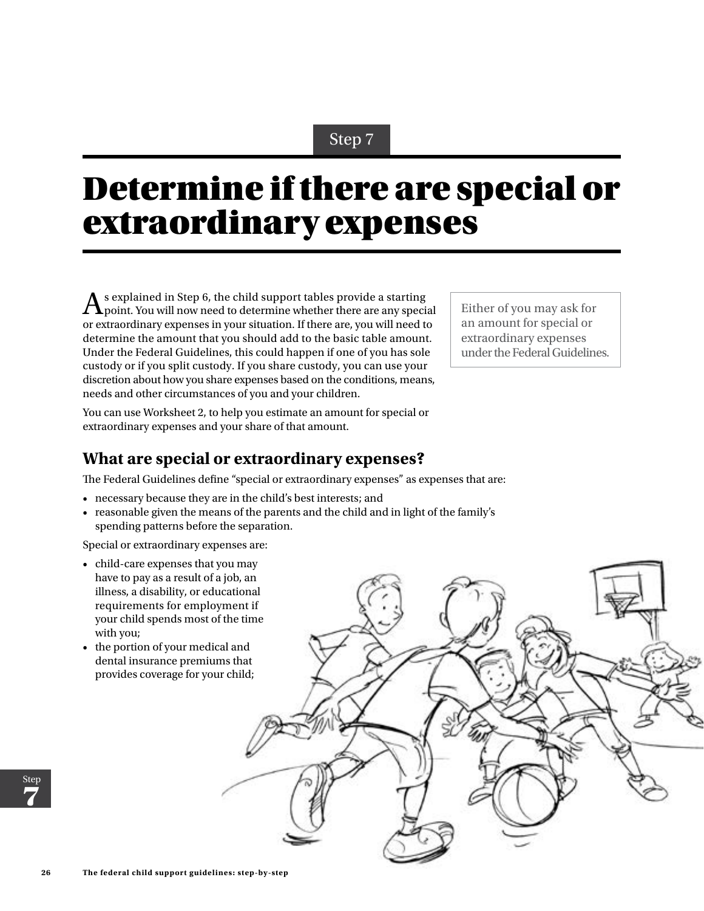Step 7

# Determine if there are special or extraordinary expenses

As explained in Step 6, the child support tables provide a starting point. You will now need to determine whether there are any special or extraordinary expenses in your situation. If there are, you will need to determine the amount that you should add to the basic table amount. Under the Federal Guidelines, this could happen if one of you has sole custody or if you split custody. If you share custody, you can use your discretion about how you share expenses based on the conditions, means, needs and other circumstances of you and your children.

> Either of you may ask for an amount for special or extraordinary expenses under the Federal Guidelines.

You can use Worksheet 2, to help you estimate an amount for special or extraordinary expenses and your share of that amount.

## What are special or extraordinary expenses?

The Federal Guidelines define “special or extraordinary expenses” as expenses that are:

- necessary because they are in the child’s best interests; and
- reasonable given the means of the parents and the child and in light of the family’s spending patterns before the separation.

Special or extraordinary expenses are:

- child-care expenses that you may have to pay as a result of a job, an illness, a disability, or educational requirements for employment if your child spends most of the time with you;
- the portion of your medical and dental insurance premiums that provides coverage for your child;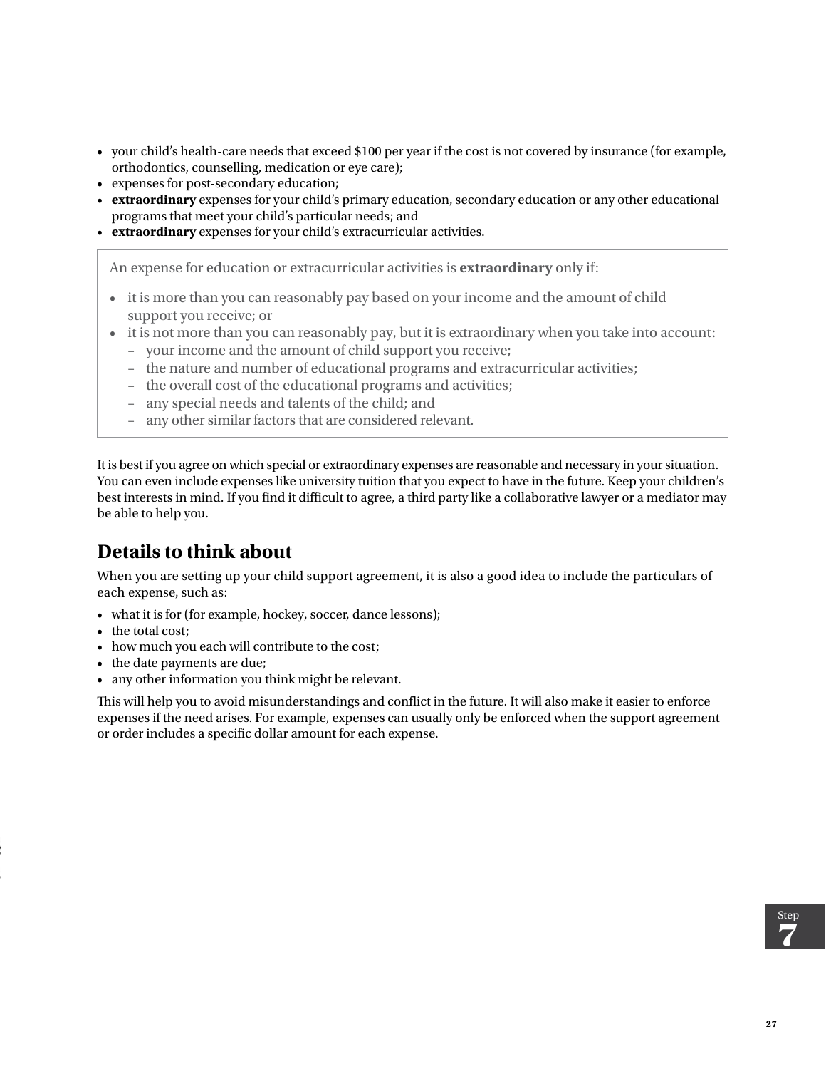- your child's health-care needs that exceed $100 per year if the cost is not covered by insurance (for example, orthodontics, counselling, medication or eye care);
- expenses for post-secondary education;
- **extraordinary** expenses for your child's primary education, secondary education or any other educational programs that meet your child's particular needs; and
- **extraordinary** expenses for your child's extracurricular activities.

> An expense for education or extracurricular activities is **extraordinary** only if:
>
> - it is more than you can reasonably pay based on your income and the amount of child support you receive; or
> - it is not more than you can reasonably pay, but it is extraordinary when you take into account:
>   - your income and the amount of child support you receive;
>   - the nature and number of educational programs and extracurricular activities;
>   - the overall cost of the educational programs and activities;
>   - any special needs and talents of the child; and
>   - any other similar factors that are considered relevant.

It is best if you agree on which special or extraordinary expenses are reasonable and necessary in your situation. You can even include expenses like university tuition that you expect to have in the future. Keep your children's best interests in mind. If you find it difficult to agree, a third party like a collaborative lawyer or a mediator may be able to help you.

## Details to think about

When you are setting up your child support agreement, it is also a good idea to include the particulars of each expense, such as:

- what it is for (for example, hockey, soccer, dance lessons);
- the total cost;
- how much you each will contribute to the cost;
- the date payments are due;
- any other information you think might be relevant.

This will help you to avoid misunderstandings and conflict in the future. It will also make it easier to enforce expenses if the need arises. For example, expenses can usually only be enforced when the support agreement or order includes a specific dollar amount for each expense.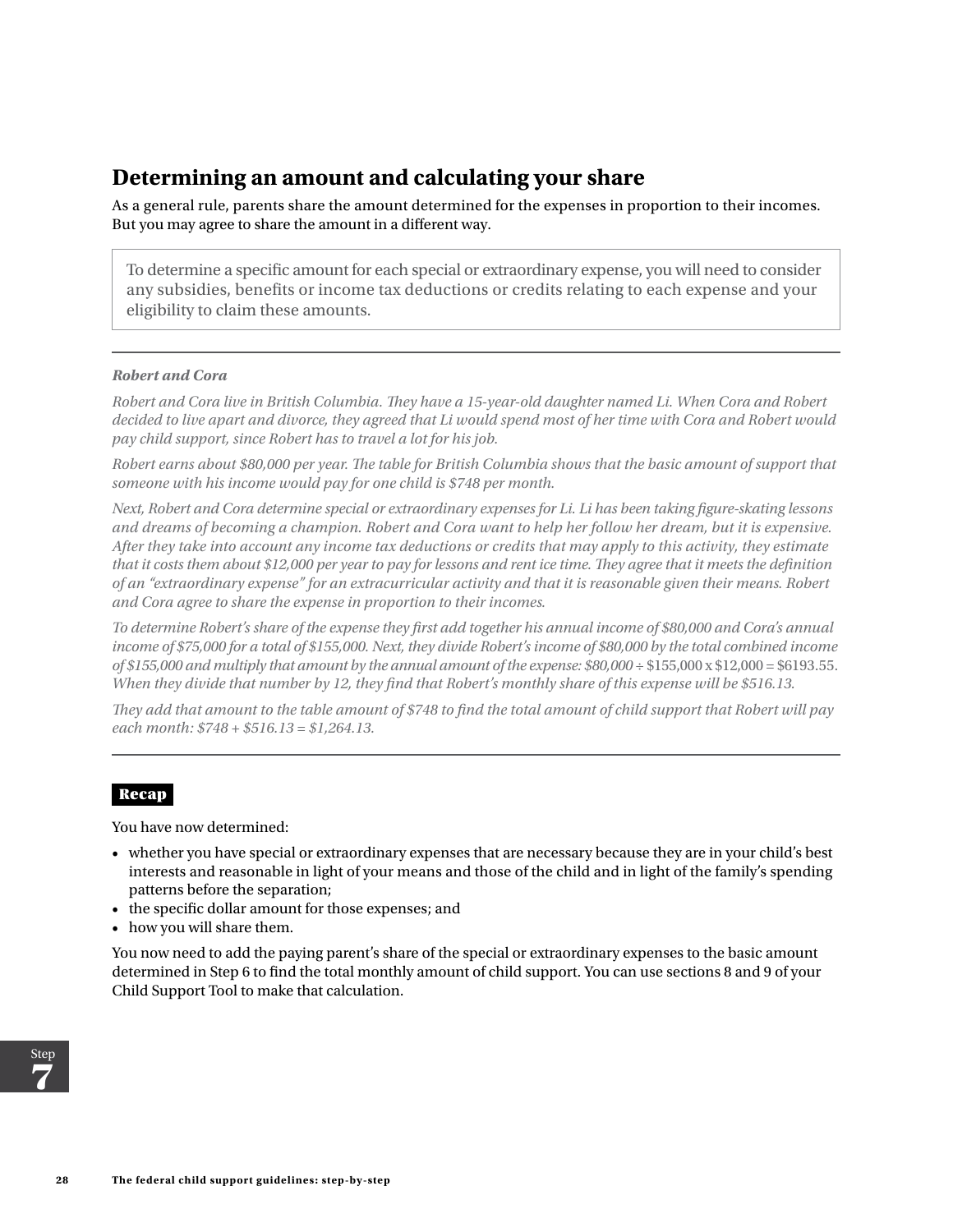## Determining an amount and calculating your share

As a general rule, parents share the amount determined for the expenses in proportion to their incomes. But you may agree to share the amount in a different way.

> To determine a specific amount for each special or extraordinary expense, you will need to consider any subsidies, benefits or income tax deductions or credits relating to each expense and your eligibility to claim these amounts.

---

***Robert and Cora***

*Robert and Cora live in British Columbia. They have a 15-year-old daughter named Li. When Cora and Robert decided to live apart and divorce, they agreed that Li would spend most of her time with Cora and Robert would pay child support, since Robert has to travel a lot for his job.*

*Robert earns about $80,000 per year. The table for British Columbia shows that the basic amount of support that someone with his income would pay for one child is $748 per month.*

*Next, Robert and Cora determine special or extraordinary expenses for Li. Li has been taking figure-skating lessons and dreams of becoming a champion. Robert and Cora want to help her follow her dream, but it is expensive. After they take into account any income tax deductions or credits that may apply to this activity, they estimate that it costs them about $12,000 per year to pay for lessons and rent ice time. They agree that it meets the definition of an "extraordinary expense" for an extracurricular activity and that it is reasonable given their means. Robert and Cora agree to share the expense in proportion to their incomes.*

*To determine Robert's share of the expense they first add together his annual income of $80,000 and Cora's annual income of $75,000 for a total of $155,000. Next, they divide Robert's income of $80,000 by the total combined income of $155,000 and multiply that amount by the annual amount of the expense: $80,000 ÷ $155,000 x $12,000 = $6193.55. When they divide that number by 12, they find that Robert's monthly share of this expense will be $516.13.*

*They add that amount to the table amount of $748 to find the total amount of child support that Robert will pay each month: $748 + $516.13 = $1,264.13.*

---

**Recap**

You have now determined:

- whether you have special or extraordinary expenses that are necessary because they are in your child's best interests and reasonable in light of your means and those of the child and in light of the family's spending patterns before the separation;
- the specific dollar amount for those expenses; and
- how you will share them.

You now need to add the paying parent's share of the special or extraordinary expenses to the basic amount determined in Step 6 to find the total monthly amount of child support. You can use sections 8 and 9 of your Child Support Tool to make that calculation.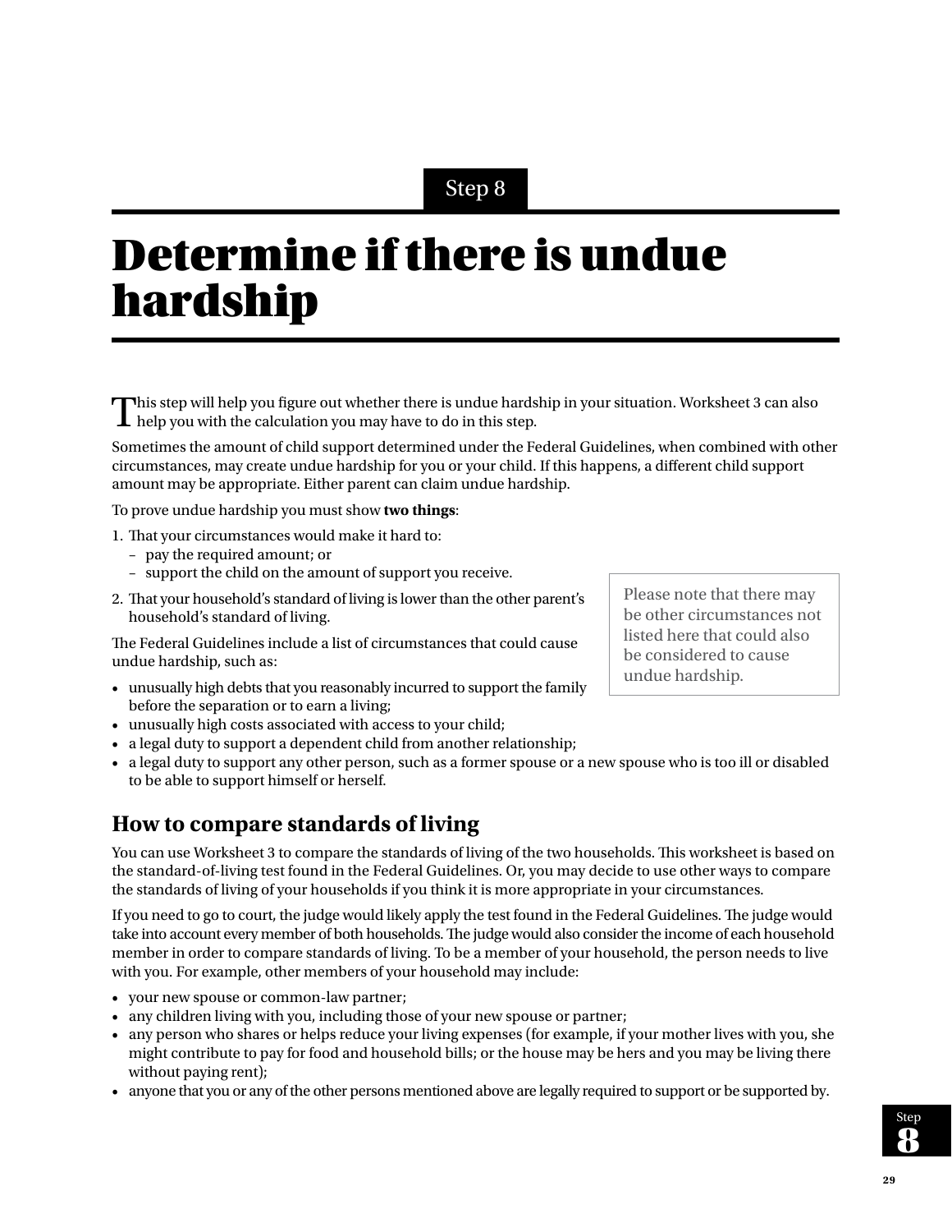Step 8

# Determine if there is undue hardship

This step will help you figure out whether there is undue hardship in your situation. Worksheet 3 can also help you with the calculation you may have to do in this step.

Sometimes the amount of child support determined under the Federal Guidelines, when combined with other circumstances, may create undue hardship for you or your child. If this happens, a different child support amount may be appropriate. Either parent can claim undue hardship.

To prove undue hardship you must show **two things**:

1. That your circumstances would make it hard to:
   - pay the required amount; or
   - support the child on the amount of support you receive.
2. That your household's standard of living is lower than the other parent's household's standard of living.

> Please note that there may be other circumstances not listed here that could also be considered to cause undue hardship.

The Federal Guidelines include a list of circumstances that could cause undue hardship, such as:

- unusually high debts that you reasonably incurred to support the family before the separation or to earn a living;
- unusually high costs associated with access to your child;
- a legal duty to support a dependent child from another relationship;
- a legal duty to support any other person, such as a former spouse or a new spouse who is too ill or disabled to be able to support himself or herself.

## How to compare standards of living

You can use Worksheet 3 to compare the standards of living of the two households. This worksheet is based on the standard-of-living test found in the Federal Guidelines. Or, you may decide to use other ways to compare the standards of living of your households if you think it is more appropriate in your circumstances.

If you need to go to court, the judge would likely apply the test found in the Federal Guidelines. The judge would take into account every member of both households. The judge would also consider the income of each household member in order to compare standards of living. To be a member of your household, the person needs to live with you. For example, other members of your household may include:

- your new spouse or common-law partner;
- any children living with you, including those of your new spouse or partner;
- any person who shares or helps reduce your living expenses (for example, if your mother lives with you, she might contribute to pay for food and household bills; or the house may be hers and you may be living there without paying rent);
- anyone that you or any of the other persons mentioned above are legally required to support or be supported by.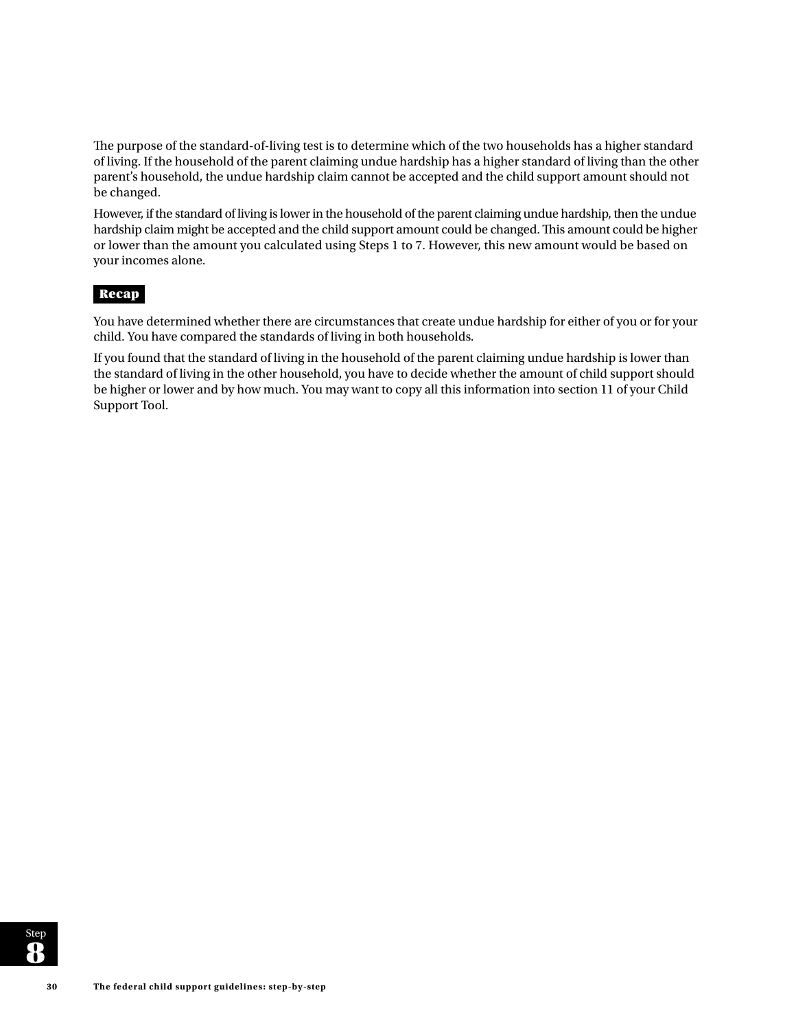The purpose of the standard-of-living test is to determine which of the two households has a higher standard of living. If the household of the parent claiming undue hardship has a higher standard of living than the other parent's household, the undue hardship claim cannot be accepted and the child support amount should not be changed.

However, if the standard of living is lower in the household of the parent claiming undue hardship, then the undue hardship claim might be accepted and the child support amount could be changed. This amount could be higher or lower than the amount you calculated using Steps 1 to 7. However, this new amount would be based on your incomes alone.

**Recap**

You have determined whether there are circumstances that create undue hardship for either of you or for your child. You have compared the standards of living in both households.

If you found that the standard of living in the household of the parent claiming undue hardship is lower than the standard of living in the other household, you have to decide whether the amount of child support should be higher or lower and by how much. You may want to copy all this information into section 11 of your Child Support Tool.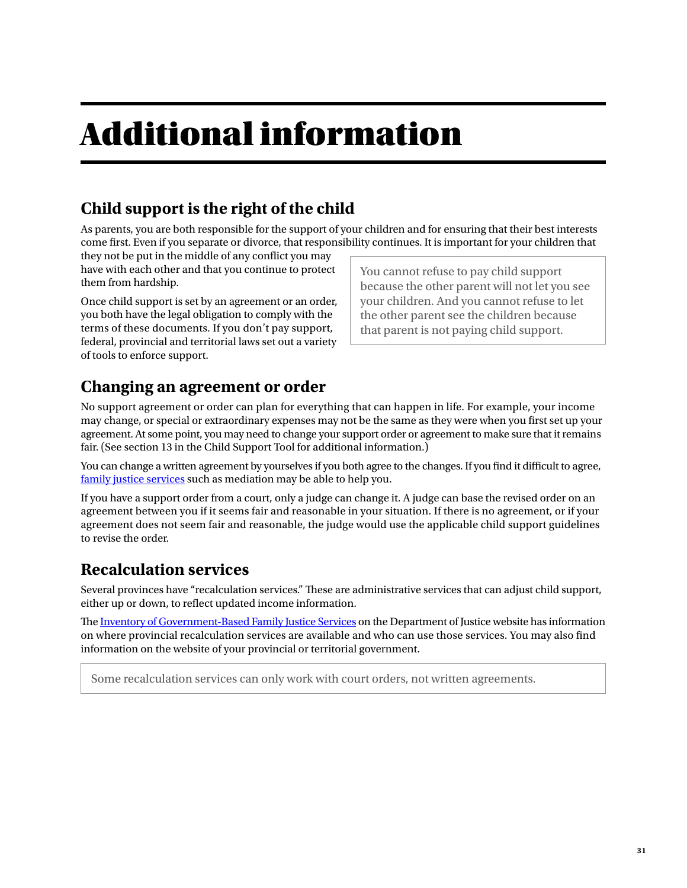# Additional information

## Child support is the right of the child

As parents, you are both responsible for the support of your children and for ensuring that their best interests come first. Even if you separate or divorce, that responsibility continues. It is important for your children that they not be put in the middle of any conflict you may have with each other and that you continue to protect them from hardship.

Once child support is set by an agreement or an order, you both have the legal obligation to comply with the terms of these documents. If you don't pay support, federal, provincial and territorial laws set out a variety of tools to enforce support.

> You cannot refuse to pay child support because the other parent will not let you see your children. And you cannot refuse to let the other parent see the children because that parent is not paying child support.

## Changing an agreement or order

No support agreement or order can plan for everything that can happen in life. For example, your income may change, or special or extraordinary expenses may not be the same as they were when you first set up your agreement. At some point, you may need to change your support order or agreement to make sure that it remains fair. (See section 13 in the Child Support Tool for additional information.)

You can change a written agreement by yourselves if you both agree to the changes. If you find it difficult to agree, family justice services such as mediation may be able to help you.

If you have a support order from a court, only a judge can change it. A judge can base the revised order on an agreement between you if it seems fair and reasonable in your situation. If there is no agreement, or if your agreement does not seem fair and reasonable, the judge would use the applicable child support guidelines to revise the order.

## Recalculation services

Several provinces have "recalculation services." These are administrative services that can adjust child support, either up or down, to reflect updated income information.

The Inventory of Government-Based Family Justice Services on the Department of Justice website has information on where provincial recalculation services are available and who can use those services. You may also find information on the website of your provincial or territorial government.

> Some recalculation services can only work with court orders, not written agreements.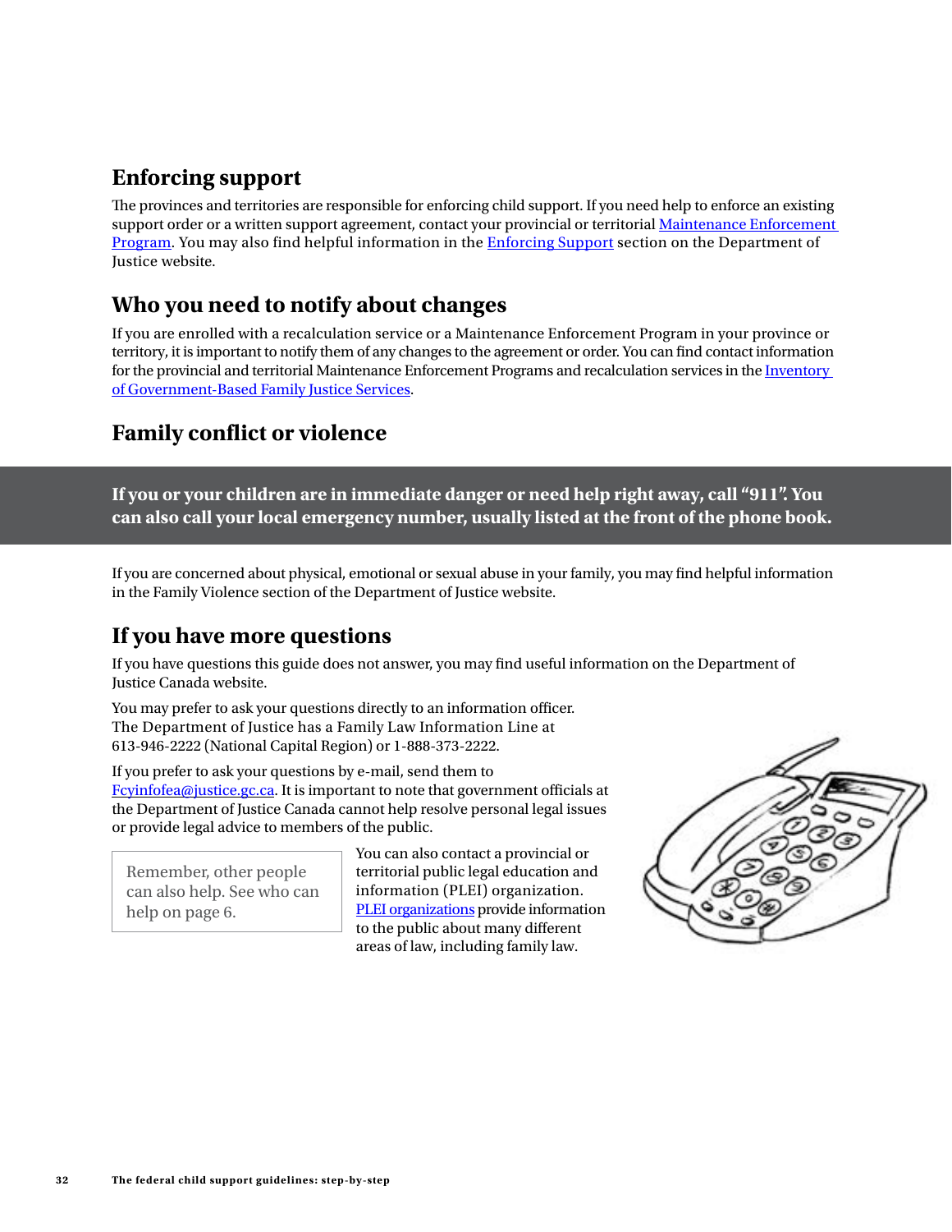## Enforcing support

The provinces and territories are responsible for enforcing child support. If you need help to enforce an existing support order or a written support agreement, contact your provincial or territorial Maintenance Enforcement Program. You may also find helpful information in the Enforcing Support section on the Department of Justice website.

## Who you need to notify about changes

If you are enrolled with a recalculation service or a Maintenance Enforcement Program in your province or territory, it is important to notify them of any changes to the agreement or order. You can find contact information for the provincial and territorial Maintenance Enforcement Programs and recalculation services in the Inventory of Government-Based Family Justice Services.

## Family conflict or violence

**If you or your children are in immediate danger or need help right away, call "911". You can also call your local emergency number, usually listed at the front of the phone book.**

If you are concerned about physical, emotional or sexual abuse in your family, you may find helpful information in the Family Violence section of the Department of Justice website.

## If you have more questions

If you have questions this guide does not answer, you may find useful information on the Department of Justice Canada website.

You may prefer to ask your questions directly to an information officer. The Department of Justice has a Family Law Information Line at 613-946-2222 (National Capital Region) or 1-888-373-2222.

If you prefer to ask your questions by e-mail, send them to Fcyinfofea@justice.gc.ca. It is important to note that government officials at the Department of Justice Canada cannot help resolve personal legal issues or provide legal advice to members of the public.

> Remember, other people can also help. See who can help on page 6.

You can also contact a provincial or territorial public legal education and information (PLEI) organization. PLEI organizations provide information to the public about many different areas of law, including family law.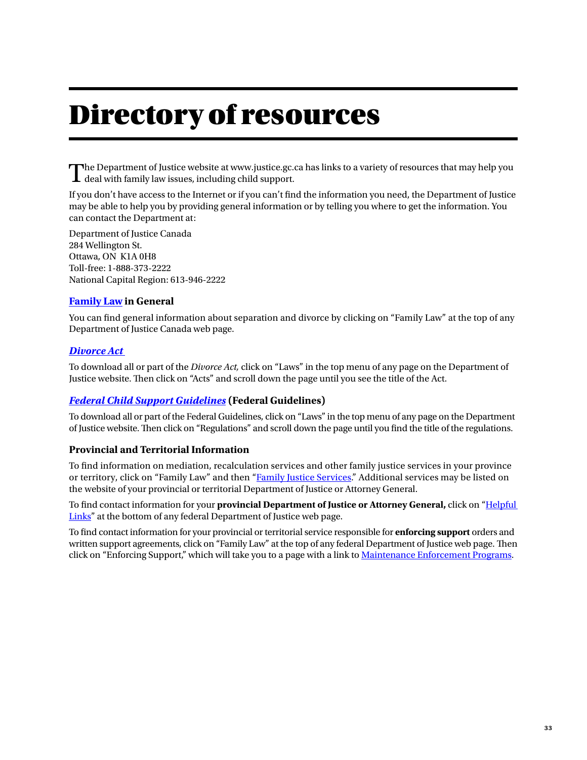# Directory of resources

The Department of Justice website at www.justice.gc.ca has links to a variety of resources that may help you deal with family law issues, including child support.

If you don't have access to the Internet or if you can't find the information you need, the Department of Justice may be able to help you by providing general information or by telling you where to get the information. You can contact the Department at:

Department of Justice Canada
284 Wellington St.
Ottawa, ON  K1A 0H8
Toll-free: 1-888-373-2222
National Capital Region: 613-946-2222

### Family Law in General

You can find general information about separation and divorce by clicking on "Family Law" at the top of any Department of Justice Canada web page.

### *Divorce Act*

To download all or part of the *Divorce Act,* click on "Laws" in the top menu of any page on the Department of Justice website. Then click on "Acts" and scroll down the page until you see the title of the Act.

### *Federal Child Support Guidelines* (Federal Guidelines)

To download all or part of the Federal Guidelines, click on "Laws" in the top menu of any page on the Department of Justice website. Then click on "Regulations" and scroll down the page until you find the title of the regulations.

### Provincial and Territorial Information

To find information on mediation, recalculation services and other family justice services in your province or territory, click on "Family Law" and then "Family Justice Services." Additional services may be listed on the website of your provincial or territorial Department of Justice or Attorney General.

To find contact information for your **provincial Department of Justice or Attorney General,** click on "Helpful Links" at the bottom of any federal Department of Justice web page.

To find contact information for your provincial or territorial service responsible for **enforcing support** orders and written support agreements, click on "Family Law" at the top of any federal Department of Justice web page. Then click on "Enforcing Support," which will take you to a page with a link to Maintenance Enforcement Programs.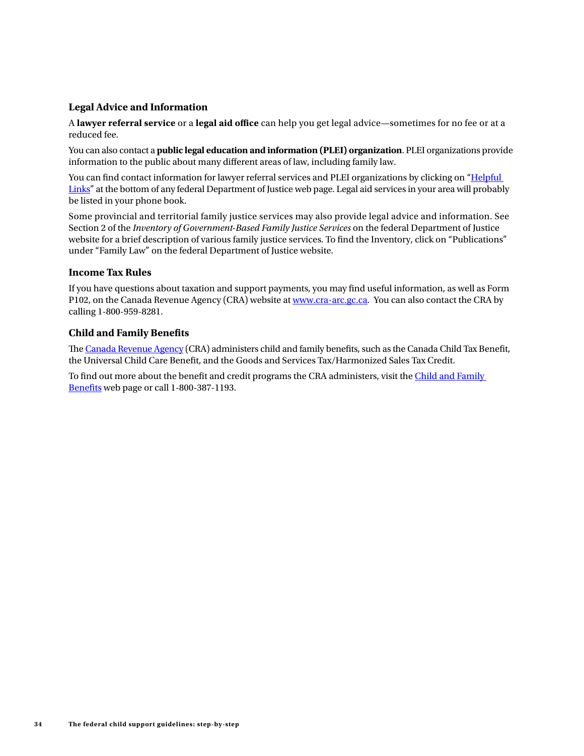### Legal Advice and Information

A **lawyer referral service** or a **legal aid office** can help you get legal advice—sometimes for no fee or at a reduced fee.

You can also contact a **public legal education and information (PLEI) organization**. PLEI organizations provide information to the public about many different areas of law, including family law.

You can find contact information for lawyer referral services and PLEI organizations by clicking on "Helpful Links" at the bottom of any federal Department of Justice web page. Legal aid services in your area will probably be listed in your phone book.

Some provincial and territorial family justice services may also provide legal advice and information. See Section 2 of the *Inventory of Government-Based Family Justice Services* on the federal Department of Justice website for a brief description of various family justice services. To find the Inventory, click on "Publications" under "Family Law" on the federal Department of Justice website.

### Income Tax Rules

If you have questions about taxation and support payments, you may find useful information, as well as Form P102, on the Canada Revenue Agency (CRA) website at www.cra-arc.gc.ca. You can also contact the CRA by calling 1-800-959-8281.

### Child and Family Benefits

The Canada Revenue Agency (CRA) administers child and family benefits, such as the Canada Child Tax Benefit, the Universal Child Care Benefit, and the Goods and Services Tax/Harmonized Sales Tax Credit.

To find out more about the benefit and credit programs the CRA administers, visit the Child and Family Benefits web page or call 1-800-387-1193.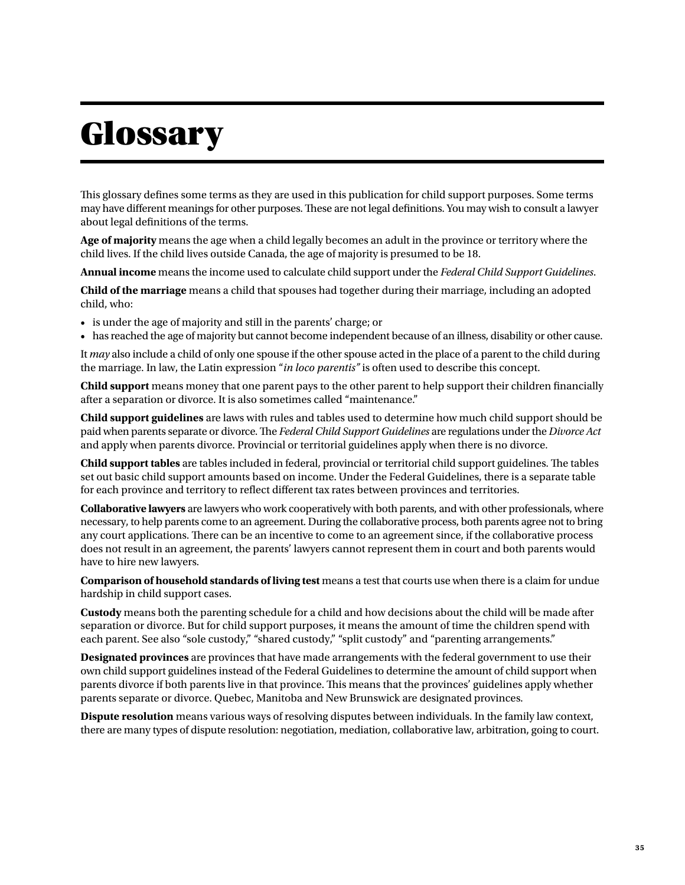# Glossary

This glossary defines some terms as they are used in this publication for child support purposes. Some terms may have different meanings for other purposes. These are not legal definitions. You may wish to consult a lawyer about legal definitions of the terms.

**Age of majority** means the age when a child legally becomes an adult in the province or territory where the child lives. If the child lives outside Canada, the age of majority is presumed to be 18.

**Annual income** means the income used to calculate child support under the *Federal Child Support Guidelines*.

**Child of the marriage** means a child that spouses had together during their marriage, including an adopted child, who:

- is under the age of majority and still in the parents' charge; or
- has reached the age of majority but cannot become independent because of an illness, disability or other cause.

It *may* also include a child of only one spouse if the other spouse acted in the place of a parent to the child during the marriage. In law, the Latin expression "*in loco parentis"* is often used to describe this concept.

**Child support** means money that one parent pays to the other parent to help support their children financially after a separation or divorce. It is also sometimes called "maintenance."

**Child support guidelines** are laws with rules and tables used to determine how much child support should be paid when parents separate or divorce. The *Federal Child Support Guidelines* are regulations under the *Divorce Act* and apply when parents divorce. Provincial or territorial guidelines apply when there is no divorce.

**Child support tables** are tables included in federal, provincial or territorial child support guidelines. The tables set out basic child support amounts based on income. Under the Federal Guidelines, there is a separate table for each province and territory to reflect different tax rates between provinces and territories.

**Collaborative lawyers** are lawyers who work cooperatively with both parents, and with other professionals, where necessary, to help parents come to an agreement. During the collaborative process, both parents agree not to bring any court applications. There can be an incentive to come to an agreement since, if the collaborative process does not result in an agreement, the parents' lawyers cannot represent them in court and both parents would have to hire new lawyers.

**Comparison of household standards of living test** means a test that courts use when there is a claim for undue hardship in child support cases.

**Custody** means both the parenting schedule for a child and how decisions about the child will be made after separation or divorce. But for child support purposes, it means the amount of time the children spend with each parent. See also "sole custody," "shared custody," "split custody" and "parenting arrangements."

**Designated provinces** are provinces that have made arrangements with the federal government to use their own child support guidelines instead of the Federal Guidelines to determine the amount of child support when parents divorce if both parents live in that province. This means that the provinces' guidelines apply whether parents separate or divorce. Quebec, Manitoba and New Brunswick are designated provinces.

**Dispute resolution** means various ways of resolving disputes between individuals. In the family law context, there are many types of dispute resolution: negotiation, mediation, collaborative law, arbitration, going to court.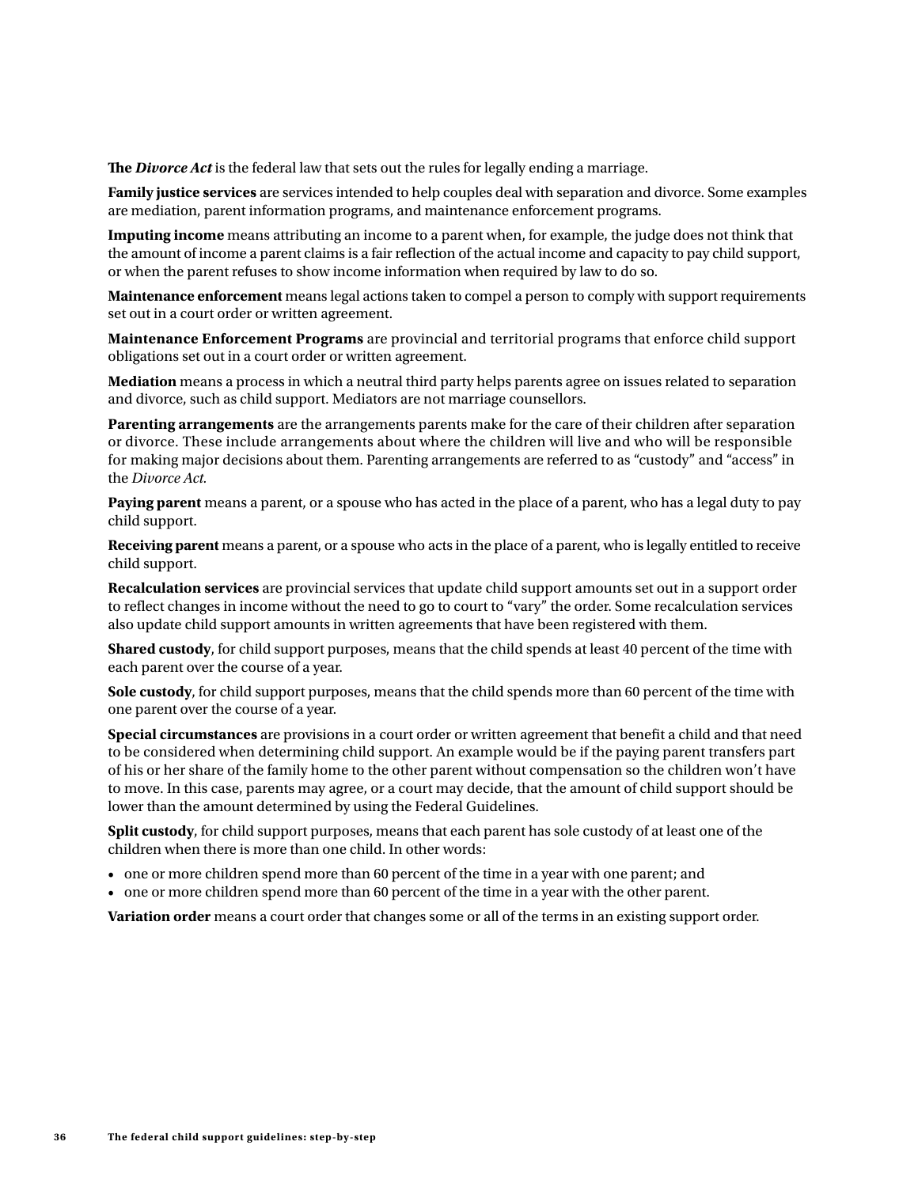**The *Divorce Act*** is the federal law that sets out the rules for legally ending a marriage.

**Family justice services** are services intended to help couples deal with separation and divorce. Some examples are mediation, parent information programs, and maintenance enforcement programs.

**Imputing income** means attributing an income to a parent when, for example, the judge does not think that the amount of income a parent claims is a fair reflection of the actual income and capacity to pay child support, or when the parent refuses to show income information when required by law to do so.

**Maintenance enforcement** means legal actions taken to compel a person to comply with support requirements set out in a court order or written agreement.

**Maintenance Enforcement Programs** are provincial and territorial programs that enforce child support obligations set out in a court order or written agreement.

**Mediation** means a process in which a neutral third party helps parents agree on issues related to separation and divorce, such as child support. Mediators are not marriage counsellors.

**Parenting arrangements** are the arrangements parents make for the care of their children after separation or divorce. These include arrangements about where the children will live and who will be responsible for making major decisions about them. Parenting arrangements are referred to as "custody" and "access" in the *Divorce Act*.

**Paying parent** means a parent, or a spouse who has acted in the place of a parent, who has a legal duty to pay child support.

**Receiving parent** means a parent, or a spouse who acts in the place of a parent, who is legally entitled to receive child support.

**Recalculation services** are provincial services that update child support amounts set out in a support order to reflect changes in income without the need to go to court to "vary" the order. Some recalculation services also update child support amounts in written agreements that have been registered with them.

**Shared custody**, for child support purposes, means that the child spends at least 40 percent of the time with each parent over the course of a year.

**Sole custody**, for child support purposes, means that the child spends more than 60 percent of the time with one parent over the course of a year.

**Special circumstances** are provisions in a court order or written agreement that benefit a child and that need to be considered when determining child support. An example would be if the paying parent transfers part of his or her share of the family home to the other parent without compensation so the children won't have to move. In this case, parents may agree, or a court may decide, that the amount of child support should be lower than the amount determined by using the Federal Guidelines.

**Split custody**, for child support purposes, means that each parent has sole custody of at least one of the children when there is more than one child. In other words:

- one or more children spend more than 60 percent of the time in a year with one parent; and
- one or more children spend more than 60 percent of the time in a year with the other parent.

**Variation order** means a court order that changes some or all of the terms in an existing support order.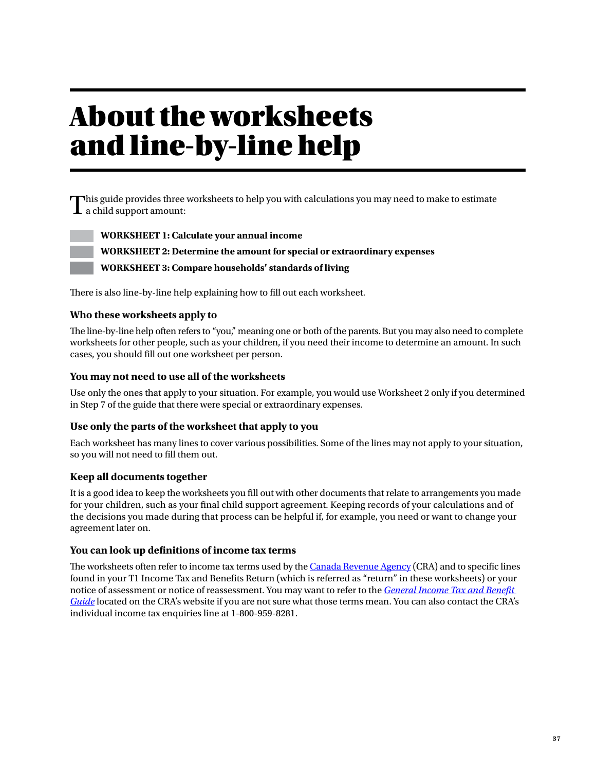# About the worksheets and line-by-line help

This guide provides three worksheets to help you with calculations you may need to make to estimate a child support amount:

- **WORKSHEET 1: Calculate your annual income**
- **WORKSHEET 2: Determine the amount for special or extraordinary expenses**
- **WORKSHEET 3: Compare households' standards of living**

There is also line-by-line help explaining how to fill out each worksheet.

### Who these worksheets apply to

The line-by-line help often refers to "you," meaning one or both of the parents. But you may also need to complete worksheets for other people, such as your children, if you need their income to determine an amount. In such cases, you should fill out one worksheet per person.

### You may not need to use all of the worksheets

Use only the ones that apply to your situation. For example, you would use Worksheet 2 only if you determined in Step 7 of the guide that there were special or extraordinary expenses.

### Use only the parts of the worksheet that apply to you

Each worksheet has many lines to cover various possibilities. Some of the lines may not apply to your situation, so you will not need to fill them out.

### Keep all documents together

It is a good idea to keep the worksheets you fill out with other documents that relate to arrangements you made for your children, such as your final child support agreement. Keeping records of your calculations and of the decisions you made during that process can be helpful if, for example, you need or want to change your agreement later on.

### You can look up definitions of income tax terms

The worksheets often refer to income tax terms used by the Canada Revenue Agency (CRA) and to specific lines found in your T1 Income Tax and Benefits Return (which is referred as "return" in these worksheets) or your notice of assessment or notice of reassessment. You may want to refer to the *General Income Tax and Benefit Guide* located on the CRA's website if you are not sure what those terms mean. You can also contact the CRA's individual income tax enquiries line at 1-800-959-8281.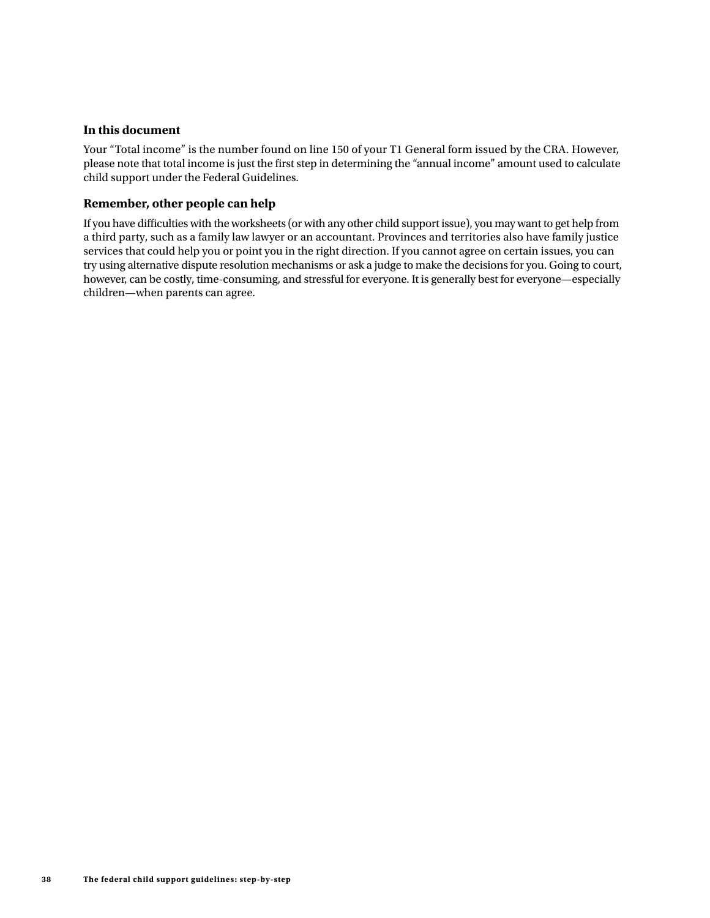### In this document

Your “Total income” is the number found on line 150 of your T1 General form issued by the CRA. However, please note that total income is just the first step in determining the “annual income” amount used to calculate child support under the Federal Guidelines.

### Remember, other people can help

If you have difficulties with the worksheets (or with any other child support issue), you may want to get help from a third party, such as a family law lawyer or an accountant. Provinces and territories also have family justice services that could help you or point you in the right direction. If you cannot agree on certain issues, you can try using alternative dispute resolution mechanisms or ask a judge to make the decisions for you. Going to court, however, can be costly, time-consuming, and stressful for everyone. It is generally best for everyone—especially children—when parents can agree.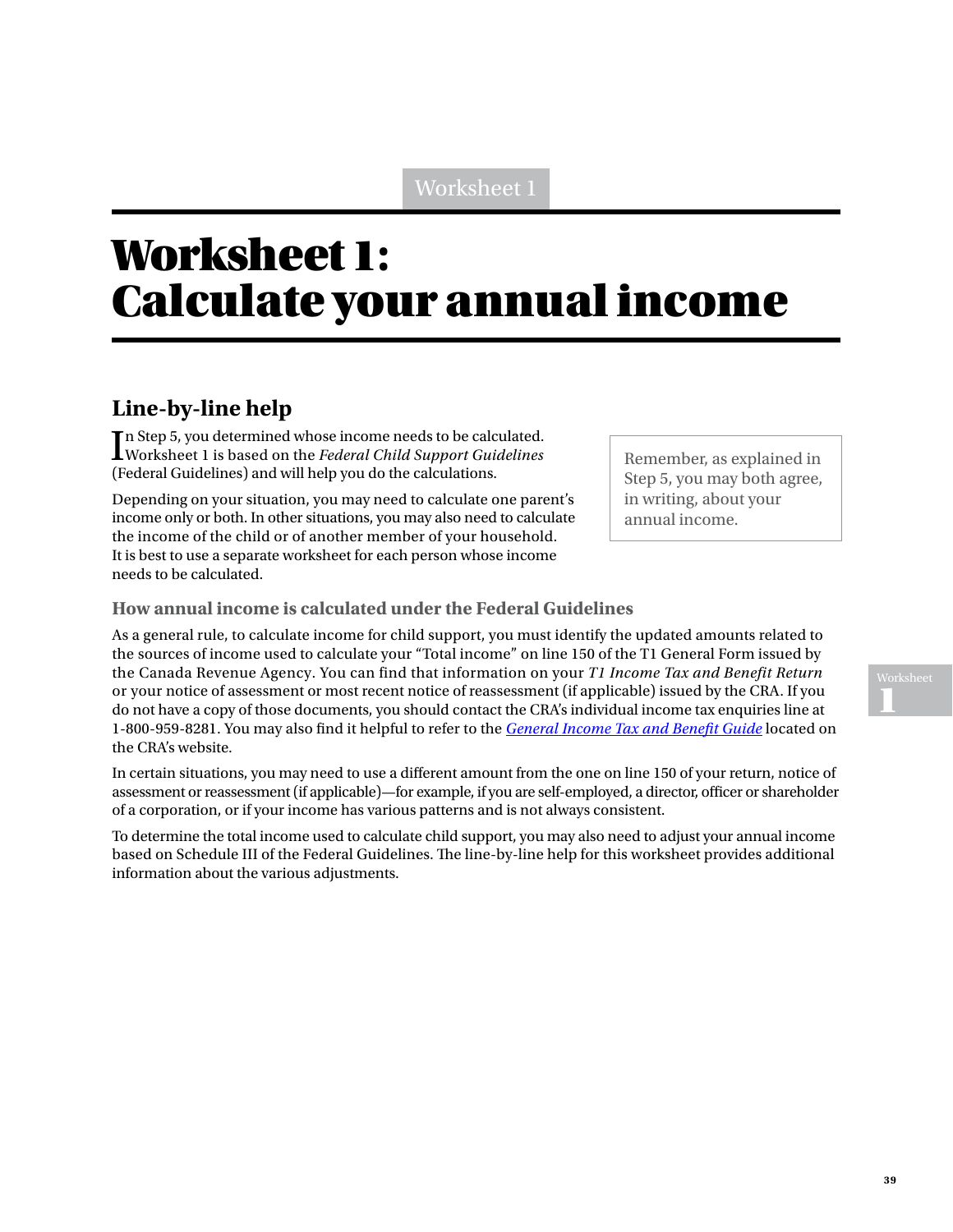# Worksheet 1: Calculate your annual income

## Line-by-line help

In Step 5, you determined whose income needs to be calculated. Worksheet 1 is based on the *Federal Child Support Guidelines* (Federal Guidelines) and will help you do the calculations.

Depending on your situation, you may need to calculate one parent's income only or both. In other situations, you may also need to calculate the income of the child or of another member of your household. It is best to use a separate worksheet for each person whose income needs to be calculated.

> Remember, as explained in Step 5, you may both agree, in writing, about your annual income.

### How annual income is calculated under the Federal Guidelines

As a general rule, to calculate income for child support, you must identify the updated amounts related to the sources of income used to calculate your "Total income" on line 150 of the T1 General Form issued by the Canada Revenue Agency. You can find that information on your *T1 Income Tax and Benefit Return* or your notice of assessment or most recent notice of reassessment (if applicable) issued by the CRA. If you do not have a copy of those documents, you should contact the CRA's individual income tax enquiries line at 1-800-959-8281. You may also find it helpful to refer to the *General Income Tax and Benefit Guide* located on the CRA's website.

In certain situations, you may need to use a different amount from the one on line 150 of your return, notice of assessment or reassessment (if applicable)—for example, if you are self-employed, a director, officer or shareholder of a corporation, or if your income has various patterns and is not always consistent.

To determine the total income used to calculate child support, you may also need to adjust your annual income based on Schedule III of the Federal Guidelines. The line-by-line help for this worksheet provides additional information about the various adjustments.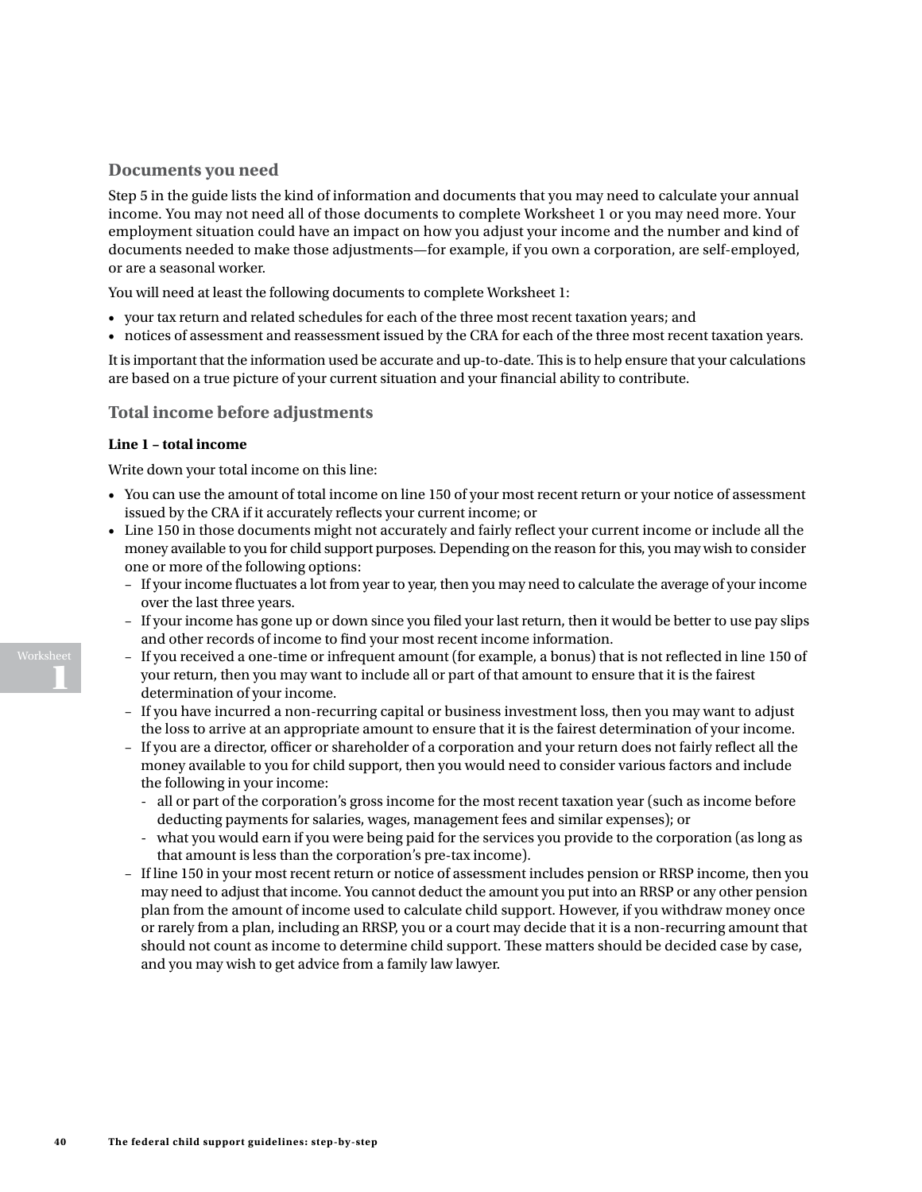## Documents you need

Step 5 in the guide lists the kind of information and documents that you may need to calculate your annual income. You may not need all of those documents to complete Worksheet 1 or you may need more. Your employment situation could have an impact on how you adjust your income and the number and kind of documents needed to make those adjustments—for example, if you own a corporation, are self-employed, or are a seasonal worker.

You will need at least the following documents to complete Worksheet 1:

- your tax return and related schedules for each of the three most recent taxation years; and
- notices of assessment and reassessment issued by the CRA for each of the three most recent taxation years.

It is important that the information used be accurate and up-to-date. This is to help ensure that your calculations are based on a true picture of your current situation and your financial ability to contribute.

## Total income before adjustments

### Line 1 – total income

Write down your total income on this line:

- You can use the amount of total income on line 150 of your most recent return or your notice of assessment issued by the CRA if it accurately reflects your current income; or
- Line 150 in those documents might not accurately and fairly reflect your current income or include all the money available to you for child support purposes. Depending on the reason for this, you may wish to consider one or more of the following options:
  - If your income fluctuates a lot from year to year, then you may need to calculate the average of your income over the last three years.
  - If your income has gone up or down since you filed your last return, then it would be better to use pay slips and other records of income to find your most recent income information.
  - If you received a one-time or infrequent amount (for example, a bonus) that is not reflected in line 150 of your return, then you may want to include all or part of that amount to ensure that it is the fairest determination of your income.
  - If you have incurred a non-recurring capital or business investment loss, then you may want to adjust the loss to arrive at an appropriate amount to ensure that it is the fairest determination of your income.
  - If you are a director, officer or shareholder of a corporation and your return does not fairly reflect all the money available to you for child support, then you would need to consider various factors and include the following in your income:
    - all or part of the corporation's gross income for the most recent taxation year (such as income before deducting payments for salaries, wages, management fees and similar expenses); or
    - what you would earn if you were being paid for the services you provide to the corporation (as long as that amount is less than the corporation's pre-tax income).
  - If line 150 in your most recent return or notice of assessment includes pension or RRSP income, then you may need to adjust that income. You cannot deduct the amount you put into an RRSP or any other pension plan from the amount of income used to calculate child support. However, if you withdraw money once or rarely from a plan, including an RRSP, you or a court may decide that it is a non-recurring amount that should not count as income to determine child support. These matters should be decided case by case, and you may wish to get advice from a family law lawyer.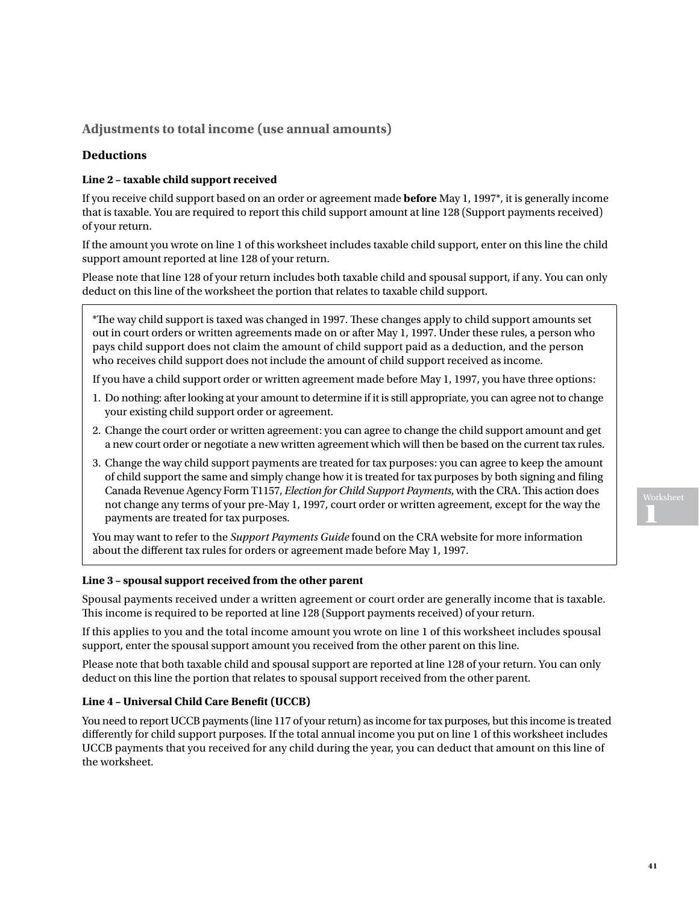## Adjustments to total income (use annual amounts)

### Deductions

#### Line 2 – taxable child support received

If you receive child support based on an order or agreement made **before** May 1, 1997*, it is generally income that is taxable. You are required to report this child support amount at line 128 (Support payments received) of your return.

If the amount you wrote on line 1 of this worksheet includes taxable child support, enter on this line the child support amount reported at line 128 of your return.

Please note that line 128 of your return includes both taxable child and spousal support, if any. You can only deduct on this line of the worksheet the portion that relates to taxable child support.

> *The way child support is taxed was changed in 1997. These changes apply to child support amounts set out in court orders or written agreements made on or after May 1, 1997. Under these rules, a person who pays child support does not claim the amount of child support paid as a deduction, and the person who receives child support does not include the amount of child support received as income.
>
> If you have a child support order or written agreement made before May 1, 1997, you have three options:
>
> 1. Do nothing: after looking at your amount to determine if it is still appropriate, you can agree not to change your existing child support order or agreement.
> 2. Change the court order or written agreement: you can agree to change the child support amount and get a new court order or negotiate a new written agreement which will then be based on the current tax rules.
> 3. Change the way child support payments are treated for tax purposes: you can agree to keep the amount of child support the same and simply change how it is treated for tax purposes by both signing and filing Canada Revenue Agency Form T1157, *Election for Child Support Payments*, with the CRA. This action does not change any terms of your pre-May 1, 1997, court order or written agreement, except for the way the payments are treated for tax purposes.
>
> You may want to refer to the *Support Payments Guide* found on the CRA website for more information about the different tax rules for orders or agreement made before May 1, 1997.

#### Line 3 – spousal support received from the other parent

Spousal payments received under a written agreement or court order are generally income that is taxable. This income is required to be reported at line 128 (Support payments received) of your return.

If this applies to you and the total income amount you wrote on line 1 of this worksheet includes spousal support, enter the spousal support amount you received from the other parent on this line.

Please note that both taxable child and spousal support are reported at line 128 of your return. You can only deduct on this line the portion that relates to spousal support received from the other parent.

#### Line 4 – Universal Child Care Benefit (UCCB)

You need to report UCCB payments (line 117 of your return) as income for tax purposes, but this income is treated differently for child support purposes. If the total annual income you put on line 1 of this worksheet includes UCCB payments that you received for any child during the year, you can deduct that amount on this line of the worksheet.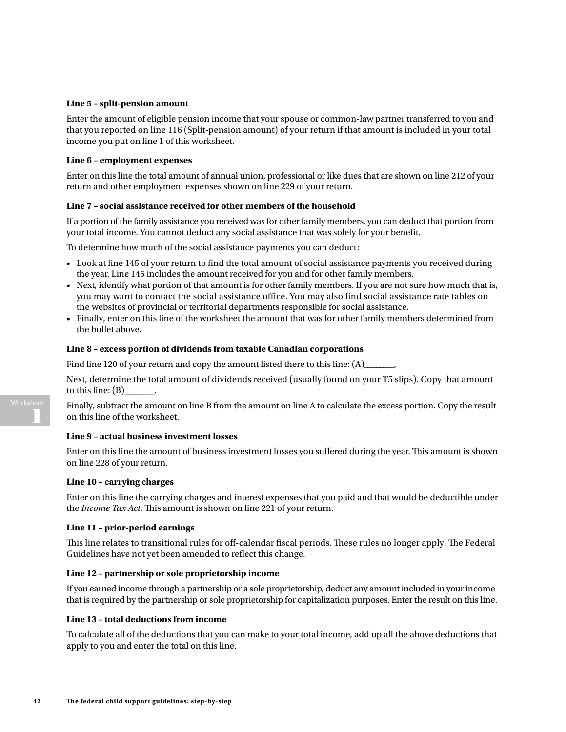**Line 5 – split-pension amount**

Enter the amount of eligible pension income that your spouse or common-law partner transferred to you and that you reported on line 116 (Split-pension amount) of your return if that amount is included in your total income you put on line 1 of this worksheet.

**Line 6 – employment expenses**

Enter on this line the total amount of annual union, professional or like dues that are shown on line 212 of your return and other employment expenses shown on line 229 of your return.

**Line 7 – social assistance received for other members of the household**

If a portion of the family assistance you received was for other family members, you can deduct that portion from your total income. You cannot deduct any social assistance that was solely for your benefit.

To determine how much of the social assistance payments you can deduct:

- Look at line 145 of your return to find the total amount of social assistance payments you received during the year. Line 145 includes the amount received for you and for other family members.
- Next, identify what portion of that amount is for other family members. If you are not sure how much that is, you may want to contact the social assistance office. You may also find social assistance rate tables on the websites of provincial or territorial departments responsible for social assistance.
- Finally, enter on this line of the worksheet the amount that was for other family members determined from the bullet above.

**Line 8 – excess portion of dividends from taxable Canadian corporations**

Find line 120 of your return and copy the amount listed there to this line: (A)________.

Next, determine the total amount of dividends received (usually found on your T5 slips). Copy that amount to this line: (B)________.

Finally, subtract the amount on line B from the amount on line A to calculate the excess portion. Copy the result on this line of the worksheet.

**Line 9 – actual business investment losses**

Enter on this line the amount of business investment losses you suffered during the year. This amount is shown on line 228 of your return.

**Line 10 – carrying charges**

Enter on this line the carrying charges and interest expenses that you paid and that would be deductible under the *Income Tax Act*. This amount is shown on line 221 of your return.

**Line 11 – prior-period earnings**

This line relates to transitional rules for off-calendar fiscal periods. These rules no longer apply. The Federal Guidelines have not yet been amended to reflect this change.

**Line 12 – partnership or sole proprietorship income**

If you earned income through a partnership or a sole proprietorship, deduct any amount included in your income that is required by the partnership or sole proprietorship for capitalization purposes. Enter the result on this line.

**Line 13 – total deductions from income**

To calculate all of the deductions that you can make to your total income, add up all the above deductions that apply to you and enter the total on this line.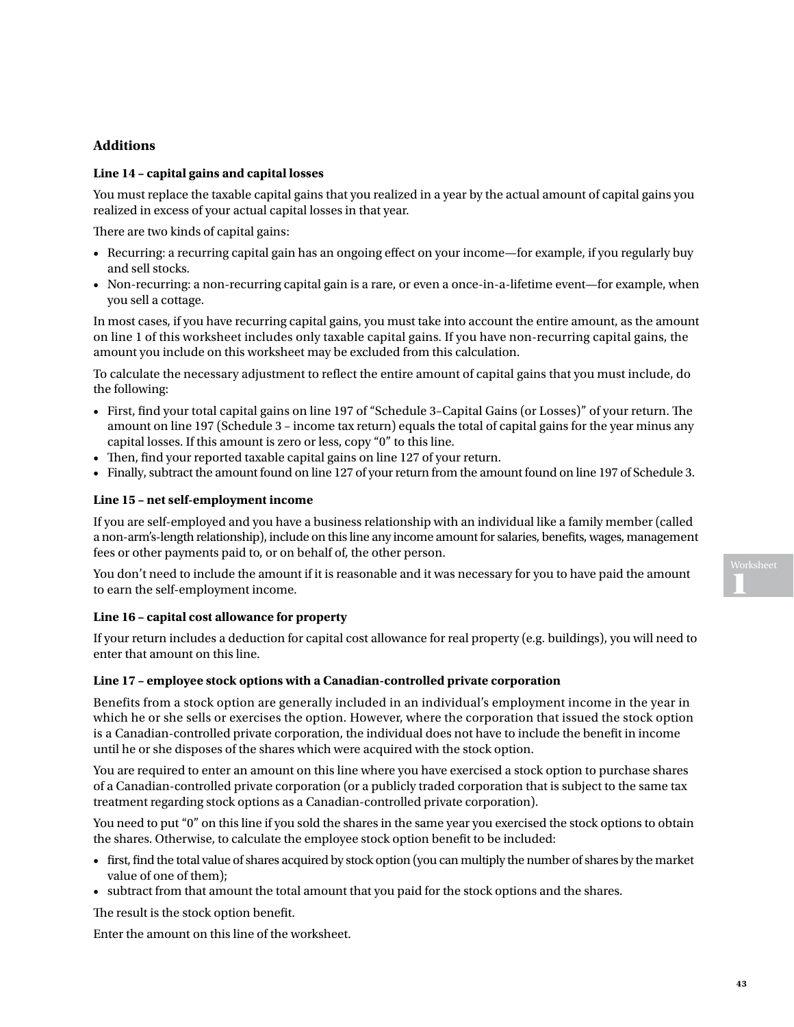## Additions

### Line 14 – capital gains and capital losses

You must replace the taxable capital gains that you realized in a year by the actual amount of capital gains you realized in excess of your actual capital losses in that year.

There are two kinds of capital gains:

- Recurring: a recurring capital gain has an ongoing effect on your income—for example, if you regularly buy and sell stocks.
- Non-recurring: a non-recurring capital gain is a rare, or even a once-in-a-lifetime event—for example, when you sell a cottage.

In most cases, if you have recurring capital gains, you must take into account the entire amount, as the amount on line 1 of this worksheet includes only taxable capital gains. If you have non-recurring capital gains, the amount you include on this worksheet may be excluded from this calculation.

To calculate the necessary adjustment to reflect the entire amount of capital gains that you must include, do the following:

- First, find your total capital gains on line 197 of "Schedule 3–Capital Gains (or Losses)" of your return. The amount on line 197 (Schedule 3 – income tax return) equals the total of capital gains for the year minus any capital losses. If this amount is zero or less, copy "0" to this line.
- Then, find your reported taxable capital gains on line 127 of your return.
- Finally, subtract the amount found on line 127 of your return from the amount found on line 197 of Schedule 3.

### Line 15 – net self-employment income

If you are self-employed and you have a business relationship with an individual like a family member (called a non-arm's-length relationship), include on this line any income amount for salaries, benefits, wages, management fees or other payments paid to, or on behalf of, the other person.

You don't need to include the amount if it is reasonable and it was necessary for you to have paid the amount to earn the self-employment income.

### Line 16 – capital cost allowance for property

If your return includes a deduction for capital cost allowance for real property (e.g. buildings), you will need to enter that amount on this line.

### Line 17 – employee stock options with a Canadian-controlled private corporation

Benefits from a stock option are generally included in an individual's employment income in the year in which he or she sells or exercises the option. However, where the corporation that issued the stock option is a Canadian-controlled private corporation, the individual does not have to include the benefit in income until he or she disposes of the shares which were acquired with the stock option.

You are required to enter an amount on this line where you have exercised a stock option to purchase shares of a Canadian-controlled private corporation (or a publicly traded corporation that is subject to the same tax treatment regarding stock options as a Canadian-controlled private corporation).

You need to put "0" on this line if you sold the shares in the same year you exercised the stock options to obtain the shares. Otherwise, to calculate the employee stock option benefit to be included:

- first, find the total value of shares acquired by stock option (you can multiply the number of shares by the market value of one of them);
- subtract from that amount the total amount that you paid for the stock options and the shares.

The result is the stock option benefit.

Enter the amount on this line of the worksheet.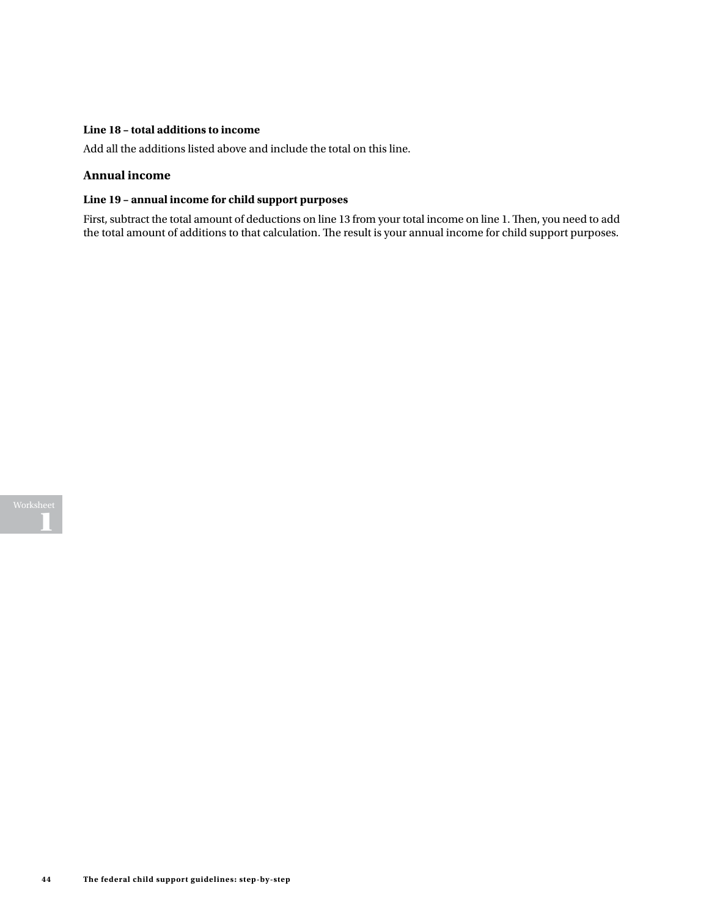#### Line 18 – total additions to income

Add all the additions listed above and include the total on this line.

### Annual income

#### Line 19 – annual income for child support purposes

First, subtract the total amount of deductions on line 13 from your total income on line 1. Then, you need to add the total amount of additions to that calculation. The result is your annual income for child support purposes.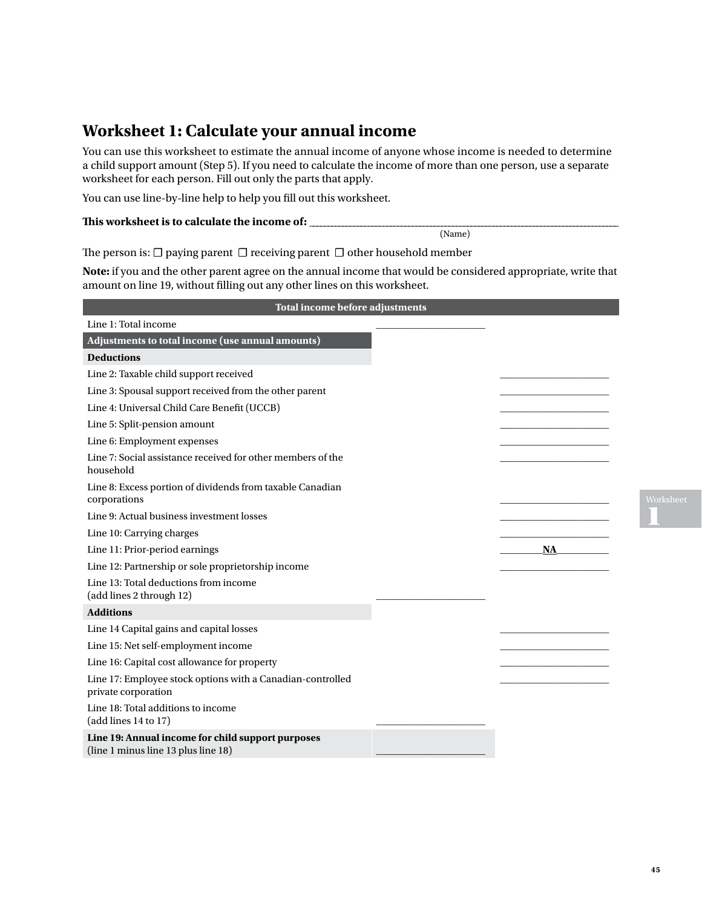# Worksheet 1: Calculate your annual income

You can use this worksheet to estimate the annual income of anyone whose income is needed to determine a child support amount (Step 5). If you need to calculate the income of more than one person, use a separate worksheet for each person. Fill out only the parts that apply.

You can use line-by-line help to help you fill out this worksheet.

**This worksheet is to calculate the income of:** ______________________________
(Name)

The person is: ☐ paying parent ☐ receiving parent ☐ other household member

**Note:** if you and the other parent agree on the annual income that would be considered appropriate, write that amount on line 19, without filling out any other lines on this worksheet.

| Total income before adjustments | | |
|---|---|---|
| Line 1: Total income | ____________ | |
| **Adjustments to total income (use annual amounts)** | | |
| **Deductions** | | |
| Line 2: Taxable child support received | | ____________ |
| Line 3: Spousal support received from the other parent | | ____________ |
| Line 4: Universal Child Care Benefit (UCCB) | | ____________ |
| Line 5: Split-pension amount | | ____________ |
| Line 6: Employment expenses | | ____________ |
| Line 7: Social assistance received for other members of the household | | ____________ |
| Line 8: Excess portion of dividends from taxable Canadian corporations | | ____________ |
| Line 9: Actual business investment losses | | ____________ |
| Line 10: Carrying charges | | ____________ |
| Line 11: Prior-period earnings | | **NA** |
| Line 12: Partnership or sole proprietorship income | | ____________ |
| Line 13: Total deductions from income (add lines 2 through 12) | ____________ | |
| **Additions** | | |
| Line 14 Capital gains and capital losses | | ____________ |
| Line 15: Net self-employment income | | ____________ |
| Line 16: Capital cost allowance for property | | ____________ |
| Line 17: Employee stock options with a Canadian-controlled private corporation | | ____________ |
| Line 18: Total additions to income (add lines 14 to 17) | ____________ | |
| **Line 19: Annual income for child support purposes** (line 1 minus line 13 plus line 18) | ____________ | |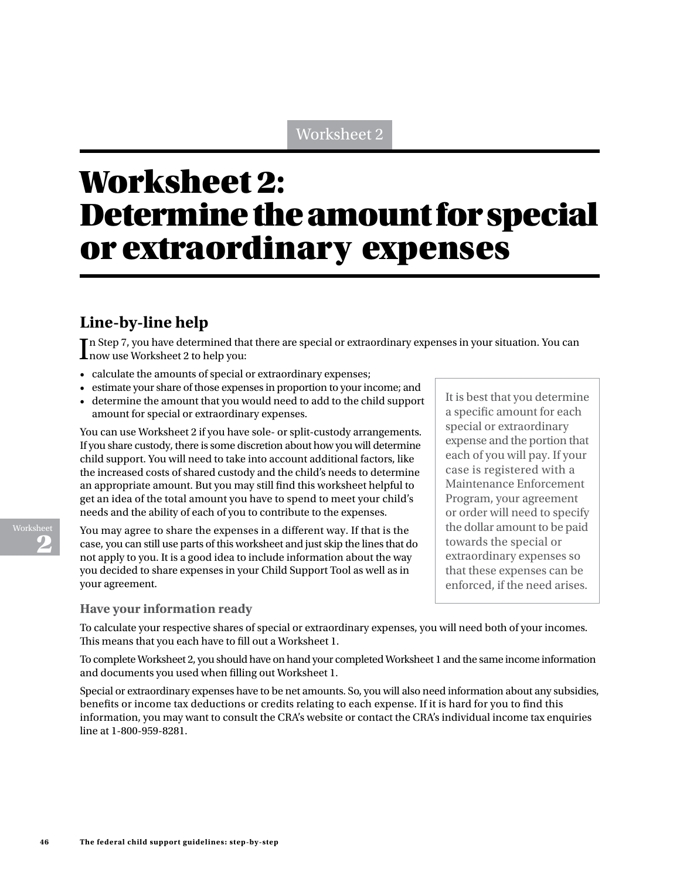# Worksheet 2: Determine the amount for special or extraordinary expenses

## Line-by-line help

In Step 7, you have determined that there are special or extraordinary expenses in your situation. You can now use Worksheet 2 to help you:

- calculate the amounts of special or extraordinary expenses;
- estimate your share of those expenses in proportion to your income; and
- determine the amount that you would need to add to the child support amount for special or extraordinary expenses.

You can use Worksheet 2 if you have sole- or split-custody arrangements. If you share custody, there is some discretion about how you will determine child support. You will need to take into account additional factors, like the increased costs of shared custody and the child's needs to determine an appropriate amount. But you may still find this worksheet helpful to get an idea of the total amount you have to spend to meet your child's needs and the ability of each of you to contribute to the expenses.

You may agree to share the expenses in a different way. If that is the case, you can still use parts of this worksheet and just skip the lines that do not apply to you. It is a good idea to include information about the way you decided to share expenses in your Child Support Tool as well as in your agreement.

> It is best that you determine a specific amount for each special or extraordinary expense and the portion that each of you will pay. If your case is registered with a Maintenance Enforcement Program, your agreement or order will need to specify the dollar amount to be paid towards the special or extraordinary expenses so that these expenses can be enforced, if the need arises.

### Have your information ready

To calculate your respective shares of special or extraordinary expenses, you will need both of your incomes. This means that you each have to fill out a Worksheet 1.

To complete Worksheet 2, you should have on hand your completed Worksheet 1 and the same income information and documents you used when filling out Worksheet 1.

Special or extraordinary expenses have to be net amounts. So, you will also need information about any subsidies, benefits or income tax deductions or credits relating to each expense. If it is hard for you to find this information, you may want to consult the CRA's website or contact the CRA's individual income tax enquiries line at 1-800-959-8281.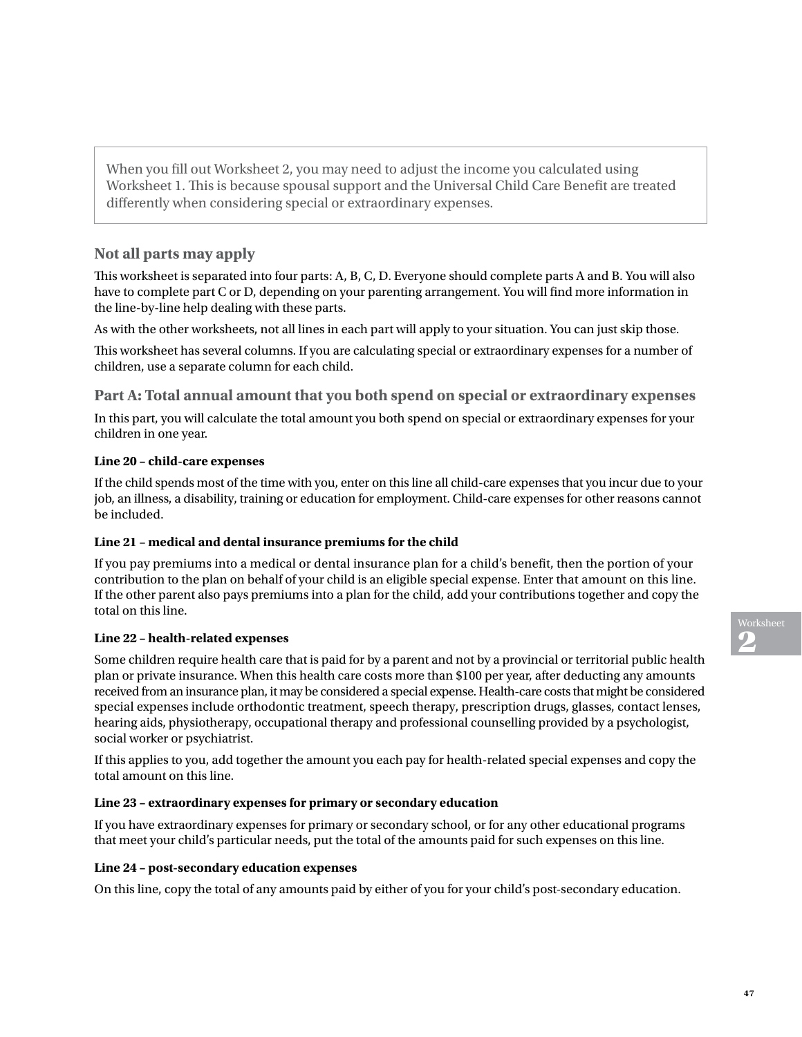When you fill out Worksheet 2, you may need to adjust the income you calculated using Worksheet 1. This is because spousal support and the Universal Child Care Benefit are treated differently when considering special or extraordinary expenses.

### Not all parts may apply

This worksheet is separated into four parts: A, B, C, D. Everyone should complete parts A and B. You will also have to complete part C or D, depending on your parenting arrangement. You will find more information in the line-by-line help dealing with these parts.

As with the other worksheets, not all lines in each part will apply to your situation. You can just skip those.

This worksheet has several columns. If you are calculating special or extraordinary expenses for a number of children, use a separate column for each child.

### Part A: Total annual amount that you both spend on special or extraordinary expenses

In this part, you will calculate the total amount you both spend on special or extraordinary expenses for your children in one year.

**Line 20 – child-care expenses**

If the child spends most of the time with you, enter on this line all child-care expenses that you incur due to your job, an illness, a disability, training or education for employment. Child-care expenses for other reasons cannot be included.

**Line 21 – medical and dental insurance premiums for the child**

If you pay premiums into a medical or dental insurance plan for a child's benefit, then the portion of your contribution to the plan on behalf of your child is an eligible special expense. Enter that amount on this line. If the other parent also pays premiums into a plan for the child, add your contributions together and copy the total on this line.

**Line 22 – health-related expenses**

Some children require health care that is paid for by a parent and not by a provincial or territorial public health plan or private insurance. When this health care costs more than $100 per year, after deducting any amounts received from an insurance plan, it may be considered a special expense. Health-care costs that might be considered special expenses include orthodontic treatment, speech therapy, prescription drugs, glasses, contact lenses, hearing aids, physiotherapy, occupational therapy and professional counselling provided by a psychologist, social worker or psychiatrist.

If this applies to you, add together the amount you each pay for health-related special expenses and copy the total amount on this line.

**Line 23 – extraordinary expenses for primary or secondary education**

If you have extraordinary expenses for primary or secondary school, or for any other educational programs that meet your child's particular needs, put the total of the amounts paid for such expenses on this line.

**Line 24 – post-secondary education expenses**

On this line, copy the total of any amounts paid by either of you for your child's post-secondary education.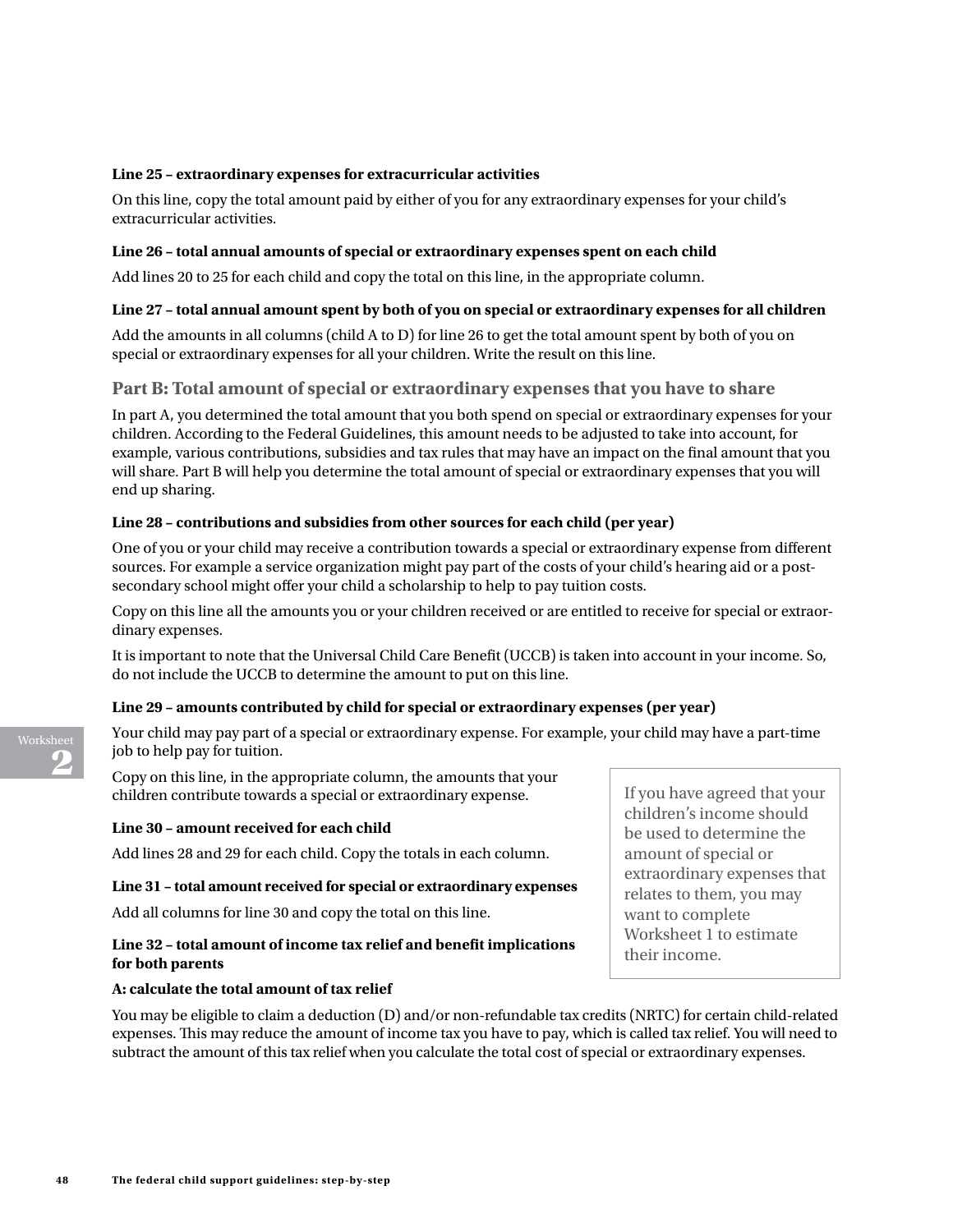**Line 25 – extraordinary expenses for extracurricular activities**

On this line, copy the total amount paid by either of you for any extraordinary expenses for your child's extracurricular activities.

**Line 26 – total annual amounts of special or extraordinary expenses spent on each child**

Add lines 20 to 25 for each child and copy the total on this line, in the appropriate column.

**Line 27 – total annual amount spent by both of you on special or extraordinary expenses for all children**

Add the amounts in all columns (child A to D) for line 26 to get the total amount spent by both of you on special or extraordinary expenses for all your children. Write the result on this line.

## Part B: Total amount of special or extraordinary expenses that you have to share

In part A, you determined the total amount that you both spend on special or extraordinary expenses for your children. According to the Federal Guidelines, this amount needs to be adjusted to take into account, for example, various contributions, subsidies and tax rules that may have an impact on the final amount that you will share. Part B will help you determine the total amount of special or extraordinary expenses that you will end up sharing.

**Line 28 – contributions and subsidies from other sources for each child (per year)**

One of you or your child may receive a contribution towards a special or extraordinary expense from different sources. For example a service organization might pay part of the costs of your child's hearing aid or a post-secondary school might offer your child a scholarship to help to pay tuition costs.

Copy on this line all the amounts you or your children received or are entitled to receive for special or extraordinary expenses.

It is important to note that the Universal Child Care Benefit (UCCB) is taken into account in your income. So, do not include the UCCB to determine the amount to put on this line.

**Line 29 – amounts contributed by child for special or extraordinary expenses (per year)**

Your child may pay part of a special or extraordinary expense. For example, your child may have a part-time job to help pay for tuition.

Copy on this line, in the appropriate column, the amounts that your children contribute towards a special or extraordinary expense.

> If you have agreed that your children's income should be used to determine the amount of special or extraordinary expenses that relates to them, you may want to complete Worksheet 1 to estimate their income.

**Line 30 – amount received for each child**

Add lines 28 and 29 for each child. Copy the totals in each column.

**Line 31 – total amount received for special or extraordinary expenses**

Add all columns for line 30 and copy the total on this line.

**Line 32 – total amount of income tax relief and benefit implications for both parents**

**A: calculate the total amount of tax relief**

You may be eligible to claim a deduction (D) and/or non-refundable tax credits (NRTC) for certain child-related expenses. This may reduce the amount of income tax you have to pay, which is called tax relief. You will need to subtract the amount of this tax relief when you calculate the total cost of special or extraordinary expenses.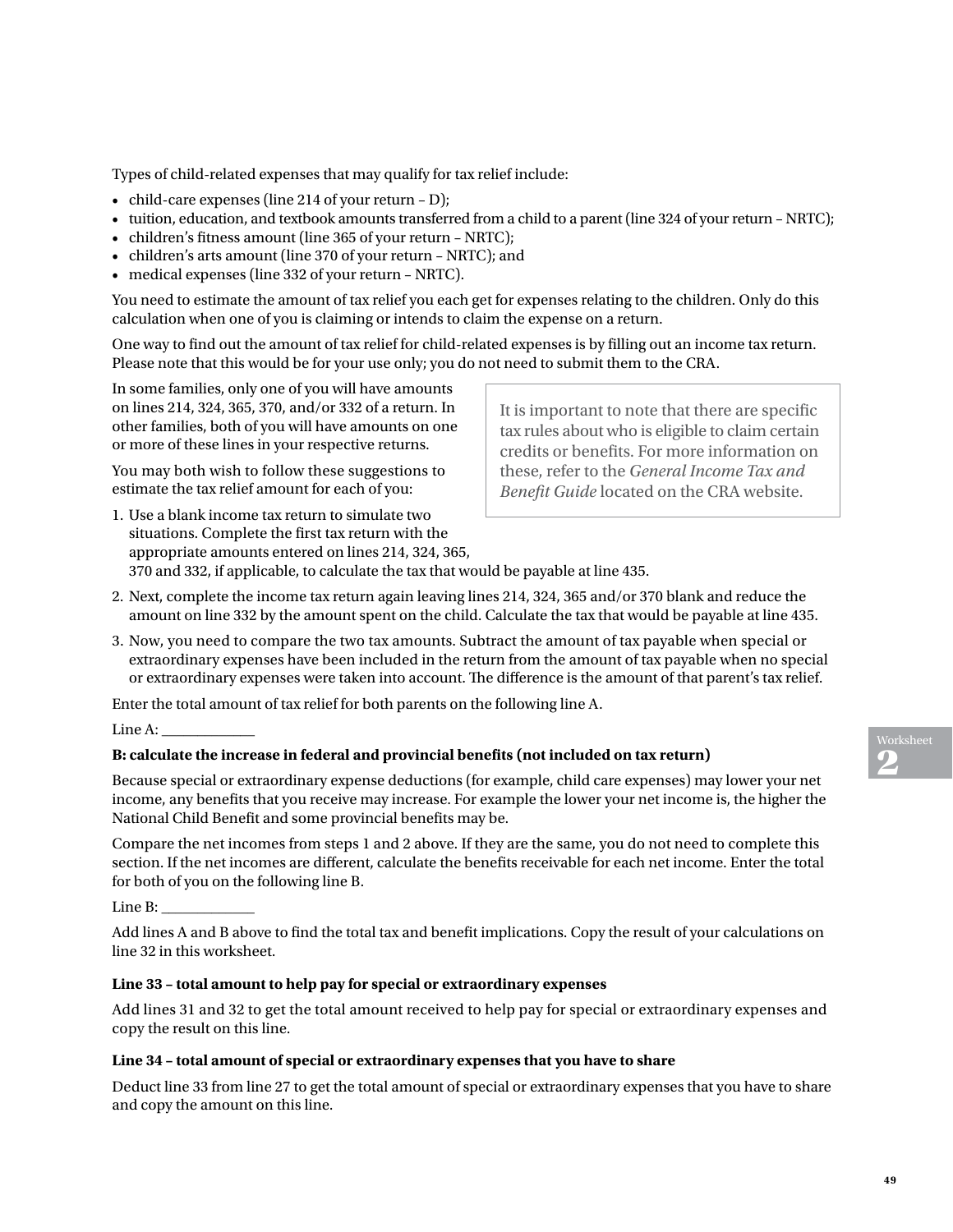Types of child-related expenses that may qualify for tax relief include:

- child-care expenses (line 214 of your return – D);
- tuition, education, and textbook amounts transferred from a child to a parent (line 324 of your return – NRTC);
- children's fitness amount (line 365 of your return – NRTC);
- children's arts amount (line 370 of your return – NRTC); and
- medical expenses (line 332 of your return – NRTC).

You need to estimate the amount of tax relief you each get for expenses relating to the children. Only do this calculation when one of you is claiming or intends to claim the expense on a return.

One way to find out the amount of tax relief for child-related expenses is by filling out an income tax return. Please note that this would be for your use only; you do not need to submit them to the CRA.

> It is important to note that there are specific tax rules about who is eligible to claim certain credits or benefits. For more information on these, refer to the *General Income Tax and Benefit Guide* located on the CRA website.

In some families, only one of you will have amounts on lines 214, 324, 365, 370, and/or 332 of a return. In other families, both of you will have amounts on one or more of these lines in your respective returns.

You may both wish to follow these suggestions to estimate the tax relief amount for each of you:

1. Use a blank income tax return to simulate two situations. Complete the first tax return with the appropriate amounts entered on lines 214, 324, 365, 370 and 332, if applicable, to calculate the tax that would be payable at line 435.
2. Next, complete the income tax return again leaving lines 214, 324, 365 and/or 370 blank and reduce the amount on line 332 by the amount spent on the child. Calculate the tax that would be payable at line 435.
3. Now, you need to compare the two tax amounts. Subtract the amount of tax payable when special or extraordinary expenses have been included in the return from the amount of tax payable when no special or extraordinary expenses were taken into account. The difference is the amount of that parent's tax relief.

Enter the total amount of tax relief for both parents on the following line A.

Line A: ____________

**B: calculate the increase in federal and provincial benefits (not included on tax return)**

Because special or extraordinary expense deductions (for example, child care expenses) may lower your net income, any benefits that you receive may increase. For example the lower your net income is, the higher the National Child Benefit and some provincial benefits may be.

Compare the net incomes from steps 1 and 2 above. If they are the same, you do not need to complete this section. If the net incomes are different, calculate the benefits receivable for each net income. Enter the total for both of you on the following line B.

Line B: ____________

Add lines A and B above to find the total tax and benefit implications. Copy the result of your calculations on line 32 in this worksheet.

**Line 33 – total amount to help pay for special or extraordinary expenses**

Add lines 31 and 32 to get the total amount received to help pay for special or extraordinary expenses and copy the result on this line.

**Line 34 – total amount of special or extraordinary expenses that you have to share**

Deduct line 33 from line 27 to get the total amount of special or extraordinary expenses that you have to share and copy the amount on this line.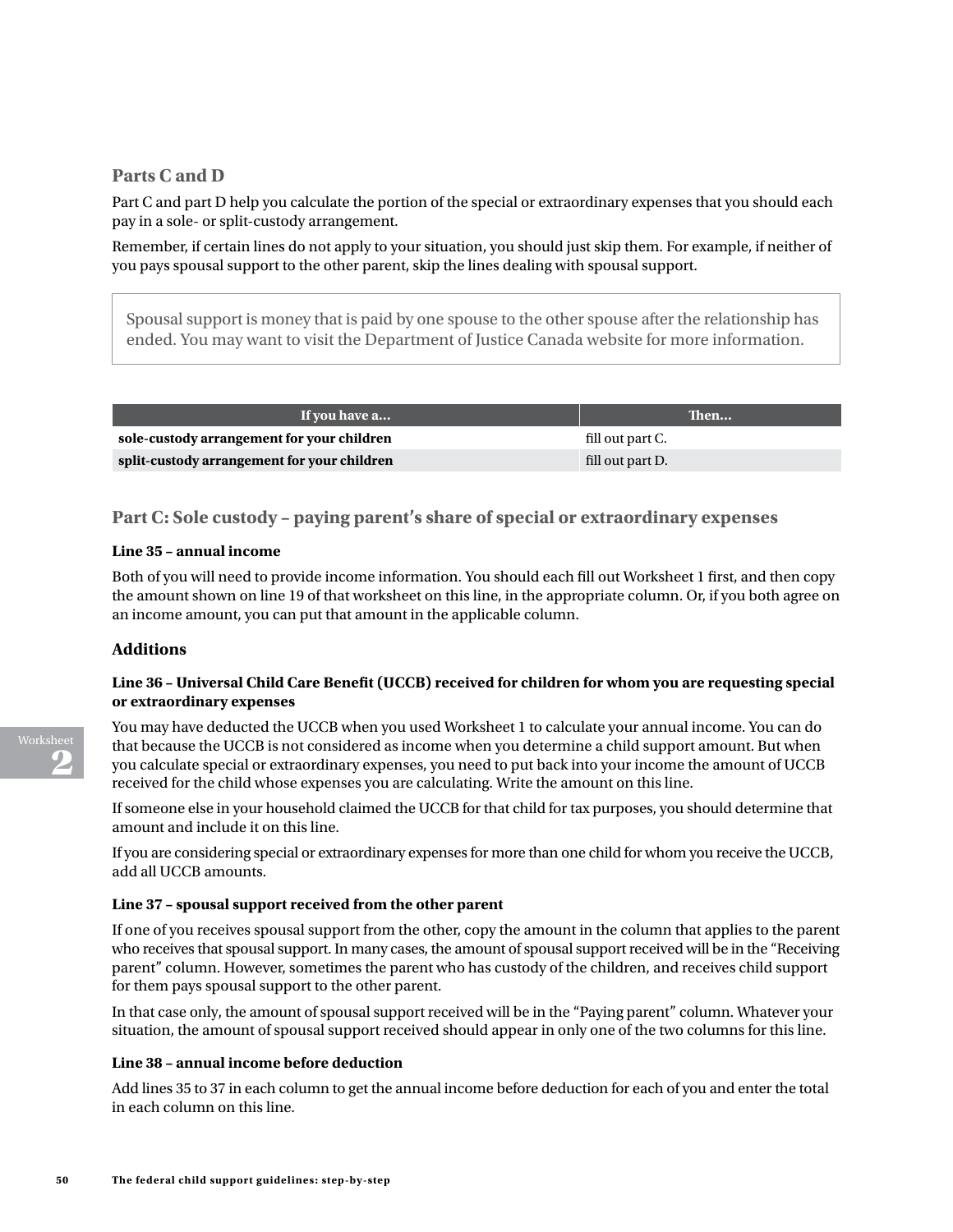### Parts C and D

Part C and part D help you calculate the portion of the special or extraordinary expenses that you should each pay in a sole- or split-custody arrangement.

Remember, if certain lines do not apply to your situation, you should just skip them. For example, if neither of you pays spousal support to the other parent, skip the lines dealing with spousal support.

> Spousal support is money that is paid by one spouse to the other spouse after the relationship has ended. You may want to visit the Department of Justice Canada website for more information.

| If you have a... | Then... |
| --- | --- |
| **sole-custody arrangement for your children** | fill out part C. |
| **split-custody arrangement for your children** | fill out part D. |

### Part C: Sole custody – paying parent's share of special or extraordinary expenses

#### Line 35 – annual income

Both of you will need to provide income information. You should each fill out Worksheet 1 first, and then copy the amount shown on line 19 of that worksheet on this line, in the appropriate column. Or, if you both agree on an income amount, you can put that amount in the applicable column.

#### Additions

#### Line 36 – Universal Child Care Benefit (UCCB) received for children for whom you are requesting special or extraordinary expenses

You may have deducted the UCCB when you used Worksheet 1 to calculate your annual income. You can do that because the UCCB is not considered as income when you determine a child support amount. But when you calculate special or extraordinary expenses, you need to put back into your income the amount of UCCB received for the child whose expenses you are calculating. Write the amount on this line.

If someone else in your household claimed the UCCB for that child for tax purposes, you should determine that amount and include it on this line.

If you are considering special or extraordinary expenses for more than one child for whom you receive the UCCB, add all UCCB amounts.

#### Line 37 – spousal support received from the other parent

If one of you receives spousal support from the other, copy the amount in the column that applies to the parent who receives that spousal support. In many cases, the amount of spousal support received will be in the "Receiving parent" column. However, sometimes the parent who has custody of the children, and receives child support for them pays spousal support to the other parent.

In that case only, the amount of spousal support received will be in the "Paying parent" column. Whatever your situation, the amount of spousal support received should appear in only one of the two columns for this line.

#### Line 38 – annual income before deduction

Add lines 35 to 37 in each column to get the annual income before deduction for each of you and enter the total in each column on this line.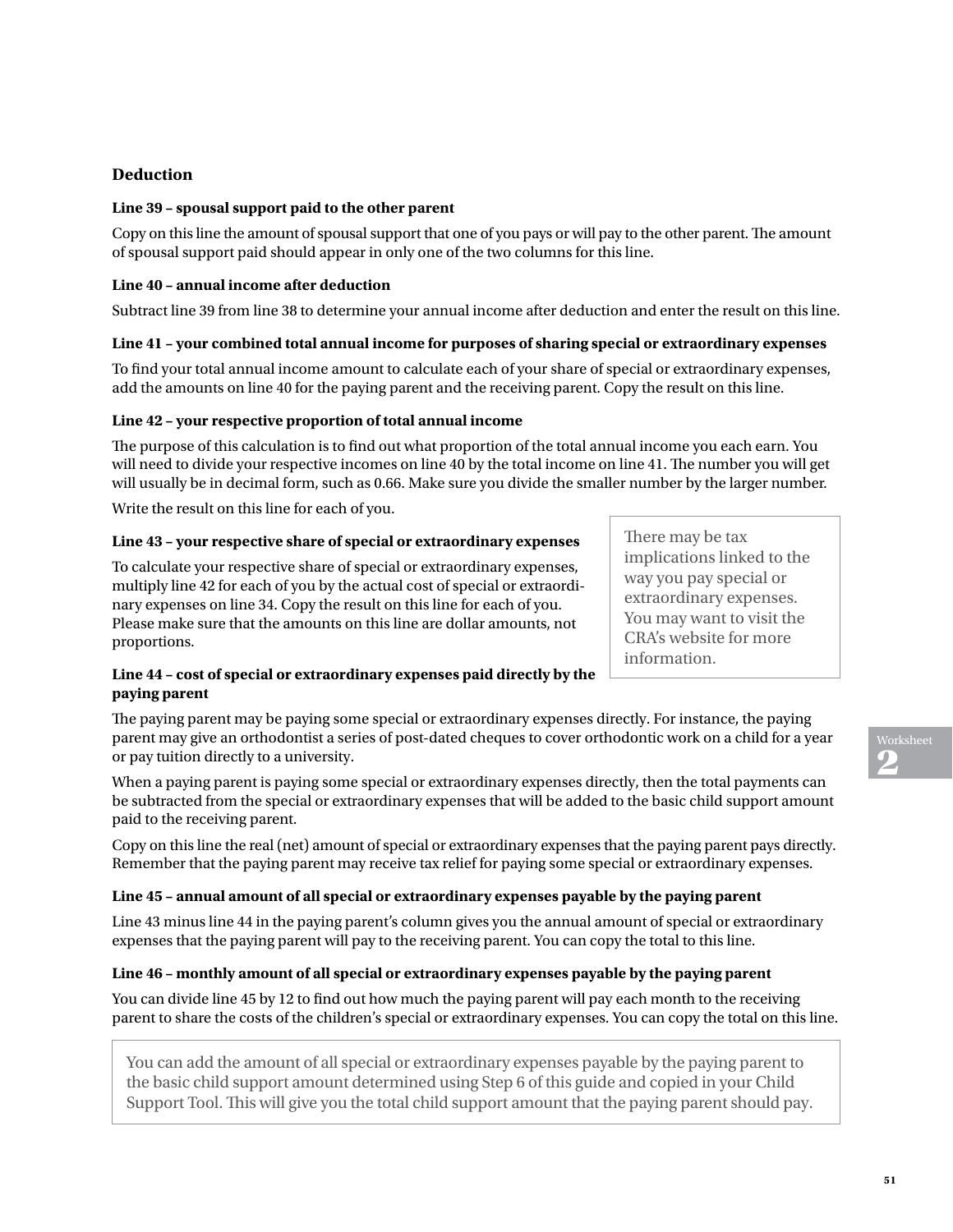## Deduction

#### Line 39 – spousal support paid to the other parent

Copy on this line the amount of spousal support that one of you pays or will pay to the other parent. The amount of spousal support paid should appear in only one of the two columns for this line.

#### Line 40 – annual income after deduction

Subtract line 39 from line 38 to determine your annual income after deduction and enter the result on this line.

#### Line 41 – your combined total annual income for purposes of sharing special or extraordinary expenses

To find your total annual income amount to calculate each of your share of special or extraordinary expenses, add the amounts on line 40 for the paying parent and the receiving parent. Copy the result on this line.

#### Line 42 – your respective proportion of total annual income

The purpose of this calculation is to find out what proportion of the total annual income you each earn. You will need to divide your respective incomes on line 40 by the total income on line 41. The number you will get will usually be in decimal form, such as 0.66. Make sure you divide the smaller number by the larger number.

Write the result on this line for each of you.

#### Line 43 – your respective share of special or extraordinary expenses

To calculate your respective share of special or extraordinary expenses, multiply line 42 for each of you by the actual cost of special or extraordinary expenses on line 34. Copy the result on this line for each of you. Please make sure that the amounts on this line are dollar amounts, not proportions.

> There may be tax implications linked to the way you pay special or extraordinary expenses. You may want to visit the CRA's website for more information.

#### Line 44 – cost of special or extraordinary expenses paid directly by the paying parent

The paying parent may be paying some special or extraordinary expenses directly. For instance, the paying parent may give an orthodontist a series of post-dated cheques to cover orthodontic work on a child for a year or pay tuition directly to a university.

When a paying parent is paying some special or extraordinary expenses directly, then the total payments can be subtracted from the special or extraordinary expenses that will be added to the basic child support amount paid to the receiving parent.

Copy on this line the real (net) amount of special or extraordinary expenses that the paying parent pays directly. Remember that the paying parent may receive tax relief for paying some special or extraordinary expenses.

#### Line 45 – annual amount of all special or extraordinary expenses payable by the paying parent

Line 43 minus line 44 in the paying parent's column gives you the annual amount of special or extraordinary expenses that the paying parent will pay to the receiving parent. You can copy the total to this line.

#### Line 46 – monthly amount of all special or extraordinary expenses payable by the paying parent

You can divide line 45 by 12 to find out how much the paying parent will pay each month to the receiving parent to share the costs of the children's special or extraordinary expenses. You can copy the total on this line.

> You can add the amount of all special or extraordinary expenses payable by the paying parent to the basic child support amount determined using Step 6 of this guide and copied in your Child Support Tool. This will give you the total child support amount that the paying parent should pay.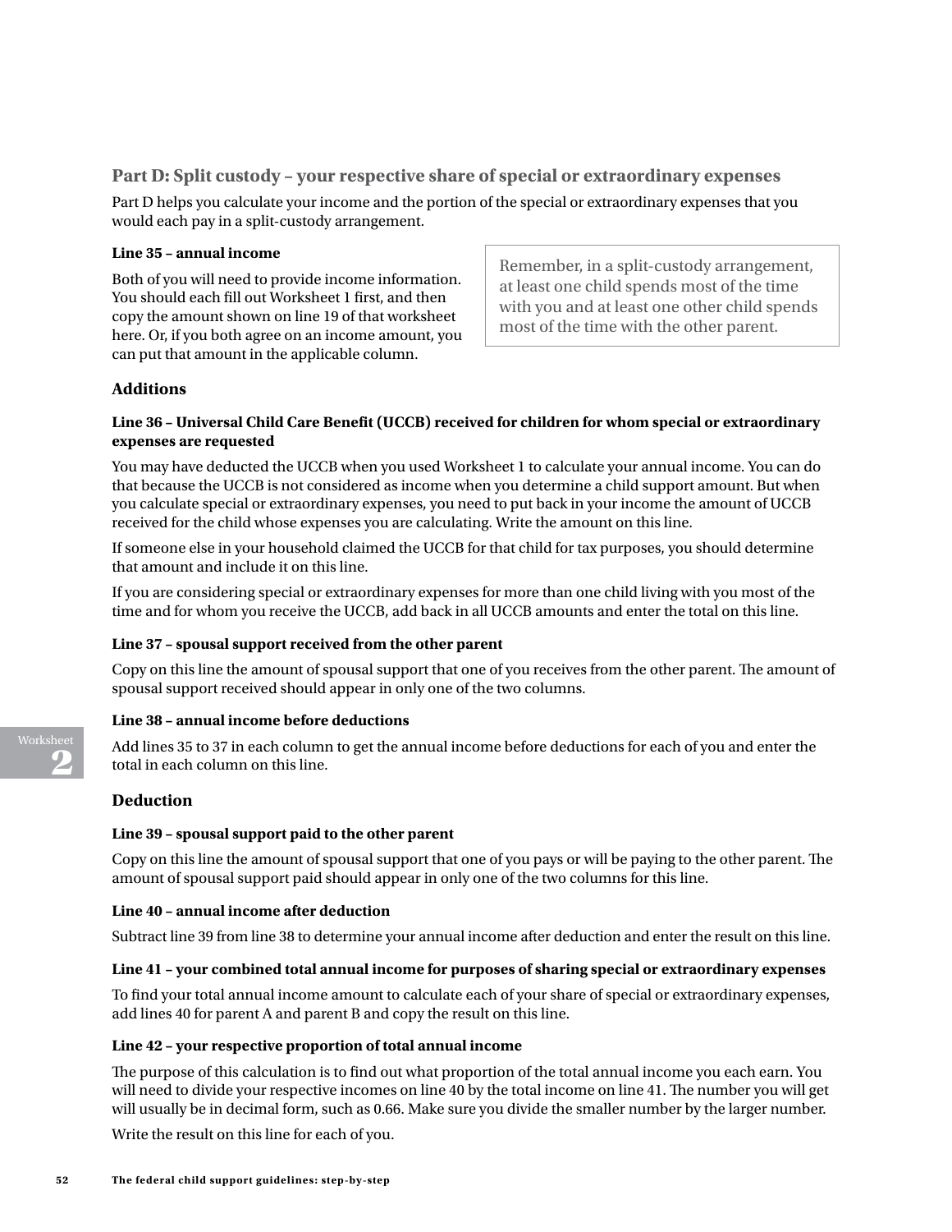## Part D: Split custody – your respective share of special or extraordinary expenses

Part D helps you calculate your income and the portion of the special or extraordinary expenses that you would each pay in a split-custody arrangement.

**Line 35 – annual income**

Both of you will need to provide income information. You should each fill out Worksheet 1 first, and then copy the amount shown on line 19 of that worksheet here. Or, if you both agree on an income amount, you can put that amount in the applicable column.

> Remember, in a split-custody arrangement, at least one child spends most of the time with you and at least one other child spends most of the time with the other parent.

### Additions

**Line 36 – Universal Child Care Benefit (UCCB) received for children for whom special or extraordinary expenses are requested**

You may have deducted the UCCB when you used Worksheet 1 to calculate your annual income. You can do that because the UCCB is not considered as income when you determine a child support amount. But when you calculate special or extraordinary expenses, you need to put back in your income the amount of UCCB received for the child whose expenses you are calculating. Write the amount on this line.

If someone else in your household claimed the UCCB for that child for tax purposes, you should determine that amount and include it on this line.

If you are considering special or extraordinary expenses for more than one child living with you most of the time and for whom you receive the UCCB, add back in all UCCB amounts and enter the total on this line.

**Line 37 – spousal support received from the other parent**

Copy on this line the amount of spousal support that one of you receives from the other parent. The amount of spousal support received should appear in only one of the two columns.

**Line 38 – annual income before deductions**

Add lines 35 to 37 in each column to get the annual income before deductions for each of you and enter the total in each column on this line.

### Deduction

**Line 39 – spousal support paid to the other parent**

Copy on this line the amount of spousal support that one of you pays or will be paying to the other parent. The amount of spousal support paid should appear in only one of the two columns for this line.

**Line 40 – annual income after deduction**

Subtract line 39 from line 38 to determine your annual income after deduction and enter the result on this line.

**Line 41 – your combined total annual income for purposes of sharing special or extraordinary expenses**

To find your total annual income amount to calculate each of your share of special or extraordinary expenses, add lines 40 for parent A and parent B and copy the result on this line.

**Line 42 – your respective proportion of total annual income**

The purpose of this calculation is to find out what proportion of the total annual income you each earn. You will need to divide your respective incomes on line 40 by the total income on line 41. The number you will get will usually be in decimal form, such as 0.66. Make sure you divide the smaller number by the larger number.

Write the result on this line for each of you.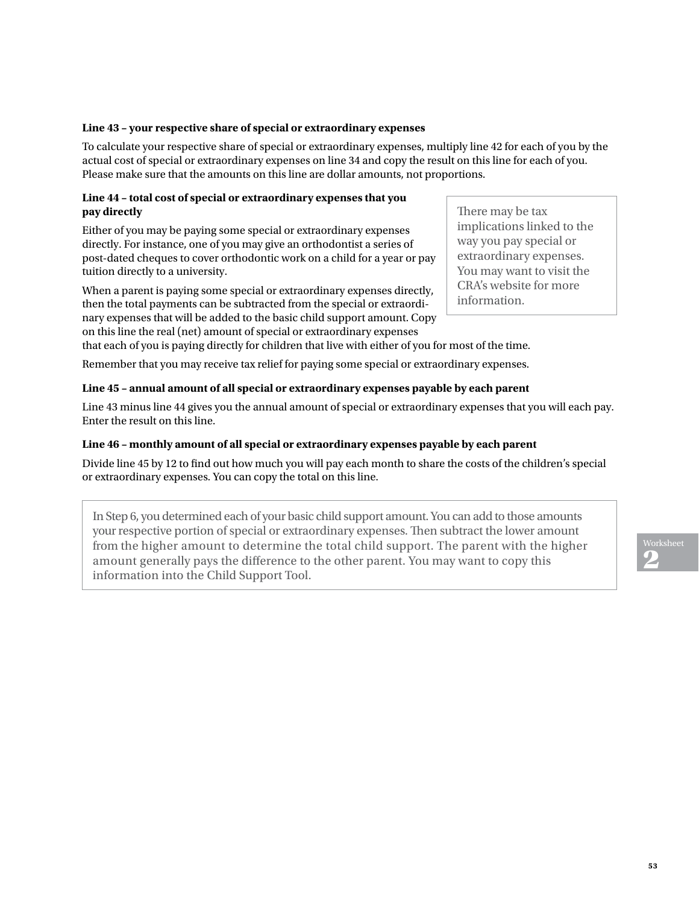**Line 43 – your respective share of special or extraordinary expenses**

To calculate your respective share of special or extraordinary expenses, multiply line 42 for each of you by the actual cost of special or extraordinary expenses on line 34 and copy the result on this line for each of you. Please make sure that the amounts on this line are dollar amounts, not proportions.

**Line 44 – total cost of special or extraordinary expenses that you pay directly**

Either of you may be paying some special or extraordinary expenses directly. For instance, one of you may give an orthodontist a series of post-dated cheques to cover orthodontic work on a child for a year or pay tuition directly to a university.

When a parent is paying some special or extraordinary expenses directly, then the total payments can be subtracted from the special or extraordinary expenses that will be added to the basic child support amount. Copy on this line the real (net) amount of special or extraordinary expenses that each of you is paying directly for children that live with either of you for most of the time.

> There may be tax implications linked to the way you pay special or extraordinary expenses. You may want to visit the CRA's website for more information.

Remember that you may receive tax relief for paying some special or extraordinary expenses.

**Line 45 – annual amount of all special or extraordinary expenses payable by each parent**

Line 43 minus line 44 gives you the annual amount of special or extraordinary expenses that you will each pay. Enter the result on this line.

**Line 46 – monthly amount of all special or extraordinary expenses payable by each parent**

Divide line 45 by 12 to find out how much you will pay each month to share the costs of the children's special or extraordinary expenses. You can copy the total on this line.

> In Step 6, you determined each of your basic child support amount. You can add to those amounts your respective portion of special or extraordinary expenses. Then subtract the lower amount from the higher amount to determine the total child support. The parent with the higher amount generally pays the difference to the other parent. You may want to copy this information into the Child Support Tool.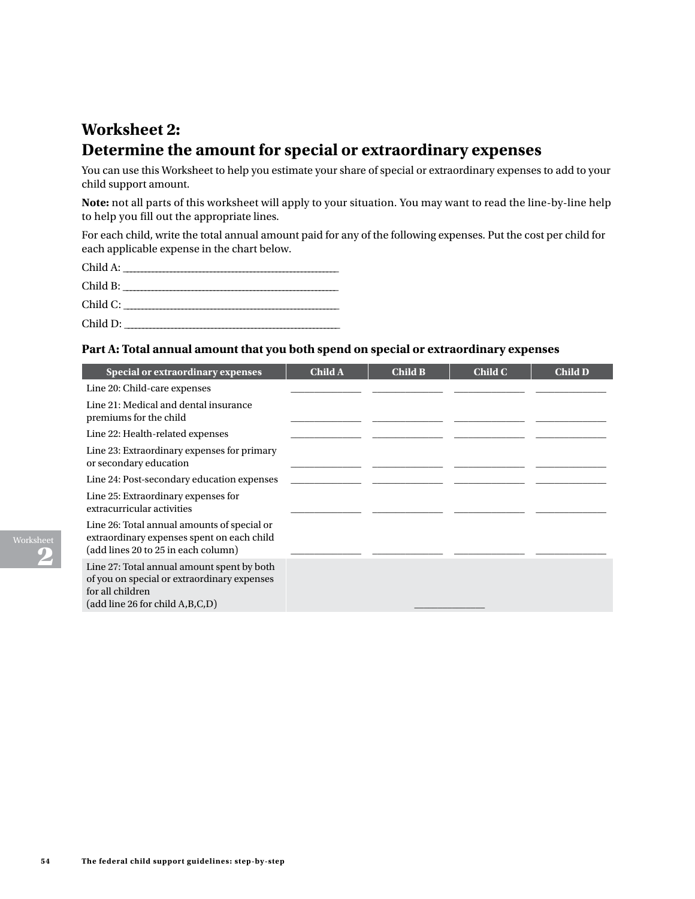## Worksheet 2: Determine the amount for special or extraordinary expenses

You can use this Worksheet to help you estimate your share of special or extraordinary expenses to add to your child support amount.

**Note:** not all parts of this worksheet will apply to your situation. You may want to read the line-by-line help to help you fill out the appropriate lines.

For each child, write the total annual amount paid for any of the following expenses. Put the cost per child for each applicable expense in the chart below.

Child A: ______________________________

Child B: ______________________________

Child C: ______________________________

Child D: ______________________________

### Part A: Total annual amount that you both spend on special or extraordinary expenses

| Special or extraordinary expenses | Child A | Child B | Child C | Child D |
|---|---|---|---|---|
| Line 20: Child-care expenses | ________ | ________ | ________ | ________ |
| Line 21: Medical and dental insurance premiums for the child | ________ | ________ | ________ | ________ |
| Line 22: Health-related expenses | ________ | ________ | ________ | ________ |
| Line 23: Extraordinary expenses for primary or secondary education | ________ | ________ | ________ | ________ |
| Line 24: Post-secondary education expenses | ________ | ________ | ________ | ________ |
| Line 25: Extraordinary expenses for extracurricular activities | ________ | ________ | ________ | ________ |
| Line 26: Total annual amounts of special or extraordinary expenses spent on each child (add lines 20 to 25 in each column) | ________ | ________ | ________ | ________ |
| Line 27: Total annual amount spent by both of you on special or extraordinary expenses for all children (add line 26 for child A,B,C,D) | ________ | | | |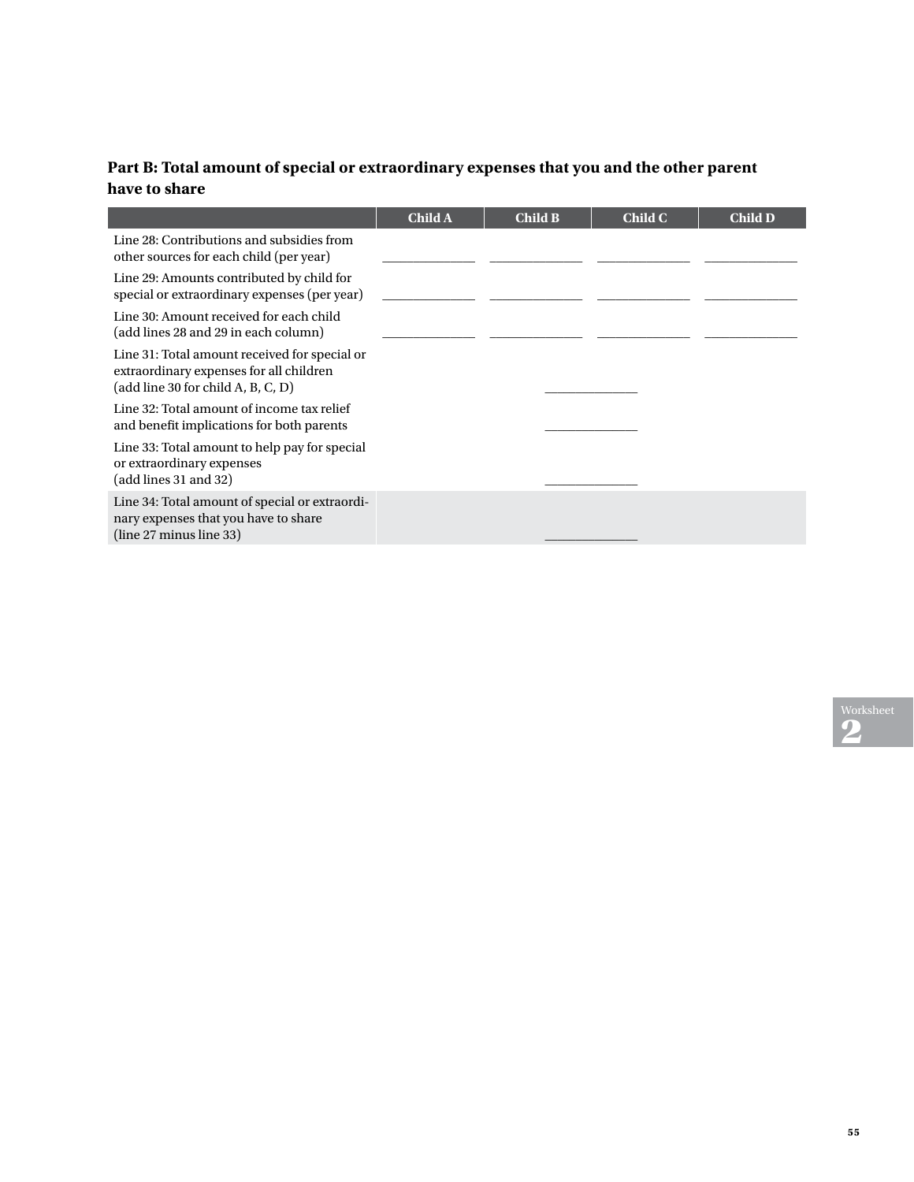## Part B: Total amount of special or extraordinary expenses that you and the other parent have to share

| | Child A | Child B | Child C | Child D |
|---|---|---|---|---|
| Line 28: Contributions and subsidies from other sources for each child (per year) | ______ | ______ | ______ | ______ |
| Line 29: Amounts contributed by child for special or extraordinary expenses (per year) | ______ | ______ | ______ | ______ |
| Line 30: Amount received for each child (add lines 28 and 29 in each column) | ______ | ______ | ______ | ______ |
| Line 31: Total amount received for special or extraordinary expenses for all children (add line 30 for child A, B, C, D) | | ______ | | |
| Line 32: Total amount of income tax relief and benefit implications for both parents | | ______ | | |
| Line 33: Total amount to help pay for special or extraordinary expenses (add lines 31 and 32) | | ______ | | |
| Line 34: Total amount of special or extraordinary expenses that you have to share (line 27 minus line 33) | | ______ | | |

Worksheet 2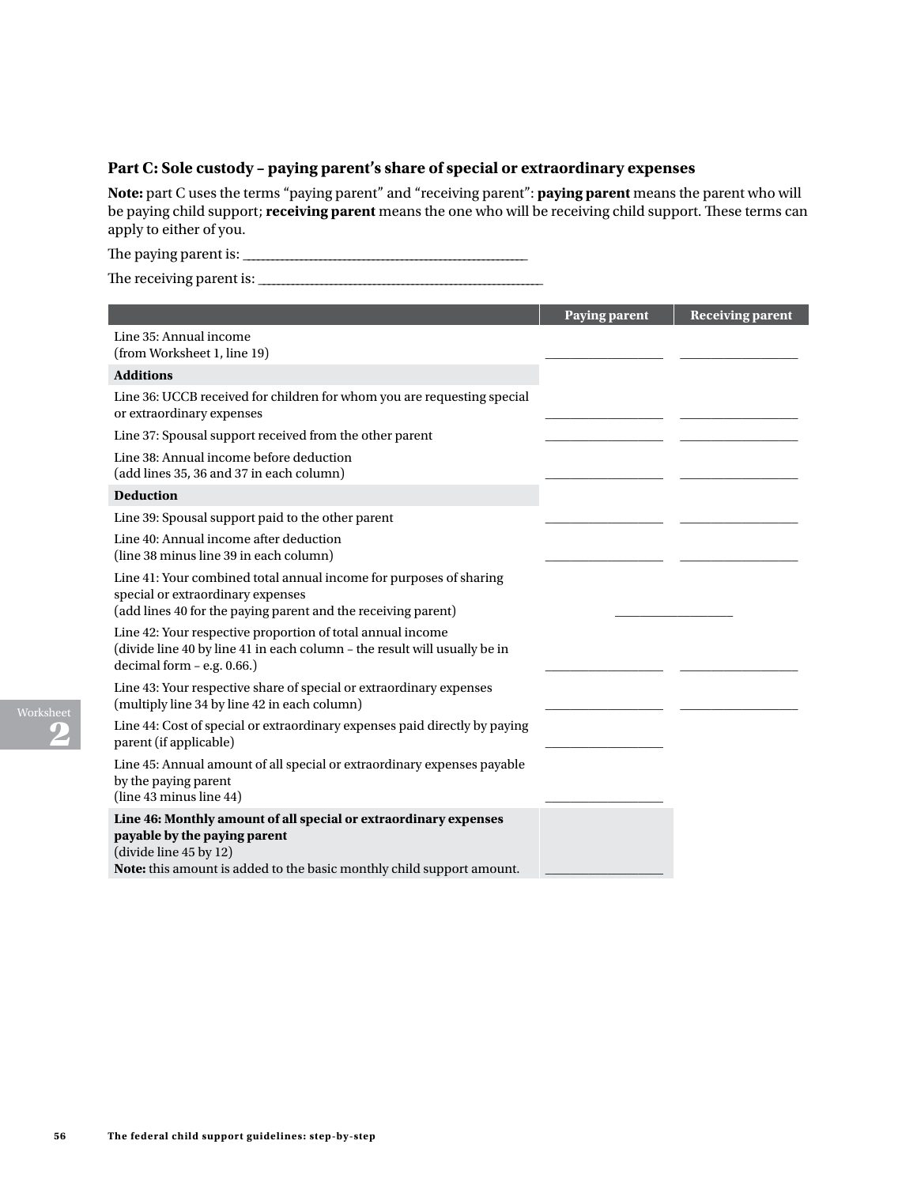### Part C: Sole custody – paying parent's share of special or extraordinary expenses

**Note:** part C uses the terms "paying parent" and "receiving parent": **paying parent** means the parent who will be paying child support; **receiving parent** means the one who will be receiving child support. These terms can apply to either of you.

The paying parent is: ______________________________

The receiving parent is: ______________________________

| | Paying parent | Receiving parent |
|---|---|---|
| Line 35: Annual income (from Worksheet 1, line 19) | __________ | __________ |
| **Additions** | | |
| Line 36: UCCB received for children for whom you are requesting special or extraordinary expenses | __________ | __________ |
| Line 37: Spousal support received from the other parent | __________ | __________ |
| Line 38: Annual income before deduction (add lines 35, 36 and 37 in each column) | __________ | __________ |
| **Deduction** | | |
| Line 39: Spousal support paid to the other parent | __________ | __________ |
| Line 40: Annual income after deduction (line 38 minus line 39 in each column) | __________ | __________ |
| Line 41: Your combined total annual income for purposes of sharing special or extraordinary expenses (add lines 40 for the paying parent and the receiving parent) | __________ | |
| Line 42: Your respective proportion of total annual income (divide line 40 by line 41 in each column – the result will usually be in decimal form – e.g. 0.66.) | __________ | __________ |
| Line 43: Your respective share of special or extraordinary expenses (multiply line 34 by line 42 in each column) | __________ | __________ |
| Line 44: Cost of special or extraordinary expenses paid directly by paying parent (if applicable) | __________ | |
| Line 45: Annual amount of all special or extraordinary expenses payable by the paying parent (line 43 minus line 44) | __________ | |
| **Line 46: Monthly amount of all special or extraordinary expenses payable by the paying parent** (divide line 45 by 12) **Note:** this amount is added to the basic monthly child support amount. | __________ | |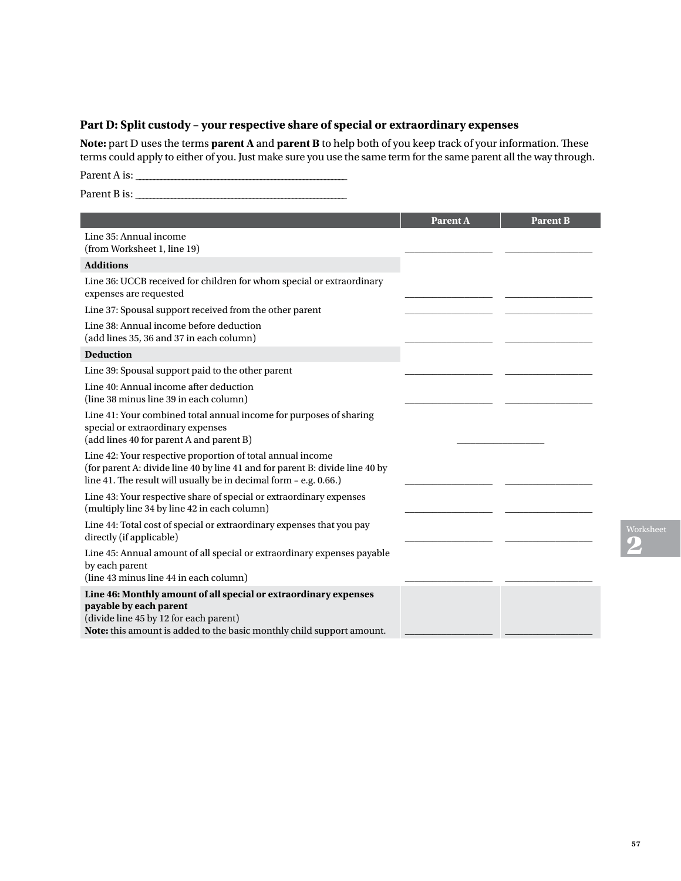## Part D: Split custody – your respective share of special or extraordinary expenses

**Note:** part D uses the terms **parent A** and **parent B** to help both of you keep track of your information. These terms could apply to either of you. Just make sure you use the same term for the same parent all the way through.

Parent A is: ______________________________________

Parent B is: ______________________________________

| | Parent A | Parent B |
|---|---|---|
| Line 35: Annual income (from Worksheet 1, line 19) | __________ | __________ |
| **Additions** | | |
| Line 36: UCCB received for children for whom special or extraordinary expenses are requested | __________ | __________ |
| Line 37: Spousal support received from the other parent | __________ | __________ |
| Line 38: Annual income before deduction (add lines 35, 36 and 37 in each column) | __________ | __________ |
| **Deduction** | | |
| Line 39: Spousal support paid to the other parent | __________ | __________ |
| Line 40: Annual income after deduction (line 38 minus line 39 in each column) | __________ | __________ |
| Line 41: Your combined total annual income for purposes of sharing special or extraordinary expenses (add lines 40 for parent A and parent B) | __________ | |
| Line 42: Your respective proportion of total annual income (for parent A: divide line 40 by line 41 and for parent B: divide line 40 by line 41. The result will usually be in decimal form – e.g. 0.66.) | __________ | __________ |
| Line 43: Your respective share of special or extraordinary expenses (multiply line 34 by line 42 in each column) | __________ | __________ |
| Line 44: Total cost of special or extraordinary expenses that you pay directly (if applicable) | __________ | __________ |
| Line 45: Annual amount of all special or extraordinary expenses payable by each parent (line 43 minus line 44 in each column) | __________ | __________ |
| **Line 46: Monthly amount of all special or extraordinary expenses payable by each parent** (divide line 45 by 12 for each parent) **Note:** this amount is added to the basic monthly child support amount. | __________ | __________ |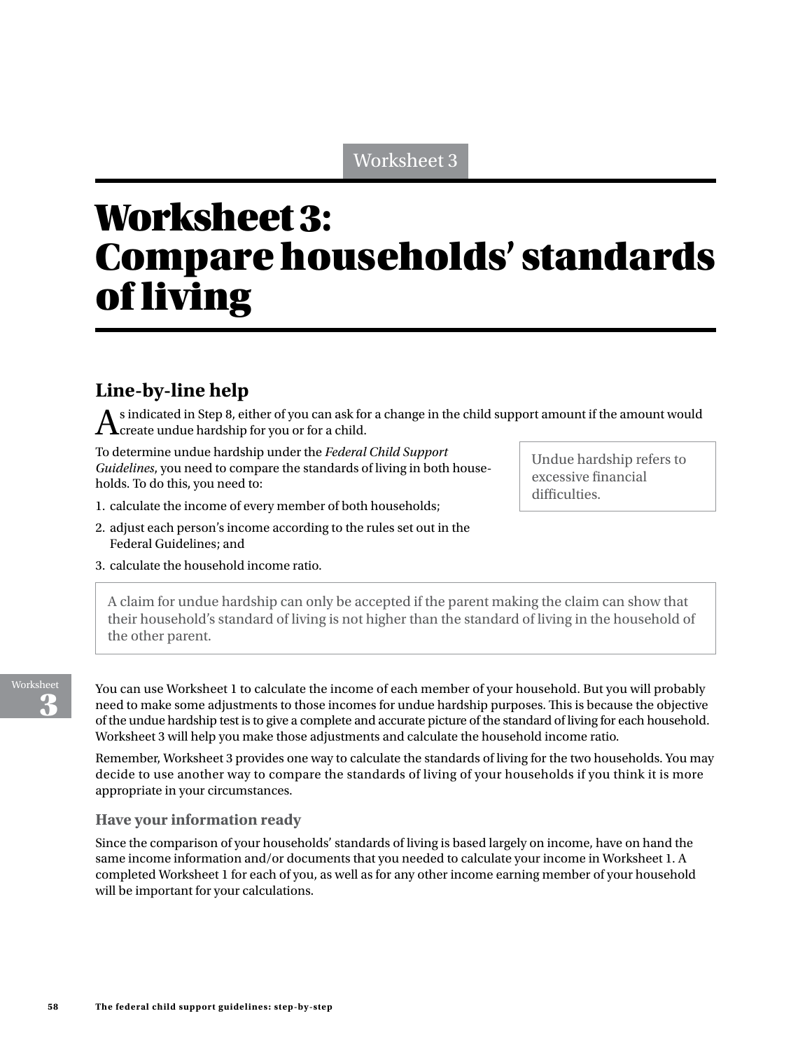# Worksheet 3: Compare households' standards of living

## Line-by-line help

As indicated in Step 8, either of you can ask for a change in the child support amount if the amount would create undue hardship for you or for a child.

To determine undue hardship under the *Federal Child Support Guidelines*, you need to compare the standards of living in both households. To do this, you need to:

1. calculate the income of every member of both households;
2. adjust each person's income according to the rules set out in the Federal Guidelines; and
3. calculate the household income ratio.

> Undue hardship refers to excessive financial difficulties.

> A claim for undue hardship can only be accepted if the parent making the claim can show that their household's standard of living is not higher than the standard of living in the household of the other parent.

You can use Worksheet 1 to calculate the income of each member of your household. But you will probably need to make some adjustments to those incomes for undue hardship purposes. This is because the objective of the undue hardship test is to give a complete and accurate picture of the standard of living for each household. Worksheet 3 will help you make those adjustments and calculate the household income ratio.

Remember, Worksheet 3 provides one way to calculate the standards of living for the two households. You may decide to use another way to compare the standards of living of your households if you think it is more appropriate in your circumstances.

### Have your information ready

Since the comparison of your households' standards of living is based largely on income, have on hand the same income information and/or documents that you needed to calculate your income in Worksheet 1. A completed Worksheet 1 for each of you, as well as for any other income earning member of your household will be important for your calculations.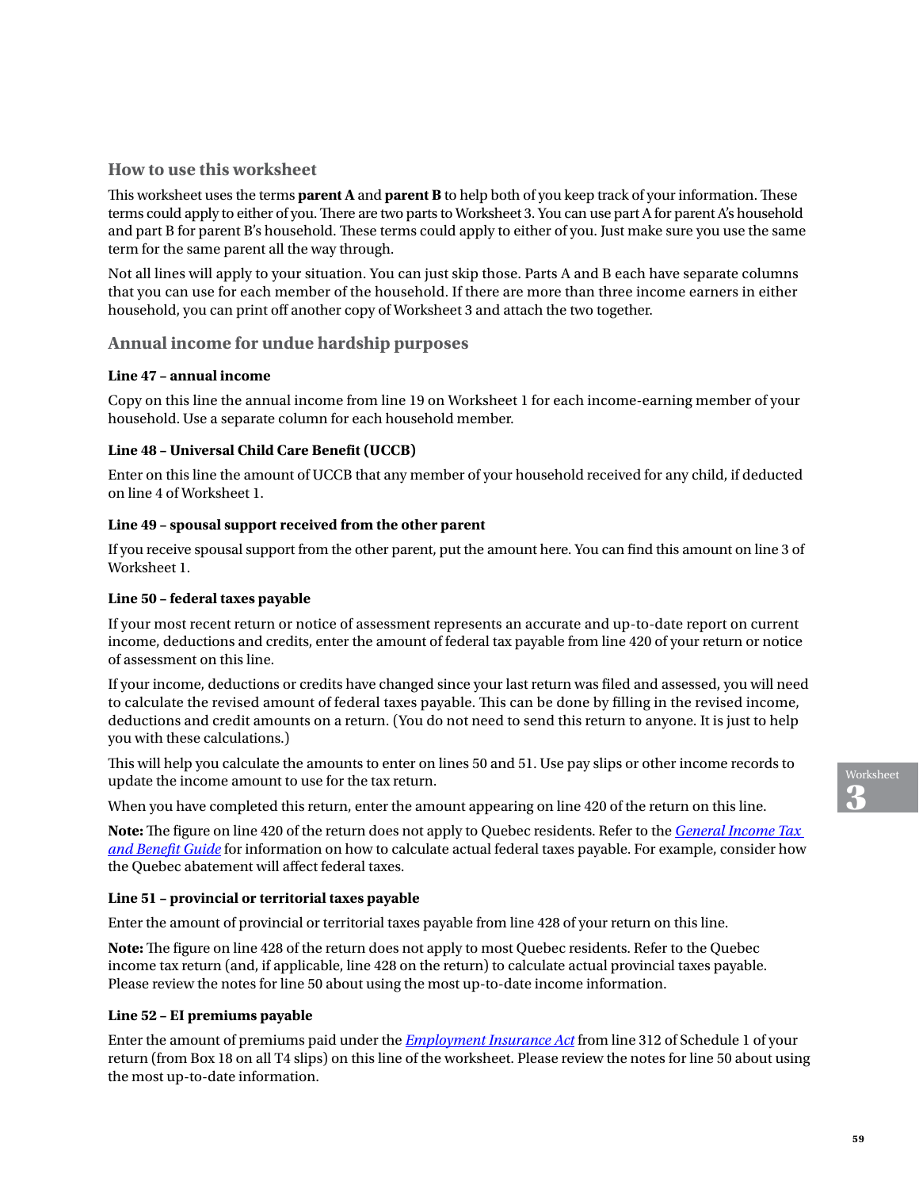## How to use this worksheet

This worksheet uses the terms **parent A** and **parent B** to help both of you keep track of your information. These terms could apply to either of you. There are two parts to Worksheet 3. You can use part A for parent A's household and part B for parent B's household. These terms could apply to either of you. Just make sure you use the same term for the same parent all the way through.

Not all lines will apply to your situation. You can just skip those. Parts A and B each have separate columns that you can use for each member of the household. If there are more than three income earners in either household, you can print off another copy of Worksheet 3 and attach the two together.

## Annual income for undue hardship purposes

### Line 47 – annual income

Copy on this line the annual income from line 19 on Worksheet 1 for each income-earning member of your household. Use a separate column for each household member.

### Line 48 – Universal Child Care Benefit (UCCB)

Enter on this line the amount of UCCB that any member of your household received for any child, if deducted on line 4 of Worksheet 1.

### Line 49 – spousal support received from the other parent

If you receive spousal support from the other parent, put the amount here. You can find this amount on line 3 of Worksheet 1.

### Line 50 – federal taxes payable

If your most recent return or notice of assessment represents an accurate and up-to-date report on current income, deductions and credits, enter the amount of federal tax payable from line 420 of your return or notice of assessment on this line.

If your income, deductions or credits have changed since your last return was filed and assessed, you will need to calculate the revised amount of federal taxes payable. This can be done by filling in the revised income, deductions and credit amounts on a return. (You do not need to send this return to anyone. It is just to help you with these calculations.)

This will help you calculate the amounts to enter on lines 50 and 51. Use pay slips or other income records to update the income amount to use for the tax return.

When you have completed this return, enter the amount appearing on line 420 of the return on this line.

**Note:** The figure on line 420 of the return does not apply to Quebec residents. Refer to the *General Income Tax and Benefit Guide* for information on how to calculate actual federal taxes payable. For example, consider how the Quebec abatement will affect federal taxes.

### Line 51 – provincial or territorial taxes payable

Enter the amount of provincial or territorial taxes payable from line 428 of your return on this line.

**Note:** The figure on line 428 of the return does not apply to most Quebec residents. Refer to the Quebec income tax return (and, if applicable, line 428 on the return) to calculate actual provincial taxes payable. Please review the notes for line 50 about using the most up-to-date income information.

### Line 52 – EI premiums payable

Enter the amount of premiums paid under the *Employment Insurance Act* from line 312 of Schedule 1 of your return (from Box 18 on all T4 slips) on this line of the worksheet. Please review the notes for line 50 about using the most up-to-date information.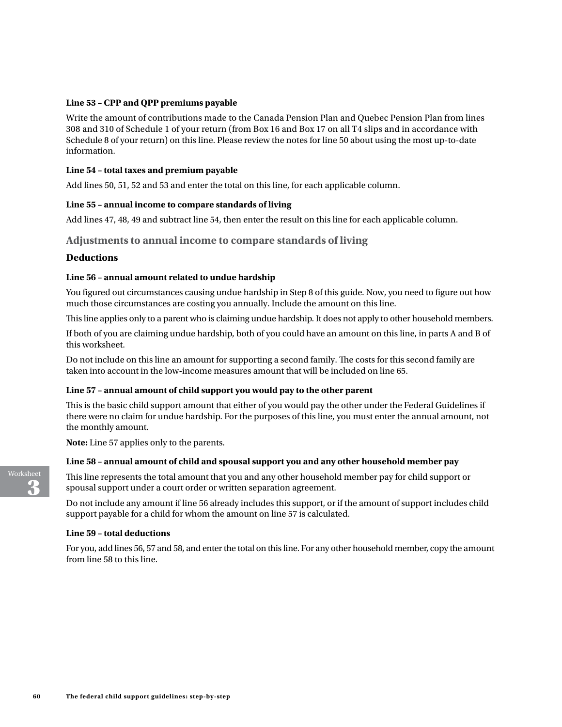**Line 53 – CPP and QPP premiums payable**

Write the amount of contributions made to the Canada Pension Plan and Quebec Pension Plan from lines 308 and 310 of Schedule 1 of your return (from Box 16 and Box 17 on all T4 slips and in accordance with Schedule 8 of your return) on this line. Please review the notes for line 50 about using the most up-to-date information.

**Line 54 – total taxes and premium payable**

Add lines 50, 51, 52 and 53 and enter the total on this line, for each applicable column.

**Line 55 – annual income to compare standards of living**

Add lines 47, 48, 49 and subtract line 54, then enter the result on this line for each applicable column.

## Adjustments to annual income to compare standards of living

### Deductions

**Line 56 – annual amount related to undue hardship**

You figured out circumstances causing undue hardship in Step 8 of this guide. Now, you need to figure out how much those circumstances are costing you annually. Include the amount on this line.

This line applies only to a parent who is claiming undue hardship. It does not apply to other household members.

If both of you are claiming undue hardship, both of you could have an amount on this line, in parts A and B of this worksheet.

Do not include on this line an amount for supporting a second family. The costs for this second family are taken into account in the low-income measures amount that will be included on line 65.

**Line 57 – annual amount of child support you would pay to the other parent**

This is the basic child support amount that either of you would pay the other under the Federal Guidelines if there were no claim for undue hardship. For the purposes of this line, you must enter the annual amount, not the monthly amount.

**Note:** Line 57 applies only to the parents.

**Line 58 – annual amount of child and spousal support you and any other household member pay**

This line represents the total amount that you and any other household member pay for child support or spousal support under a court order or written separation agreement.

Do not include any amount if line 56 already includes this support, or if the amount of support includes child support payable for a child for whom the amount on line 57 is calculated.

**Line 59 – total deductions**

For you, add lines 56, 57 and 58, and enter the total on this line. For any other household member, copy the amount from line 58 to this line.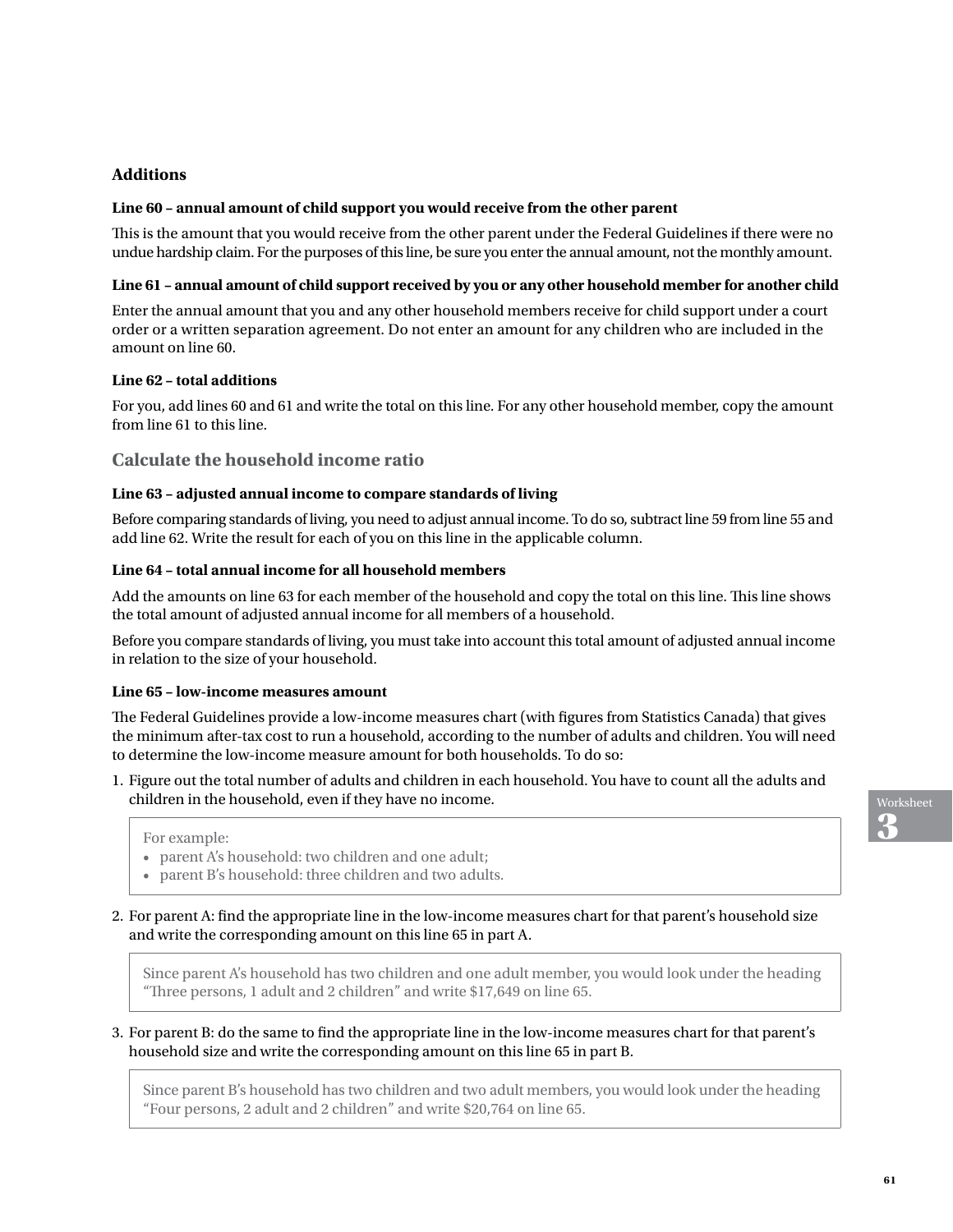### Additions

**Line 60 – annual amount of child support you would receive from the other parent**

This is the amount that you would receive from the other parent under the Federal Guidelines if there were no undue hardship claim. For the purposes of this line, be sure you enter the annual amount, not the monthly amount.

**Line 61 – annual amount of child support received by you or any other household member for another child**

Enter the annual amount that you and any other household members receive for child support under a court order or a written separation agreement. Do not enter an amount for any children who are included in the amount on line 60.

**Line 62 – total additions**

For you, add lines 60 and 61 and write the total on this line. For any other household member, copy the amount from line 61 to this line.

### Calculate the household income ratio

**Line 63 – adjusted annual income to compare standards of living**

Before comparing standards of living, you need to adjust annual income. To do so, subtract line 59 from line 55 and add line 62. Write the result for each of you on this line in the applicable column.

**Line 64 – total annual income for all household members**

Add the amounts on line 63 for each member of the household and copy the total on this line. This line shows the total amount of adjusted annual income for all members of a household.

Before you compare standards of living, you must take into account this total amount of adjusted annual income in relation to the size of your household.

**Line 65 – low-income measures amount**

The Federal Guidelines provide a low-income measures chart (with figures from Statistics Canada) that gives the minimum after-tax cost to run a household, according to the number of adults and children. You will need to determine the low-income measure amount for both households. To do so:

1. Figure out the total number of adults and children in each household. You have to count all the adults and children in the household, even if they have no income.

   > For example:
   > - parent A's household: two children and one adult;
   > - parent B's household: three children and two adults.

2. For parent A: find the appropriate line in the low-income measures chart for that parent's household size and write the corresponding amount on this line 65 in part A.

   > Since parent A's household has two children and one adult member, you would look under the heading "Three persons, 1 adult and 2 children" and write $17,649 on line 65.

3. For parent B: do the same to find the appropriate line in the low-income measures chart for that parent's household size and write the corresponding amount on this line 65 in part B.

   > Since parent B's household has two children and two adult members, you would look under the heading "Four persons, 2 adult and 2 children" and write $20,764 on line 65.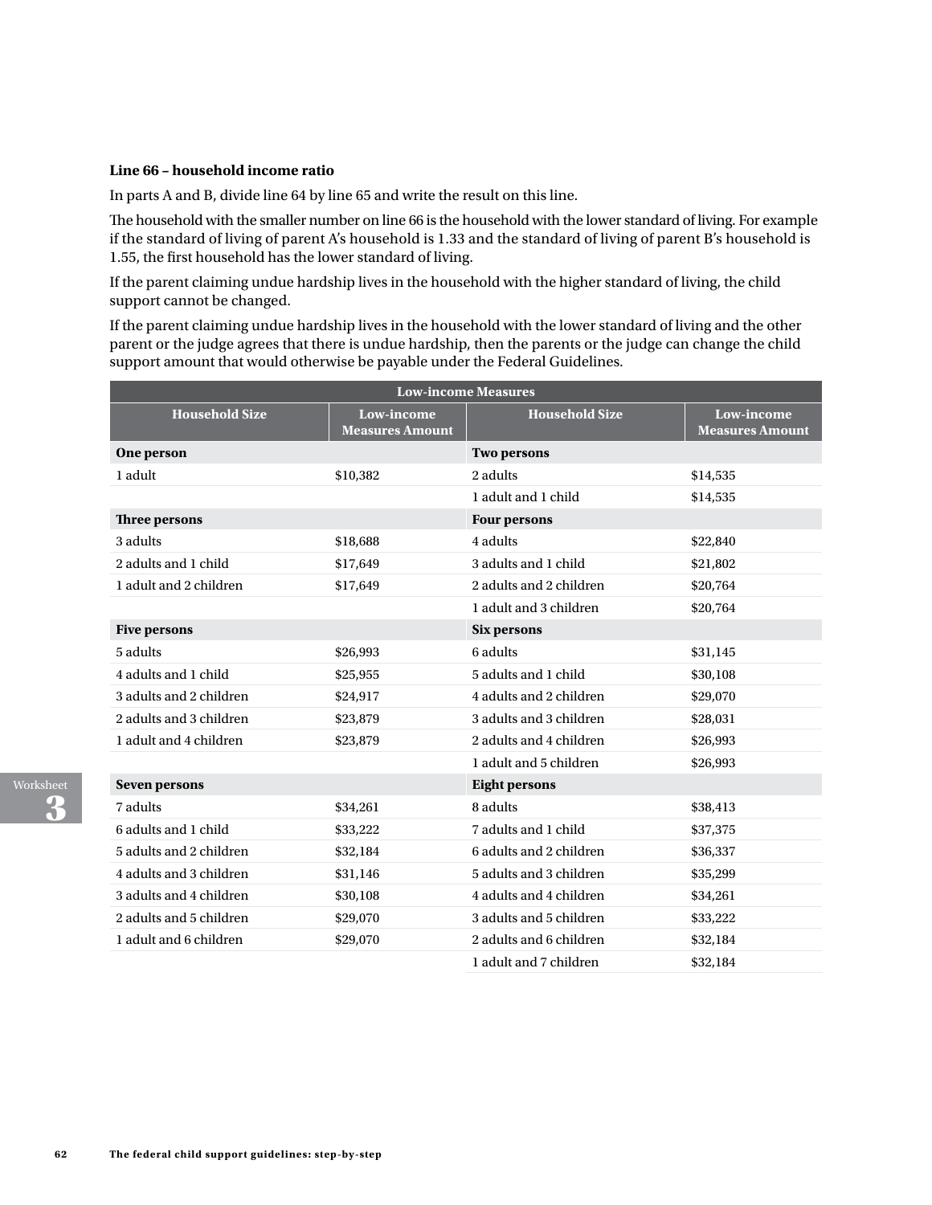**Line 66 – household income ratio**

In parts A and B, divide line 64 by line 65 and write the result on this line.

The household with the smaller number on line 66 is the household with the lower standard of living. For example if the standard of living of parent A's household is 1.33 and the standard of living of parent B's household is 1.55, the first household has the lower standard of living.

If the parent claiming undue hardship lives in the household with the higher standard of living, the child support cannot be changed.

If the parent claiming undue hardship lives in the household with the lower standard of living and the other parent or the judge agrees that there is undue hardship, then the parents or the judge can change the child support amount that would otherwise be payable under the Federal Guidelines.

| Low-income Measures | | | |
|---|---|---|---|
| **Household Size** | **Low-income Measures Amount** | **Household Size** | **Low-income Measures Amount** |
| **One person** | | **Two persons** | |
| 1 adult | $10,382 | 2 adults | $14,535 |
| | | 1 adult and 1 child | $14,535 |
| **Three persons** | | **Four persons** | |
| 3 adults | $18,688 | 4 adults | $22,840 |
| 2 adults and 1 child | $17,649 | 3 adults and 1 child | $21,802 |
| 1 adult and 2 children | $17,649 | 2 adults and 2 children | $20,764 |
| | | 1 adult and 3 children | $20,764 |
| **Five persons** | | **Six persons** | |
| 5 adults | $26,993 | 6 adults | $31,145 |
| 4 adults and 1 child | $25,955 | 5 adults and 1 child | $30,108 |
| 3 adults and 2 children | $24,917 | 4 adults and 2 children | $29,070 |
| 2 adults and 3 children | $23,879 | 3 adults and 3 children | $28,031 |
| 1 adult and 4 children | $23,879 | 2 adults and 4 children | $26,993 |
| | | 1 adult and 5 children | $26,993 |
| **Seven persons** | | **Eight persons** | |
| 7 adults | $34,261 | 8 adults | $38,413 |
| 6 adults and 1 child | $33,222 | 7 adults and 1 child | $37,375 |
| 5 adults and 2 children | $32,184 | 6 adults and 2 children | $36,337 |
| 4 adults and 3 children | $31,146 | 5 adults and 3 children | $35,299 |
| 3 adults and 4 children | $30,108 | 4 adults and 4 children | $34,261 |
| 2 adults and 5 children | $29,070 | 3 adults and 5 children | $33,222 |
| 1 adult and 6 children | $29,070 | 2 adults and 6 children | $32,184 |
| | | 1 adult and 7 children | $32,184 |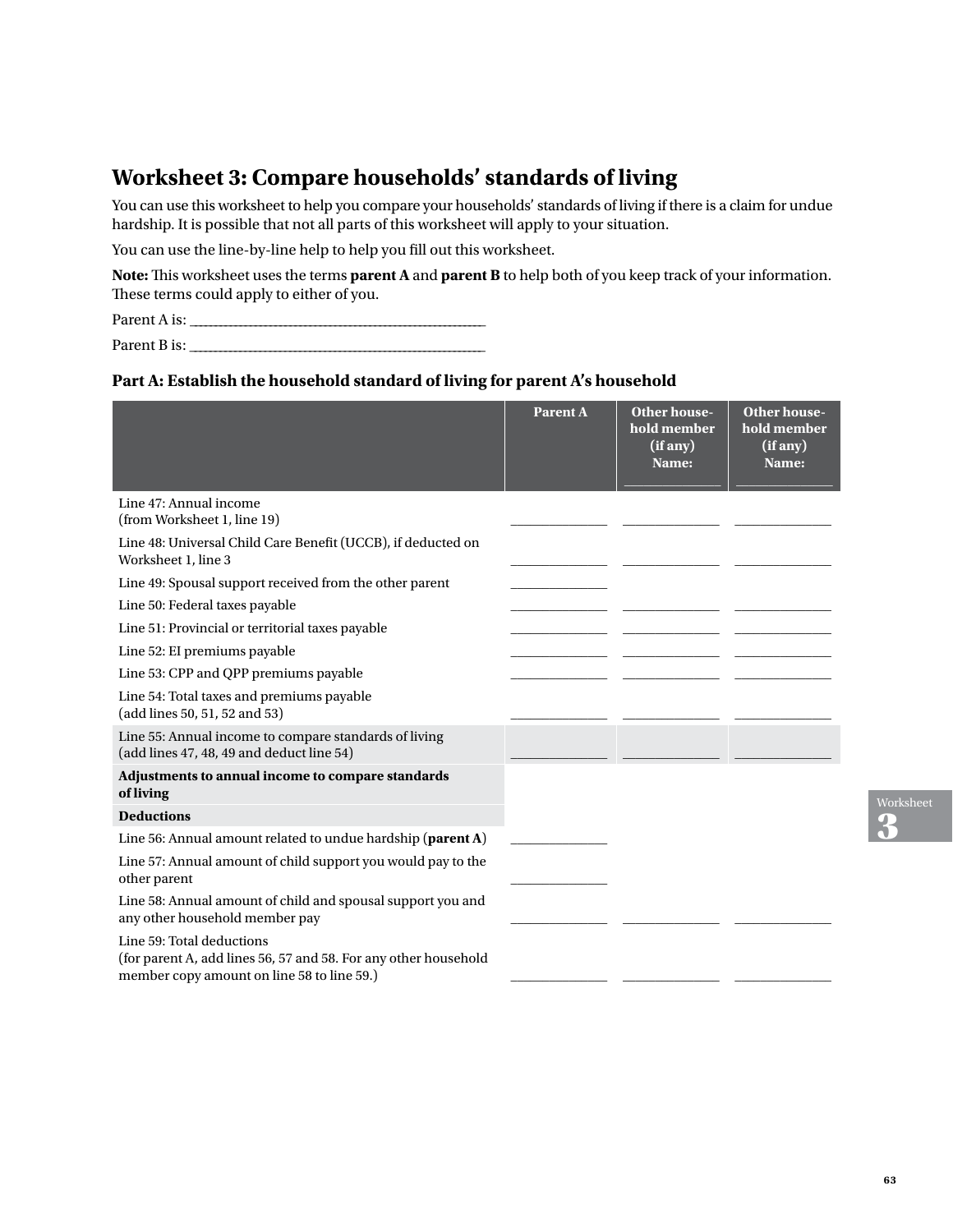## Worksheet 3: Compare households' standards of living

You can use this worksheet to help you compare your households' standards of living if there is a claim for undue hardship. It is possible that not all parts of this worksheet will apply to your situation.

You can use the line-by-line help to help you fill out this worksheet.

**Note:** This worksheet uses the terms **parent A** and **parent B** to help both of you keep track of your information. These terms could apply to either of you.

Parent A is: ___________________________________________

Parent B is: ___________________________________________

### Part A: Establish the household standard of living for parent A's household

| | Parent A | Other household member (if any) Name: ____________ | Other household member (if any) Name: ____________ |
|---|---|---|---|
| Line 47: Annual income (from Worksheet 1, line 19) | ____________ | ____________ | ____________ |
| Line 48: Universal Child Care Benefit (UCCB), if deducted on Worksheet 1, line 3 | ____________ | ____________ | ____________ |
| Line 49: Spousal support received from the other parent | ____________ | | |
| Line 50: Federal taxes payable | ____________ | ____________ | ____________ |
| Line 51: Provincial or territorial taxes payable | ____________ | ____________ | ____________ |
| Line 52: EI premiums payable | ____________ | ____________ | ____________ |
| Line 53: CPP and QPP premiums payable | ____________ | ____________ | ____________ |
| Line 54: Total taxes and premiums payable (add lines 50, 51, 52 and 53) | ____________ | ____________ | ____________ |
| Line 55: Annual income to compare standards of living (add lines 47, 48, 49 and deduct line 54) | ____________ | ____________ | ____________ |
| **Adjustments to annual income to compare standards of living** | | | |
| **Deductions** | | | |
| Line 56: Annual amount related to undue hardship (**parent A**) | ____________ | | |
| Line 57: Annual amount of child support you would pay to the other parent | ____________ | | |
| Line 58: Annual amount of child and spousal support you and any other household member pay | ____________ | ____________ | ____________ |
| Line 59: Total deductions (for parent A, add lines 56, 57 and 58. For any other household member copy amount on line 58 to line 59.) | ____________ | ____________ | ____________ |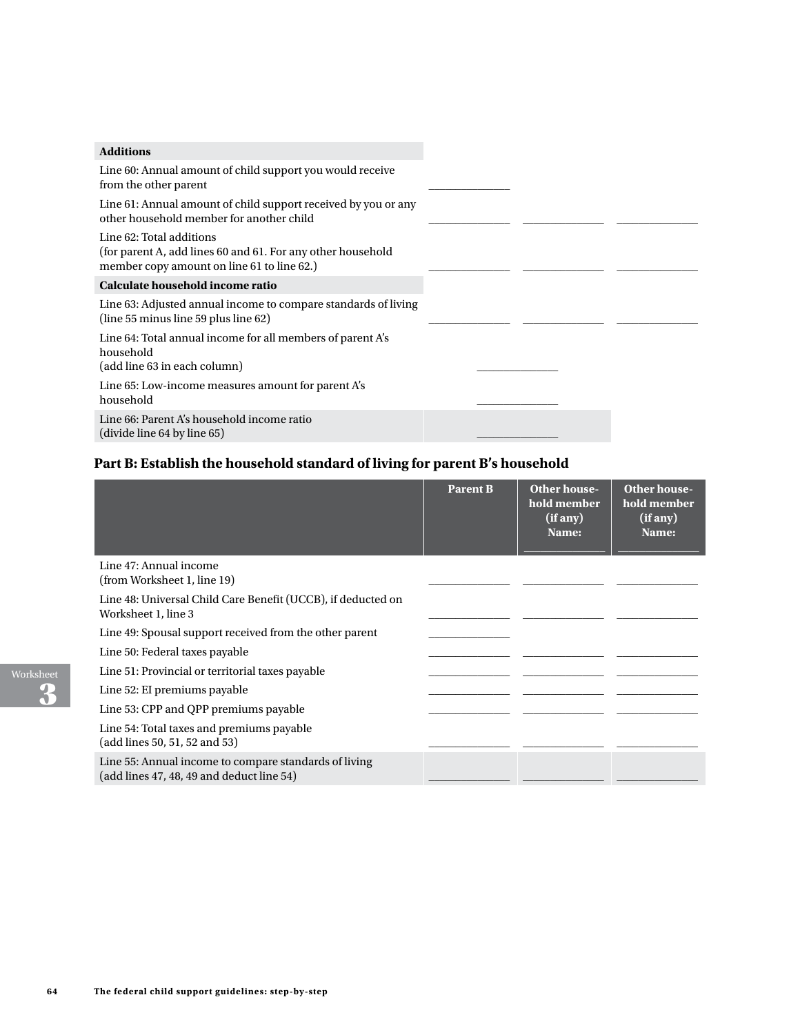| Additions | | | |
|---|---|---|---|
| Line 60: Annual amount of child support you would receive from the other parent | ______ | | |
| Line 61: Annual amount of child support received by you or any other household member for another child | ______ | ______ | ______ |
| Line 62: Total additions (for parent A, add lines 60 and 61. For any other household member copy amount on line 61 to line 62.) | ______ | ______ | ______ |
| **Calculate household income ratio** | | | |
| Line 63: Adjusted annual income to compare standards of living (line 55 minus line 59 plus line 62) | ______ | ______ | ______ |
| Line 64: Total annual income for all members of parent A's household (add line 63 in each column) | ______ | | |
| Line 65: Low-income measures amount for parent A's household | ______ | | |
| Line 66: Parent A's household income ratio (divide line 64 by line 65) | ______ | | |

## Part B: Establish the household standard of living for parent B's household

| | Parent B | Other household member (if any) Name: ______ | Other household member (if any) Name: ______ |
|---|---|---|---|
| Line 47: Annual income (from Worksheet 1, line 19) | ______ | ______ | ______ |
| Line 48: Universal Child Care Benefit (UCCB), if deducted on Worksheet 1, line 3 | ______ | ______ | ______ |
| Line 49: Spousal support received from the other parent | ______ | | |
| Line 50: Federal taxes payable | ______ | ______ | ______ |
| Line 51: Provincial or territorial taxes payable | ______ | ______ | ______ |
| Line 52: EI premiums payable | ______ | ______ | ______ |
| Line 53: CPP and QPP premiums payable | ______ | ______ | ______ |
| Line 54: Total taxes and premiums payable (add lines 50, 51, 52 and 53) | ______ | ______ | ______ |
| Line 55: Annual income to compare standards of living (add lines 47, 48, 49 and deduct line 54) | ______ | ______ | ______ |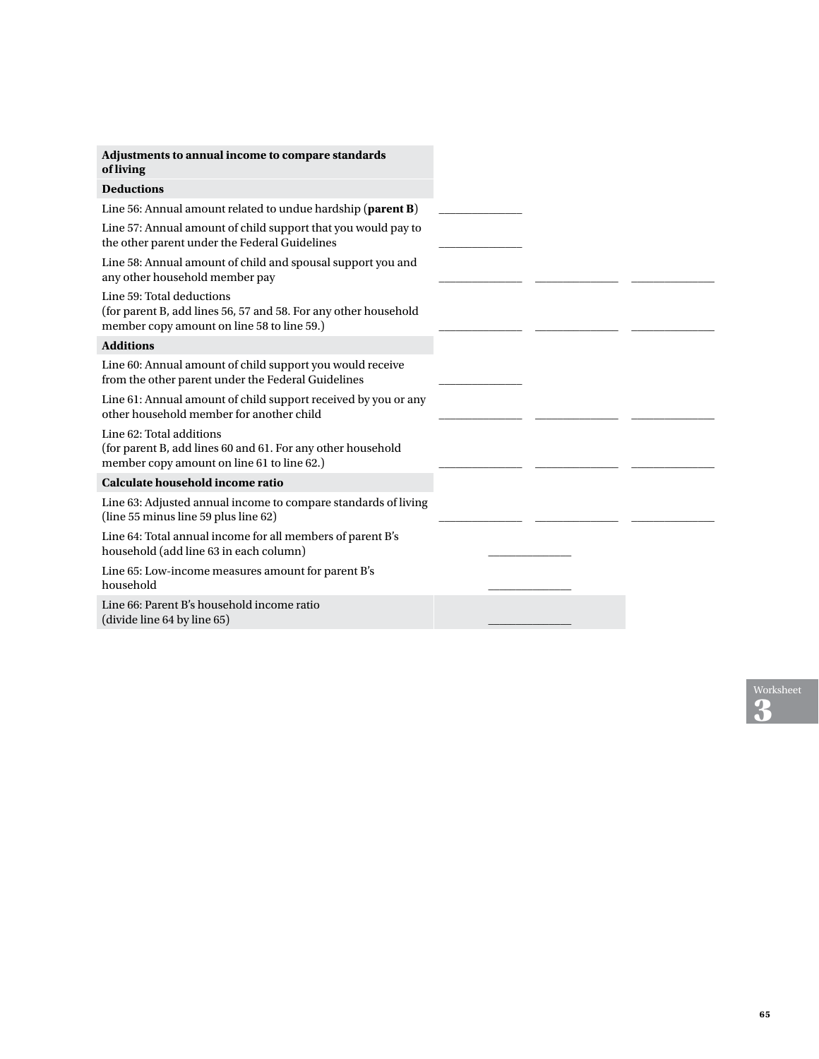| Adjustments to annual income to compare standards of living | | | |
|---|---|---|---|
| **Deductions** | | | |
| Line 56: Annual amount related to undue hardship (**parent B**) | ______ | | |
| Line 57: Annual amount of child support that you would pay to the other parent under the Federal Guidelines | ______ | | |
| Line 58: Annual amount of child and spousal support you and any other household member pay | ______ | ______ | ______ |
| Line 59: Total deductions (for parent B, add lines 56, 57 and 58. For any other household member copy amount on line 58 to line 59.) | ______ | ______ | ______ |
| **Additions** | | | |
| Line 60: Annual amount of child support you would receive from the other parent under the Federal Guidelines | ______ | | |
| Line 61: Annual amount of child support received by you or any other household member for another child | ______ | ______ | ______ |
| Line 62: Total additions (for parent B, add lines 60 and 61. For any other household member copy amount on line 61 to line 62.) | ______ | ______ | ______ |
| **Calculate household income ratio** | | | |
| Line 63: Adjusted annual income to compare standards of living (line 55 minus line 59 plus line 62) | ______ | ______ | ______ |
| Line 64: Total annual income for all members of parent B's household (add line 63 in each column) | ______ | | |
| Line 65: Low-income measures amount for parent B's household | ______ | | |
| Line 66: Parent B's household income ratio (divide line 64 by line 65) | ______ | | |

Worksheet 3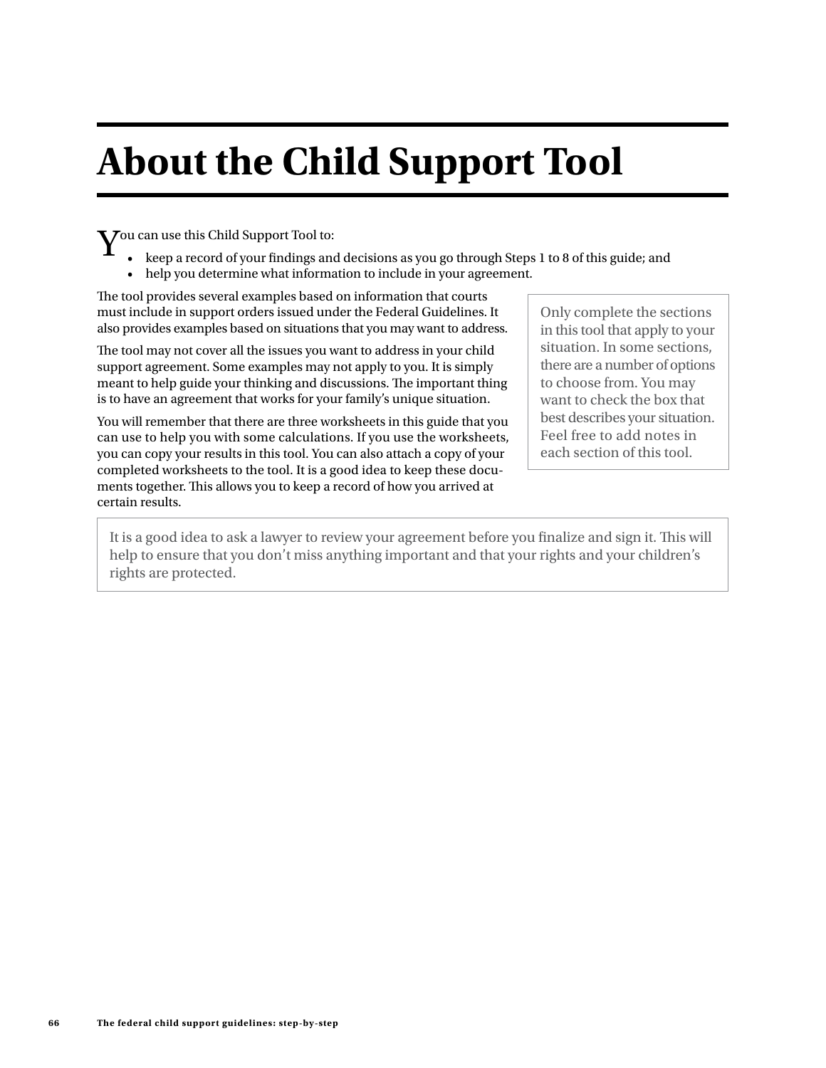# About the Child Support Tool

You can use this Child Support Tool to:

- keep a record of your findings and decisions as you go through Steps 1 to 8 of this guide; and
- help you determine what information to include in your agreement.

The tool provides several examples based on information that courts must include in support orders issued under the Federal Guidelines. It also provides examples based on situations that you may want to address.

The tool may not cover all the issues you want to address in your child support agreement. Some examples may not apply to you. It is simply meant to help guide your thinking and discussions. The important thing is to have an agreement that works for your family's unique situation.

You will remember that there are three worksheets in this guide that you can use to help you with some calculations. If you use the worksheets, you can copy your results in this tool. You can also attach a copy of your completed worksheets to the tool. It is a good idea to keep these documents together. This allows you to keep a record of how you arrived at certain results.

> Only complete the sections in this tool that apply to your situation. In some sections, there are a number of options to choose from. You may want to check the box that best describes your situation. Feel free to add notes in each section of this tool.

> It is a good idea to ask a lawyer to review your agreement before you finalize and sign it. This will help to ensure that you don't miss anything important and that your rights and your children's rights are protected.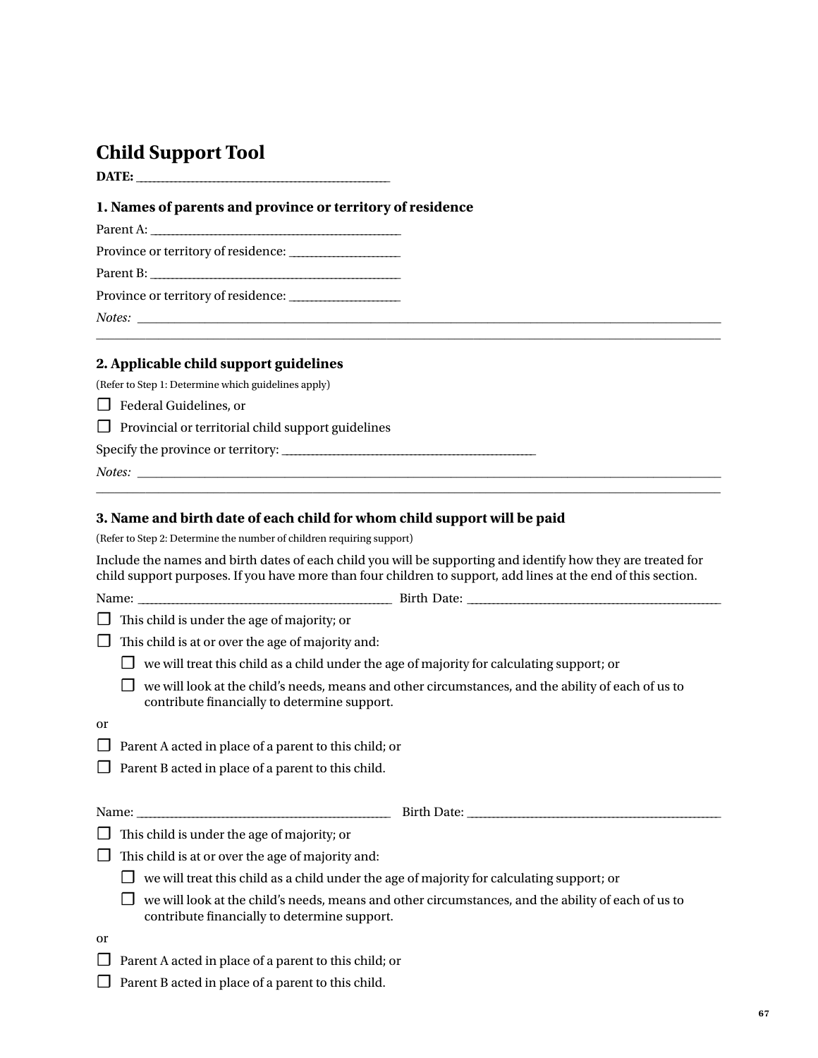# Child Support Tool

**DATE:** ______________________________

## 1. Names of parents and province or territory of residence

Parent A: ______________________________

Province or territory of residence: ______________

Parent B: ______________________________

Province or territory of residence: ______________

*Notes:* ______________________________________________________________________________

______________________________________________________________________________________

## 2. Applicable child support guidelines

(Refer to Step 1: Determine which guidelines apply)

☐ Federal Guidelines, or

☐ Provincial or territorial child support guidelines

Specify the province or territory: ______________________________

*Notes:* ______________________________________________________________________________

______________________________________________________________________________________

## 3. Name and birth date of each child for whom child support will be paid

(Refer to Step 2: Determine the number of children requiring support)

Include the names and birth dates of each child you will be supporting and identify how they are treated for child support purposes. If you have more than four children to support, add lines at the end of this section.

Name: ______________________________ Birth Date: ______________________________

☐ This child is under the age of majority; or

☐ This child is at or over the age of majority and:

- ☐ we will treat this child as a child under the age of majority for calculating support; or
- ☐ we will look at the child's needs, means and other circumstances, and the ability of each of us to contribute financially to determine support.

or

☐ Parent A acted in place of a parent to this child; or

☐ Parent B acted in place of a parent to this child.

Name: ______________________________ Birth Date: ______________________________

☐ This child is under the age of majority; or

☐ This child is at or over the age of majority and:

- ☐ we will treat this child as a child under the age of majority for calculating support; or
- ☐ we will look at the child's needs, means and other circumstances, and the ability of each of us to contribute financially to determine support.

or

☐ Parent A acted in place of a parent to this child; or

☐ Parent B acted in place of a parent to this child.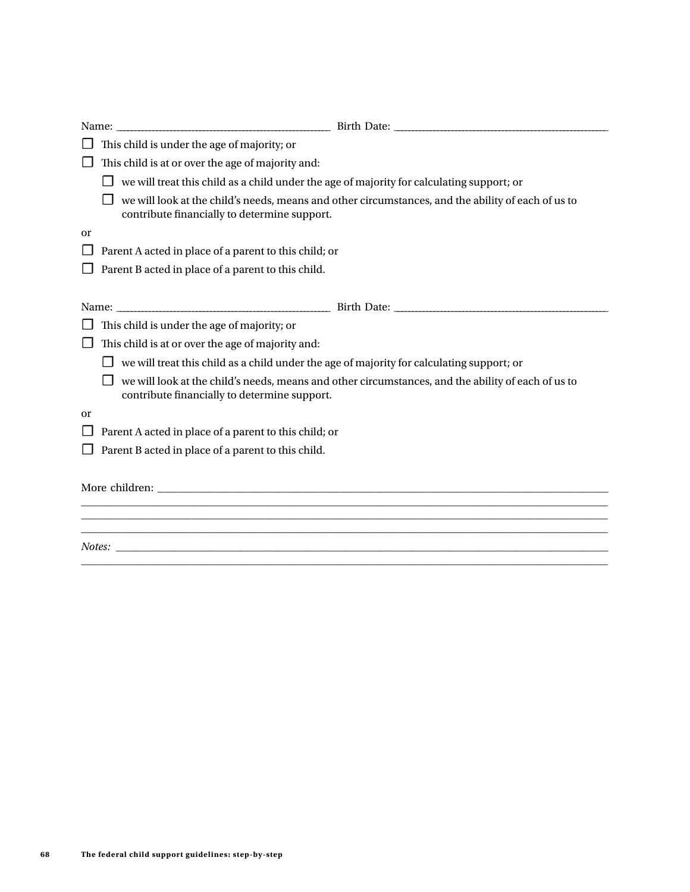Name: ______________________________ Birth Date: ______________________________

- ☐ This child is under the age of majority; or
- ☐ This child is at or over the age of majority and:
  - ☐ we will treat this child as a child under the age of majority for calculating support; or
  - ☐ we will look at the child's needs, means and other circumstances, and the ability of each of us to contribute financially to determine support.

or

- ☐ Parent A acted in place of a parent to this child; or
- ☐ Parent B acted in place of a parent to this child.

Name: ______________________________ Birth Date: ______________________________

- ☐ This child is under the age of majority; or
- ☐ This child is at or over the age of majority and:
  - ☐ we will treat this child as a child under the age of majority for calculating support; or
  - ☐ we will look at the child's needs, means and other circumstances, and the ability of each of us to contribute financially to determine support.

or

- ☐ Parent A acted in place of a parent to this child; or
- ☐ Parent B acted in place of a parent to this child.

More children: ______________________________________________________________________
______________________________________________________________________________________
______________________________________________________________________________________
______________________________________________________________________________________

*Notes:* ____________________________________________________________________________
______________________________________________________________________________________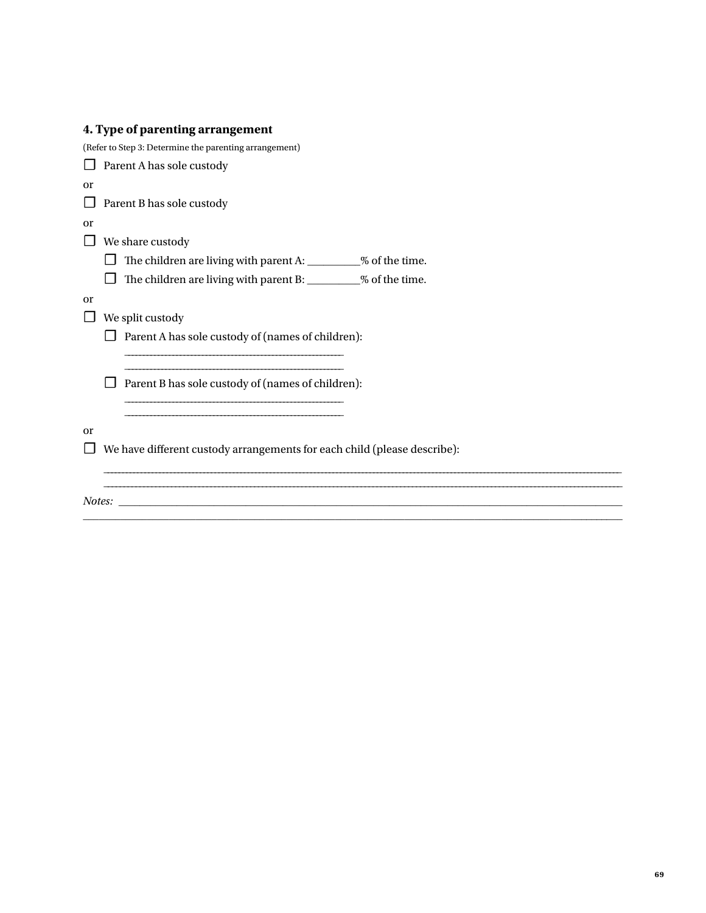### 4. Type of parenting arrangement

(Refer to Step 3: Determine the parenting arrangement)

☐ Parent A has sole custody

or

☐ Parent B has sole custody

or

☐ We share custody

- ☐ The children are living with parent A: __________% of the time.
- ☐ The children are living with parent B: __________% of the time.

or

☐ We split custody

- ☐ Parent A has sole custody of (names of children):

  ____________________________________________

  ____________________________________________

- ☐ Parent B has sole custody of (names of children):

  ____________________________________________

  ____________________________________________

or

☐ We have different custody arrangements for each child (please describe):

____________________________________________________________________________________________________

____________________________________________________________________________________________________

*Notes:* ____________________________________________________________________________________________

____________________________________________________________________________________________________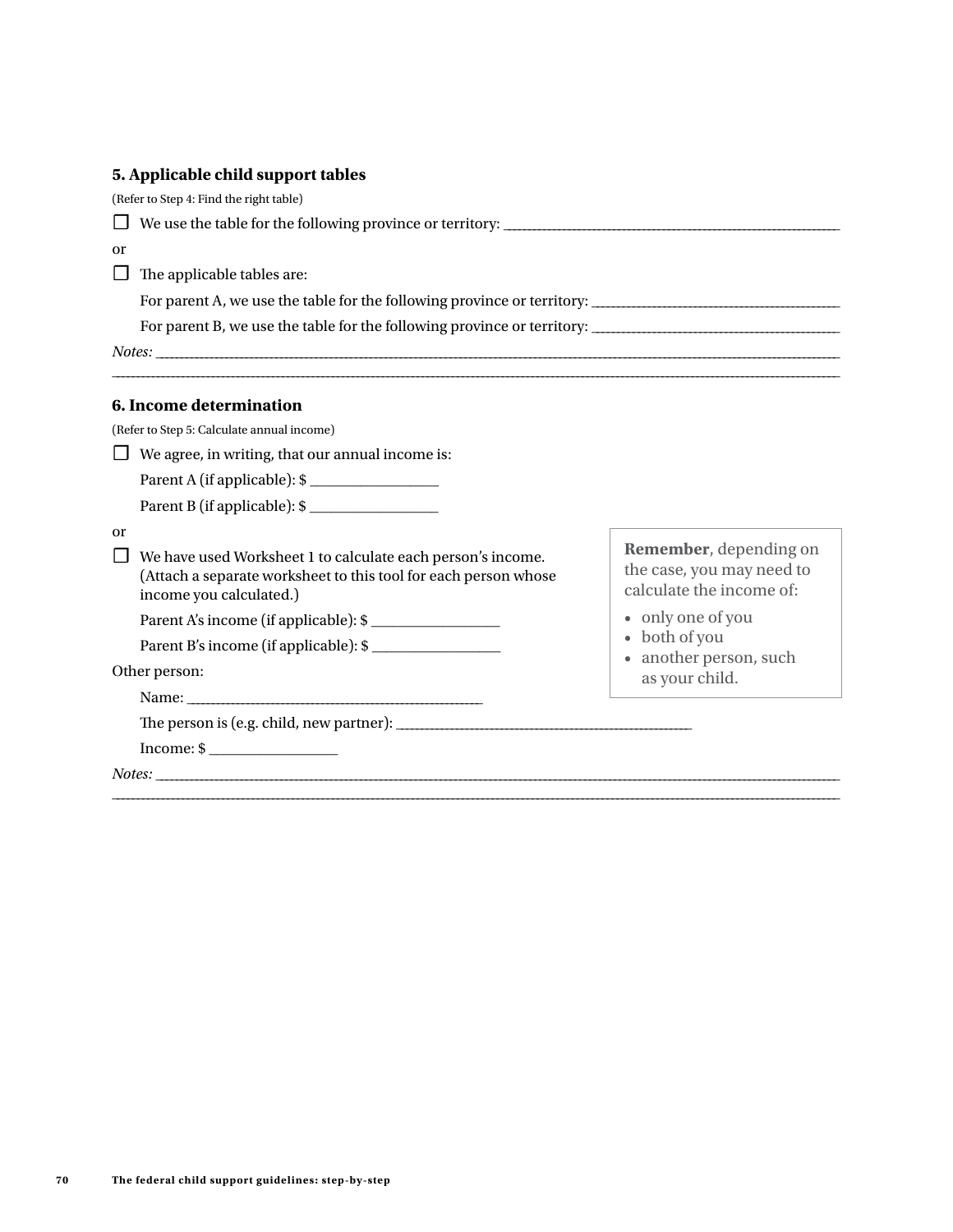### 5. Applicable child support tables

(Refer to Step 4: Find the right table)

☐ We use the table for the following province or territory: ______________________________

or

☐ The applicable tables are:

For parent A, we use the table for the following province or territory: ______________________________

For parent B, we use the table for the following province or territory: ______________________________

*Notes:* ______________________________________________________________________________

______________________________________________________________________________

### 6. Income determination

(Refer to Step 5: Calculate annual income)

☐ We agree, in writing, that our annual income is:

Parent A (if applicable): $ ______________

Parent B (if applicable): $ ______________

or

☐ We have used Worksheet 1 to calculate each person's income. (Attach a separate worksheet to this tool for each person whose income you calculated.)

Parent A's income (if applicable): $ ______________

Parent B's income (if applicable): $ ______________

Other person:

Name: ______________________________

The person is (e.g. child, new partner): ______________________________

Income: $ ______________

*Notes:* ______________________________________________________________________________

______________________________________________________________________________

> **Remember**, depending on the case, you may need to calculate the income of:
>
> - only one of you
> - both of you
> - another person, such as your child.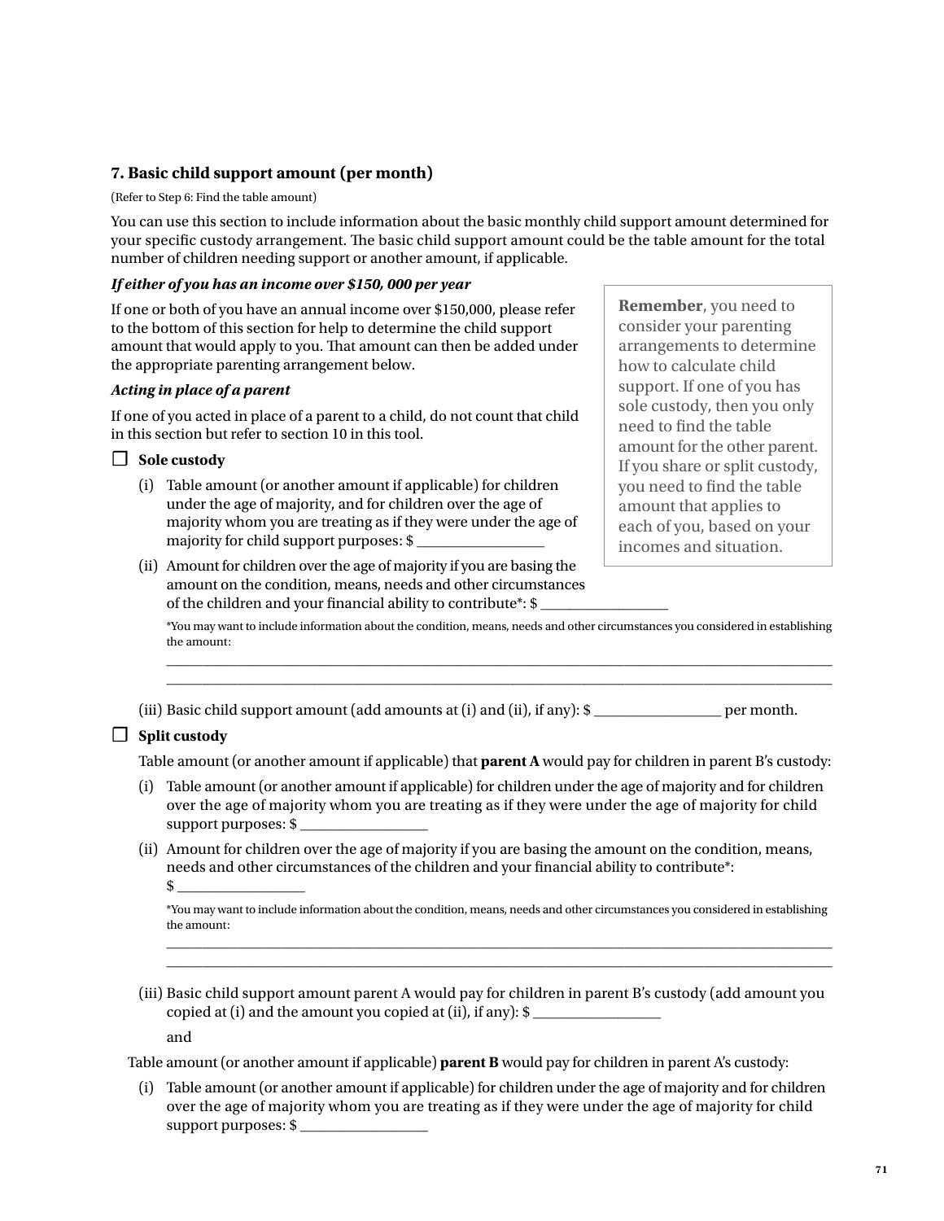## 7. Basic child support amount (per month)

(Refer to Step 6: Find the table amount)

You can use this section to include information about the basic monthly child support amount determined for your specific custody arrangement. The basic child support amount could be the table amount for the total number of children needing support or another amount, if applicable.

> **Remember**, you need to consider your parenting arrangements to determine how to calculate child support. If one of you has sole custody, then you only need to find the table amount for the other parent. If you share or split custody, you need to find the table amount that applies to each of you, based on your incomes and situation.

***If either of you has an income over $150, 000 per year***

If one or both of you have an annual income over $150,000, please refer to the bottom of this section for help to determine the child support amount that would apply to you. That amount can then be added under the appropriate parenting arrangement below.

***Acting in place of a parent***

If one of you acted in place of a parent to a child, do not count that child in this section but refer to section 10 in this tool.

☐ **Sole custody**

(i) Table amount (or another amount if applicable) for children under the age of majority, and for children over the age of majority whom you are treating as if they were under the age of majority for child support purposes: $ ___________________

(ii) Amount for children over the age of majority if you are basing the amount on the condition, means, needs and other circumstances of the children and your financial ability to contribute*: $ ___________________

*You may want to include information about the condition, means, needs and other circumstances you considered in establishing the amount:

_______________________________________________________________________________

_______________________________________________________________________________

(iii) Basic child support amount (add amounts at (i) and (ii), if any): $ ___________________ per month.

☐ **Split custody**

Table amount (or another amount if applicable) that **parent A** would pay for children in parent B's custody:

(i) Table amount (or another amount if applicable) for children under the age of majority and for children over the age of majority whom you are treating as if they were under the age of majority for child support purposes: $ ___________________

(ii) Amount for children over the age of majority if you are basing the amount on the condition, means, needs and other circumstances of the children and your financial ability to contribute*: $ ___________________

*You may want to include information about the condition, means, needs and other circumstances you considered in establishing the amount:

_______________________________________________________________________________

_______________________________________________________________________________

(iii) Basic child support amount parent A would pay for children in parent B's custody (add amount you copied at (i) and the amount you copied at (ii), if any): $ ___________________

and

Table amount (or another amount if applicable) **parent B** would pay for children in parent A's custody:

(i) Table amount (or another amount if applicable) for children under the age of majority and for children over the age of majority whom you are treating as if they were under the age of majority for child support purposes: $ ___________________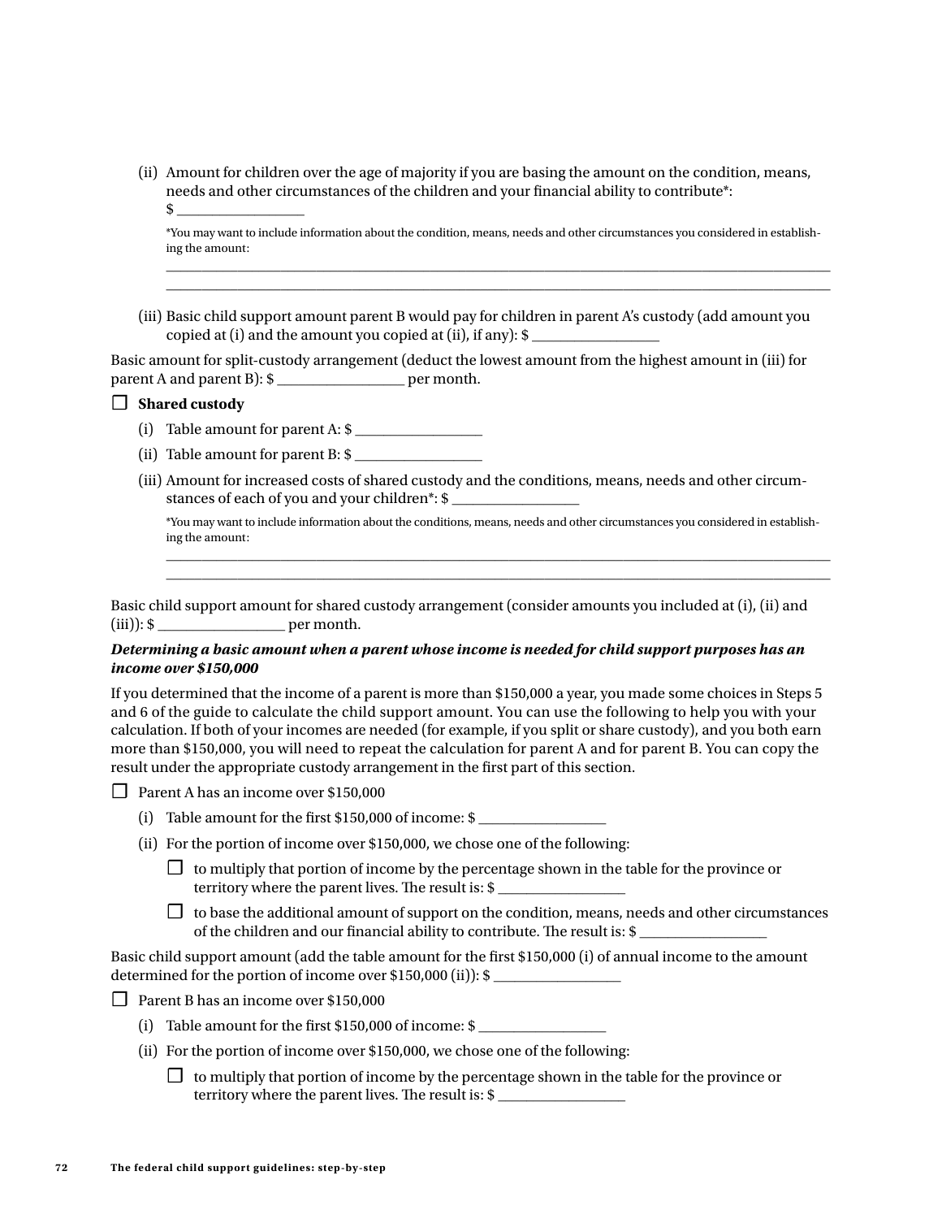(ii) Amount for children over the age of majority if you are basing the amount on the condition, means, needs and other circumstances of the children and your financial ability to contribute*: $ ________________

*You may want to include information about the condition, means, needs and other circumstances you considered in establishing the amount:

______________________________________________________________________________

______________________________________________________________________________

(iii) Basic child support amount parent B would pay for children in parent A's custody (add amount you copied at (i) and the amount you copied at (ii), if any): $ ________________

Basic amount for split-custody arrangement (deduct the lowest amount from the highest amount in (iii) for parent A and parent B): $ ________________ per month.

☐ **Shared custody**

(i) Table amount for parent A: $ ________________

(ii) Table amount for parent B: $ ________________

(iii) Amount for increased costs of shared custody and the conditions, means, needs and other circumstances of each of you and your children*: $ ________________

*You may want to include information about the conditions, means, needs and other circumstances you considered in establishing the amount:

______________________________________________________________________________

______________________________________________________________________________

Basic child support amount for shared custody arrangement (consider amounts you included at (i), (ii) and (iii)): $ ________________ per month.

***Determining a basic amount when a parent whose income is needed for child support purposes has an income over $150,000***

If you determined that the income of a parent is more than $150,000 a year, you made some choices in Steps 5 and 6 of the guide to calculate the child support amount. You can use the following to help you with your calculation. If both of your incomes are needed (for example, if you split or share custody), and you both earn more than $150,000, you will need to repeat the calculation for parent A and for parent B. You can copy the result under the appropriate custody arrangement in the first part of this section.

☐ Parent A has an income over $150,000

(i) Table amount for the first $150,000 of income: $ ________________

(ii) For the portion of income over $150,000, we chose one of the following:

☐ to multiply that portion of income by the percentage shown in the table for the province or territory where the parent lives. The result is: $ ________________

☐ to base the additional amount of support on the condition, means, needs and other circumstances of the children and our financial ability to contribute. The result is: $ ________________

Basic child support amount (add the table amount for the first $150,000 (i) of annual income to the amount determined for the portion of income over $150,000 (ii)): $ ________________

☐ Parent B has an income over $150,000

(i) Table amount for the first $150,000 of income: $ ________________

(ii) For the portion of income over $150,000, we chose one of the following:

☐ to multiply that portion of income by the percentage shown in the table for the province or territory where the parent lives. The result is: $ ________________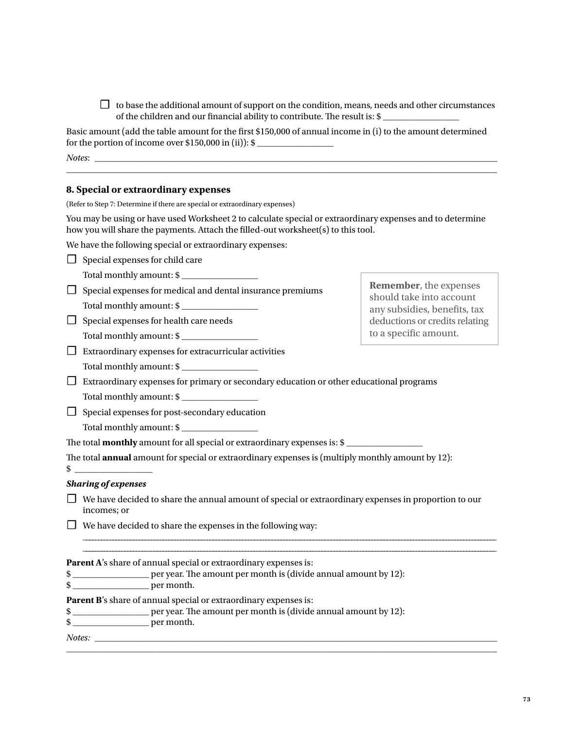☐ to base the additional amount of support on the condition, means, needs and other circumstances of the children and our financial ability to contribute. The result is: $ ________________

Basic amount (add the table amount for the first $150,000 of annual income in (i) to the amount determined for the portion of income over $150,000 in (ii)): $ ________________

*Notes*: ____________________________________________________________________________________________
____________________________________________________________________________________________

### 8. Special or extraordinary expenses

(Refer to Step 7: Determine if there are special or extraordinary expenses)

You may be using or have used Worksheet 2 to calculate special or extraordinary expenses and to determine how you will share the payments. Attach the filled-out worksheet(s) to this tool.

We have the following special or extraordinary expenses:

☐ Special expenses for child care

Total monthly amount: $ ________________

☐ Special expenses for medical and dental insurance premiums

Total monthly amount: $ ________________

☐ Special expenses for health care needs

Total monthly amount: $ ________________

☐ Extraordinary expenses for extracurricular activities

Total monthly amount: $ ________________

☐ Extraordinary expenses for primary or secondary education or other educational programs

Total monthly amount: $ ________________

☐ Special expenses for post-secondary education

Total monthly amount: $ ________________

> **Remember**, the expenses should take into account any subsidies, benefits, tax deductions or credits relating to a specific amount.

The total **monthly** amount for all special or extraordinary expenses is: $ ________________

The total **annual** amount for special or extraordinary expenses is (multiply monthly amount by 12): $ ________________

***Sharing of expenses***

☐ We have decided to share the annual amount of special or extraordinary expenses in proportion to our incomes; or

☐ We have decided to share the expenses in the following way:

____________________________________________________________________________________________
____________________________________________________________________________________________

**Parent A**'s share of annual special or extraordinary expenses is:
$ ________________ per year. The amount per month is (divide annual amount by 12):
$ ________________ per month.

**Parent B**'s share of annual special or extraordinary expenses is:
$ ________________ per year. The amount per month is (divide annual amount by 12):
$ ________________ per month.

*Notes:* ____________________________________________________________________________________________
____________________________________________________________________________________________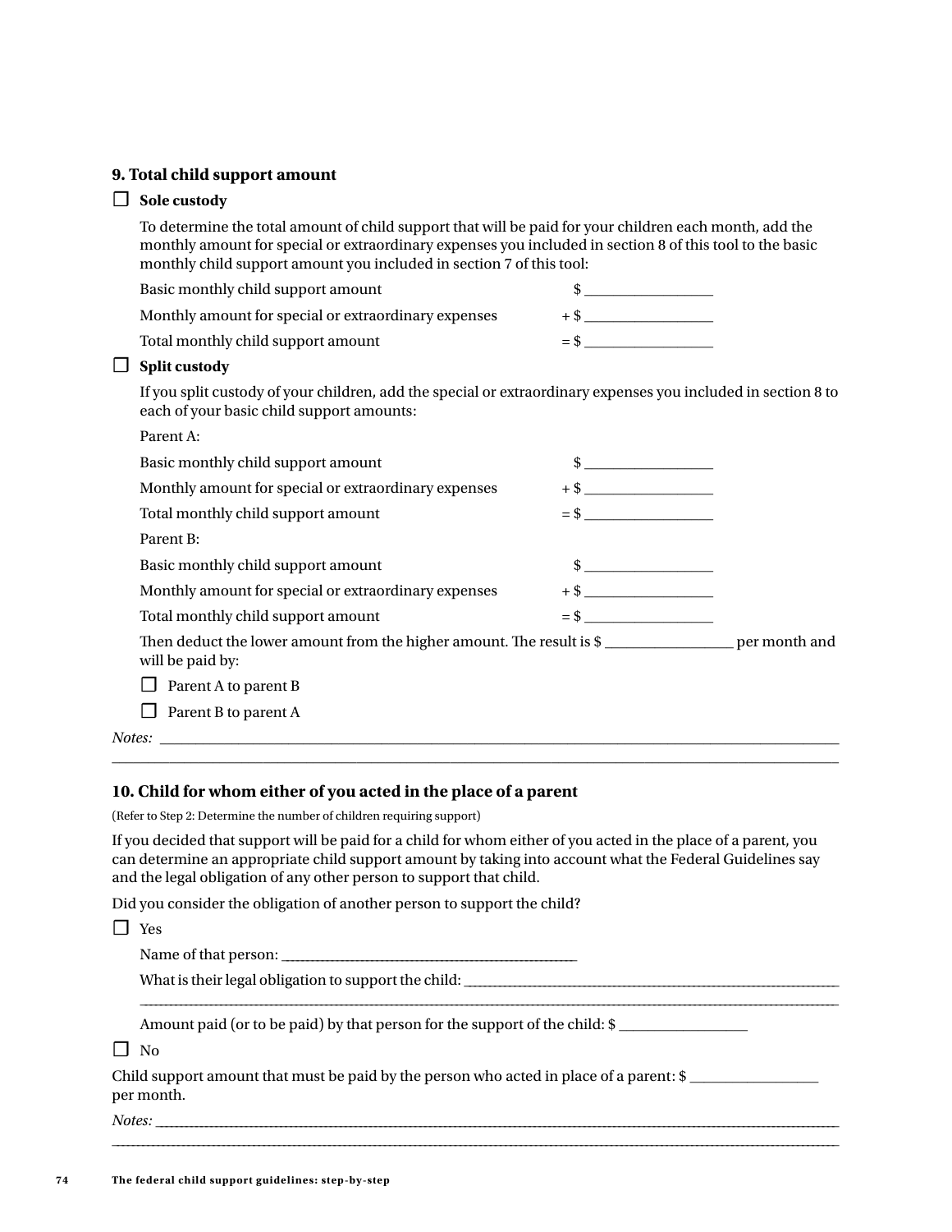### 9. Total child support amount

☐ **Sole custody**

To determine the total amount of child support that will be paid for your children each month, add the monthly amount for special or extraordinary expenses you included in section 8 of this tool to the basic monthly child support amount you included in section 7 of this tool:

Basic monthly child support amount $ ____________________

Monthly amount for special or extraordinary expenses + $ ____________________

Total monthly child support amount = $ ____________________

☐ **Split custody**

If you split custody of your children, add the special or extraordinary expenses you included in section 8 to each of your basic child support amounts:

Parent A:

Basic monthly child support amount $ ____________________

Monthly amount for special or extraordinary expenses + $ ____________________

Total monthly child support amount = $ ____________________

Parent B:

Basic monthly child support amount $ ____________________

Monthly amount for special or extraordinary expenses + $ ____________________

Total monthly child support amount = $ ____________________

Then deduct the lower amount from the higher amount. The result is $ ____________________ per month and will be paid by:

☐ Parent A to parent B

☐ Parent B to parent A

*Notes:* ____________________________________________________________________________________________

### 10. Child for whom either of you acted in the place of a parent

(Refer to Step 2: Determine the number of children requiring support)

If you decided that support will be paid for a child for whom either of you acted in the place of a parent, you can determine an appropriate child support amount by taking into account what the Federal Guidelines say and the legal obligation of any other person to support that child.

Did you consider the obligation of another person to support the child?

☐ Yes

Name of that person: ________________________________________

What is their legal obligation to support the child: ____________________________________________________________

Amount paid (or to be paid) by that person for the support of the child: $ ____________________

☐ No

Child support amount that must be paid by the person who acted in place of a parent: $ ____________________ per month.

*Notes:* ____________________________________________________________________________________________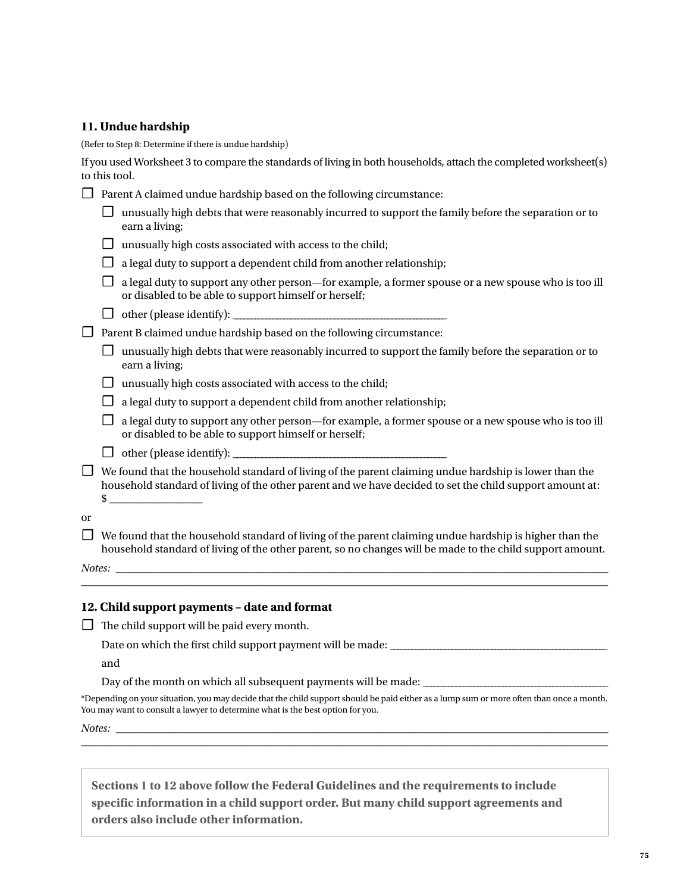### 11. Undue hardship

(Refer to Step 8: Determine if there is undue hardship)

If you used Worksheet 3 to compare the standards of living in both households, attach the completed worksheet(s) to this tool.

- ☐ Parent A claimed undue hardship based on the following circumstance:
  - ☐ unusually high debts that were reasonably incurred to support the family before the separation or to earn a living;
  - ☐ unusually high costs associated with access to the child;
  - ☐ a legal duty to support a dependent child from another relationship;
  - ☐ a legal duty to support any other person—for example, a former spouse or a new spouse who is too ill or disabled to be able to support himself or herself;
  - ☐ other (please identify): ______________________________
- ☐ Parent B claimed undue hardship based on the following circumstance:
  - ☐ unusually high debts that were reasonably incurred to support the family before the separation or to earn a living;
  - ☐ unusually high costs associated with access to the child;
  - ☐ a legal duty to support a dependent child from another relationship;
  - ☐ a legal duty to support any other person—for example, a former spouse or a new spouse who is too ill or disabled to be able to support himself or herself;
  - ☐ other (please identify): ______________________________
- ☐ We found that the household standard of living of the parent claiming undue hardship is lower than the household standard of living of the other parent and we have decided to set the child support amount at: $ ____________

or

- ☐ We found that the household standard of living of the parent claiming undue hardship is higher than the household standard of living of the other parent, so no changes will be made to the child support amount.

*Notes:* ______________________________________________________________________

### 12. Child support payments – date and format

☐ The child support will be paid every month.

Date on which the first child support payment will be made: ______________________________

and

Day of the month on which all subsequent payments will be made: ______________________________

*Depending on your situation, you may decide that the child support should be paid either as a lump sum or more often than once a month. You may want to consult a lawyer to determine what is the best option for you.

*Notes:* ______________________________________________________________________

**Sections 1 to 12 above follow the Federal Guidelines and the requirements to include specific information in a child support order. But many child support agreements and orders also include other information.**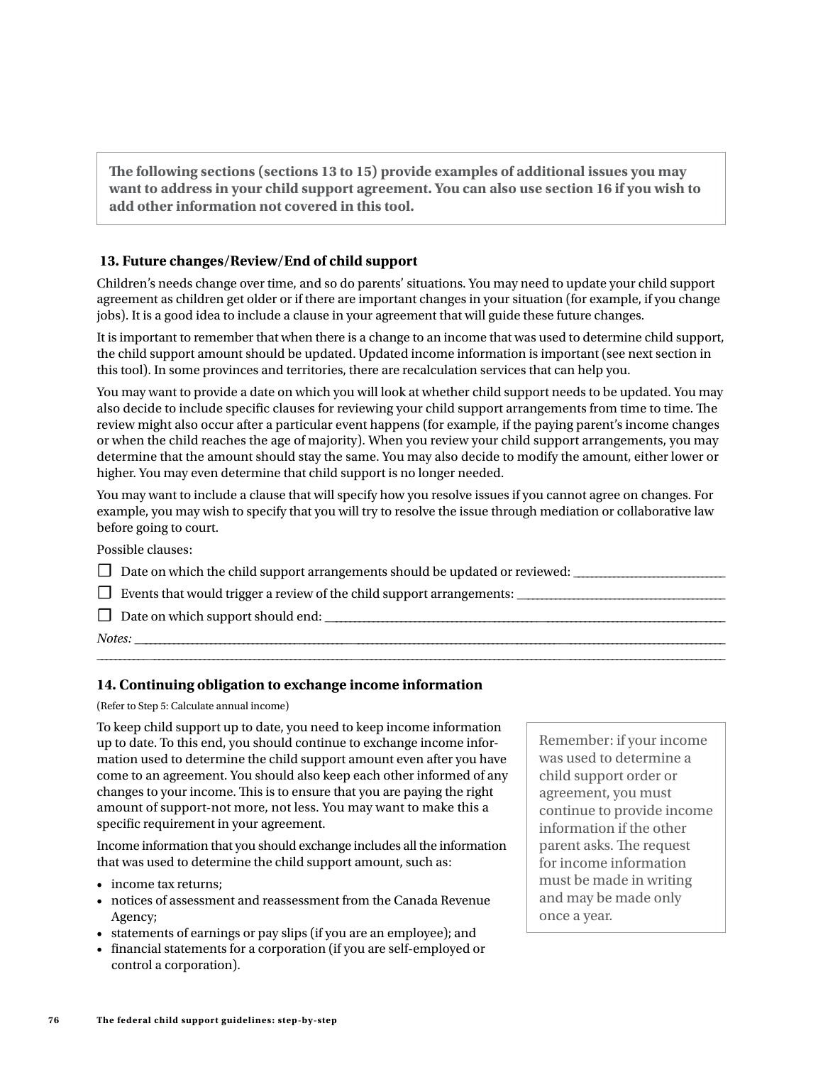**The following sections (sections 13 to 15) provide examples of additional issues you may want to address in your child support agreement. You can also use section 16 if you wish to add other information not covered in this tool.**

## 13. Future changes/Review/End of child support

Children's needs change over time, and so do parents' situations. You may need to update your child support agreement as children get older or if there are important changes in your situation (for example, if you change jobs). It is a good idea to include a clause in your agreement that will guide these future changes.

It is important to remember that when there is a change to an income that was used to determine child support, the child support amount should be updated. Updated income information is important (see next section in this tool). In some provinces and territories, there are recalculation services that can help you.

You may want to provide a date on which you will look at whether child support needs to be updated. You may also decide to include specific clauses for reviewing your child support arrangements from time to time. The review might also occur after a particular event happens (for example, if the paying parent's income changes or when the child reaches the age of majority). When you review your child support arrangements, you may determine that the amount should stay the same. You may also decide to modify the amount, either lower or higher. You may even determine that child support is no longer needed.

You may want to include a clause that will specify how you resolve issues if you cannot agree on changes. For example, you may wish to specify that you will try to resolve the issue through mediation or collaborative law before going to court.

Possible clauses:

- ☐ Date on which the child support arrangements should be updated or reviewed: ____________________
- ☐ Events that would trigger a review of the child support arrangements: ____________________
- ☐ Date on which support should end: ____________________

*Notes:* ____________________

____________________

## 14. Continuing obligation to exchange income information

(Refer to Step 5: Calculate annual income)

To keep child support up to date, you need to keep income information up to date. To this end, you should continue to exchange income information used to determine the child support amount even after you have come to an agreement. You should also keep each other informed of any changes to your income. This is to ensure that you are paying the right amount of support-not more, not less. You may want to make this a specific requirement in your agreement.

Income information that you should exchange includes all the information that was used to determine the child support amount, such as:

- income tax returns;
- notices of assessment and reassessment from the Canada Revenue Agency;
- statements of earnings or pay slips (if you are an employee); and
- financial statements for a corporation (if you are self-employed or control a corporation).

> Remember: if your income was used to determine a child support order or agreement, you must continue to provide income information if the other parent asks. The request for income information must be made in writing and may be made only once a year.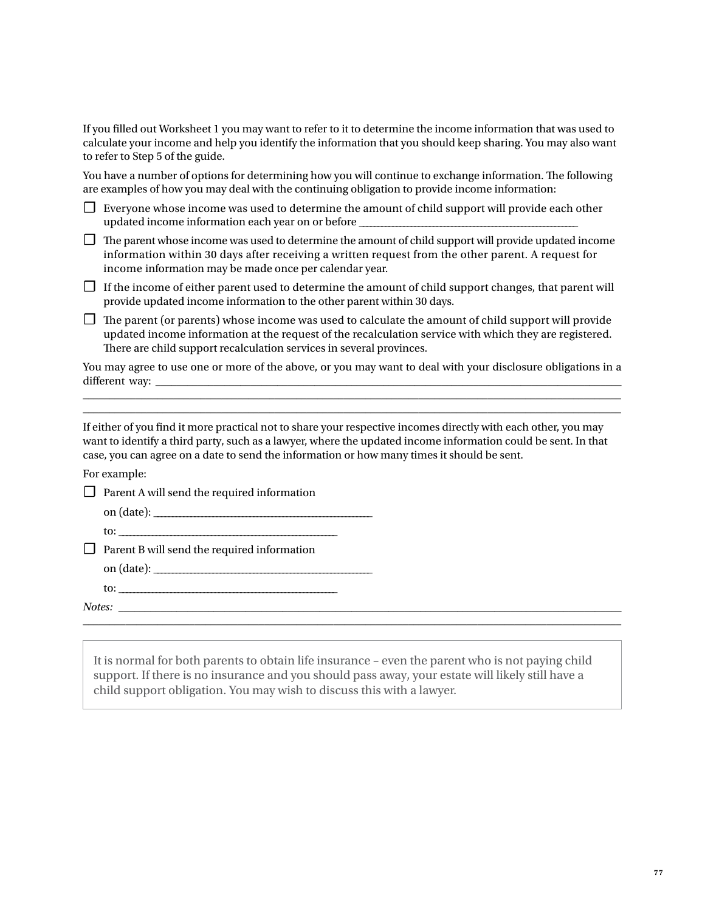If you filled out Worksheet 1 you may want to refer to it to determine the income information that was used to calculate your income and help you identify the information that you should keep sharing. You may also want to refer to Step 5 of the guide.

You have a number of options for determining how you will continue to exchange information. The following are examples of how you may deal with the continuing obligation to provide income information:

- ☐ Everyone whose income was used to determine the amount of child support will provide each other updated income information each year on or before ______________________________
- ☐ The parent whose income was used to determine the amount of child support will provide updated income information within 30 days after receiving a written request from the other parent. A request for income information may be made once per calendar year.
- ☐ If the income of either parent used to determine the amount of child support changes, that parent will provide updated income information to the other parent within 30 days.
- ☐ The parent (or parents) whose income was used to calculate the amount of child support will provide updated income information at the request of the recalculation service with which they are registered. There are child support recalculation services in several provinces.

You may agree to use one or more of the above, or you may want to deal with your disclosure obligations in a different way: ______________________________________________________________________________
______________________________________________________________________________
______________________________________________________________________________

If either of you find it more practical not to share your respective incomes directly with each other, you may want to identify a third party, such as a lawyer, where the updated income information could be sent. In that case, you can agree on a date to send the information or how many times it should be sent.

For example:

- ☐ Parent A will send the required information

  on (date): ______________________________

  to: ______________________________

- ☐ Parent B will send the required information

  on (date): ______________________________

  to: ______________________________

*Notes:* ______________________________________________________________________________
______________________________________________________________________________

> It is normal for both parents to obtain life insurance – even the parent who is not paying child support. If there is no insurance and you should pass away, your estate will likely still have a child support obligation. You may wish to discuss this with a lawyer.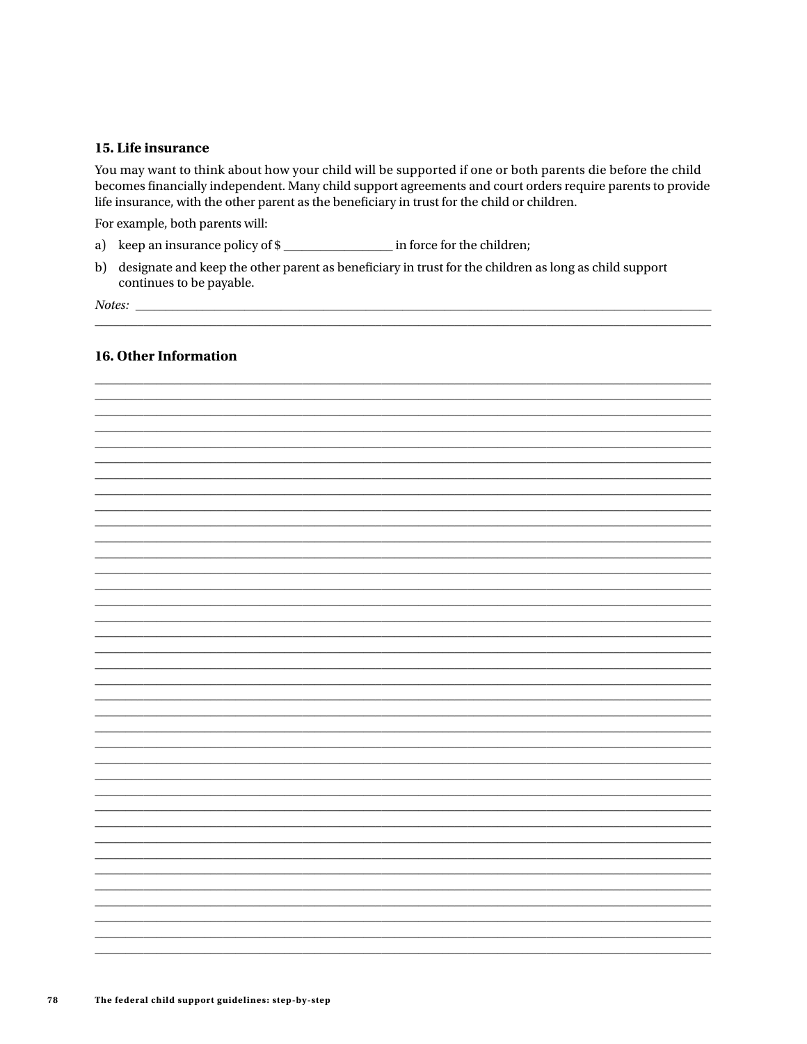### 15. Life insurance

You may want to think about how your child will be supported if one or both parents die before the child becomes financially independent. Many child support agreements and court orders require parents to provide life insurance, with the other parent as the beneficiary in trust for the child or children.

For example, both parents will:

a) keep an insurance policy of $ ____________________ in force for the children;

b) designate and keep the other parent as beneficiary in trust for the children as long as child support continues to be payable.

*Notes:* ________________________________________________________________________________________________
________________________________________________________________________________________________________

### 16. Other Information

________________________________________________________________________________________________________
________________________________________________________________________________________________________
________________________________________________________________________________________________________
________________________________________________________________________________________________________
________________________________________________________________________________________________________
________________________________________________________________________________________________________
________________________________________________________________________________________________________
________________________________________________________________________________________________________
________________________________________________________________________________________________________
________________________________________________________________________________________________________